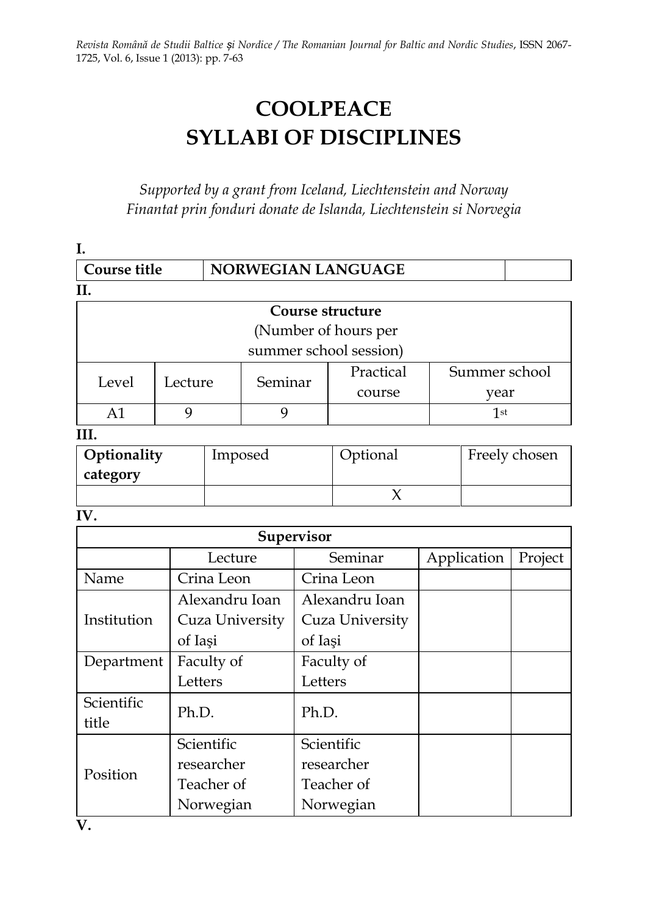# COOLPEACE
# SYLLABI OF DISCIPLINES

*Supported by a grant from Iceland, Liechtenstein and Norway*
*Finantat prin fonduri donate de Islanda, Liechtenstein si Norvegia*

**I.**

| **Course title** | **NORWEGIAN LANGUAGE** | |
|---|---|---|

**II.**

| **Course structure** (Number of hours per summer school session) | | | | |
|---|---|---|---|---|
| Level | Lecture | Seminar | Practical course | Summer school year |
| A1 | 9 | 9 | | 1st |

**III.**

| **Optionality category** | Imposed | Optional | Freely chosen |
|---|---|---|---|
| | | X | |

**IV.**

| **Supervisor** | | | | |
|---|---|---|---|---|
| | Lecture | Seminar | Application | Project |
| Name | Crina Leon | Crina Leon | | |
| Institution | Alexandru Ioan Cuza University of Iaşi | Alexandru Ioan Cuza University of Iaşi | | |
| Department | Faculty of Letters | Faculty of Letters | | |
| Scientific title | Ph.D. | Ph.D. | | |
| Position | Scientific researcher Teacher of Norwegian | Scientific researcher Teacher of Norwegian | | |

**V.**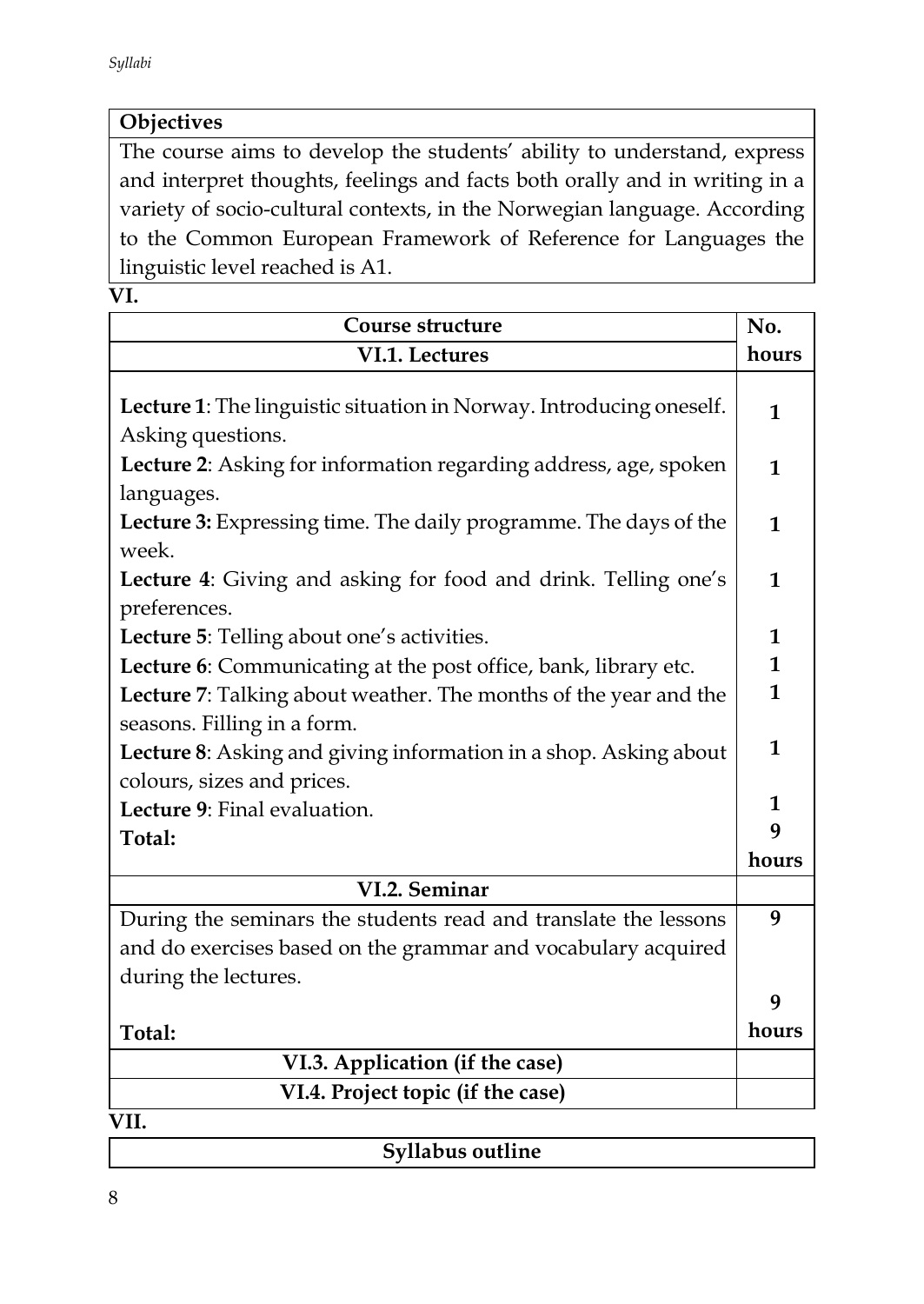| Objectives |
| --- |
| The course aims to develop the students' ability to understand, express and interpret thoughts, feelings and facts both orally and in writing in a variety of socio-cultural contexts, in the Norwegian language. According to the Common European Framework of Reference for Languages the linguistic level reached is A1. |

**VI.**

| Course structure | No. hours |
| --- | --- |
| **VI.1. Lectures** | |
| **Lecture 1**: The linguistic situation in Norway. Introducing oneself. Asking questions. | **1** |
| **Lecture 2**: Asking for information regarding address, age, spoken languages. | **1** |
| **Lecture 3:** Expressing time. The daily programme. The days of the week. | **1** |
| **Lecture 4**: Giving and asking for food and drink. Telling one's preferences. | **1** |
| **Lecture 5**: Telling about one's activities. | **1** |
| **Lecture 6**: Communicating at the post office, bank, library etc. | **1** |
| **Lecture 7**: Talking about weather. The months of the year and the seasons. Filling in a form. | **1** |
| **Lecture 8**: Asking and giving information in a shop. Asking about colours, sizes and prices. | **1** |
| **Lecture 9**: Final evaluation. | **1** |
| **Total:** | **9 hours** |
| **VI.2. Seminar** | |
| During the seminars the students read and translate the lessons and do exercises based on the grammar and vocabulary acquired during the lectures. | **9** |
| **Total:** | **9 hours** |
| **VI.3. Application (if the case)** | |
| **VI.4. Project topic (if the case)** | |

**VII.**

| Syllabus outline |
| --- |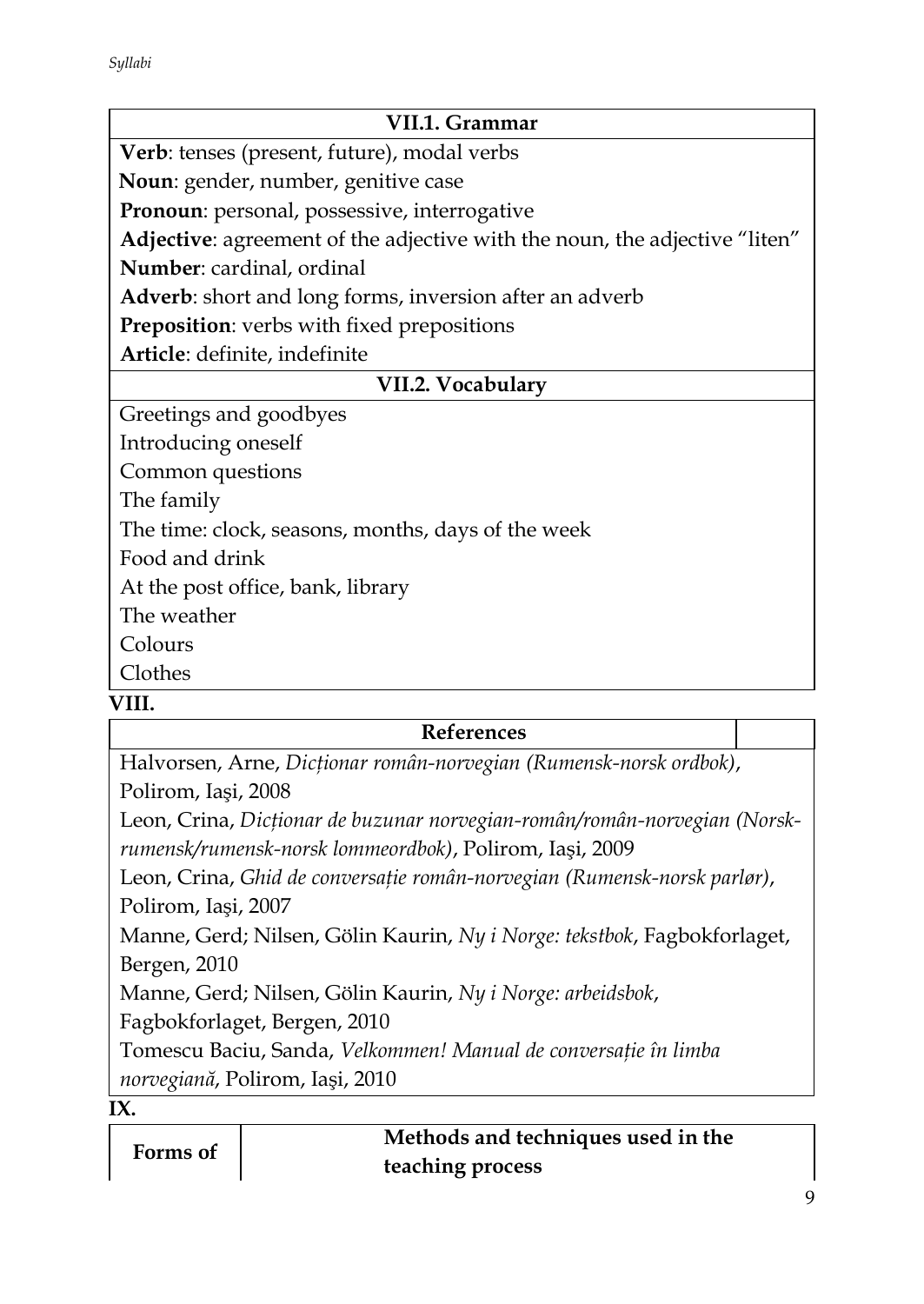| VII.1. Grammar |
|---|
| **Verb**: tenses (present, future), modal verbs |
| **Noun**: gender, number, genitive case |
| **Pronoun**: personal, possessive, interrogative |
| **Adjective**: agreement of the adjective with the noun, the adjective "liten" |
| **Number**: cardinal, ordinal |
| **Adverb**: short and long forms, inversion after an adverb |
| **Preposition**: verbs with fixed prepositions |
| **Article**: definite, indefinite |

| VII.2. Vocabulary |
|---|
| Greetings and goodbyes |
| Introducing oneself |
| Common questions |
| The family |
| The time: clock, seasons, months, days of the week |
| Food and drink |
| At the post office, bank, library |
| The weather |
| Colours |
| Clothes |

**VIII.**

| References | |
|---|---|
| Halvorsen, Arne, *Dicționar român-norvegian (Rumensk-norsk ordbok)*, Polirom, Iaşi, 2008 | |
| Leon, Crina, *Dicționar de buzunar norvegian-român/român-norvegian (Norsk-rumensk/rumensk-norsk lommeordbok)*, Polirom, Iaşi, 2009 | |
| Leon, Crina, *Ghid de conversație român-norvegian (Rumensk-norsk parlør)*, Polirom, Iaşi, 2007 | |
| Manne, Gerd; Nilsen, Gölin Kaurin, *Ny i Norge: tekstbok*, Fagbokforlaget, Bergen, 2010 | |
| Manne, Gerd; Nilsen, Gölin Kaurin, *Ny i Norge: arbeidsbok*, Fagbokforlaget, Bergen, 2010 | |
| Tomescu Baciu, Sanda, *Velkommen! Manual de conversație în limba norvegiană*, Polirom, Iaşi, 2010 | |

**IX.**

| Forms of | Methods and techniques used in the teaching process |
|---|---|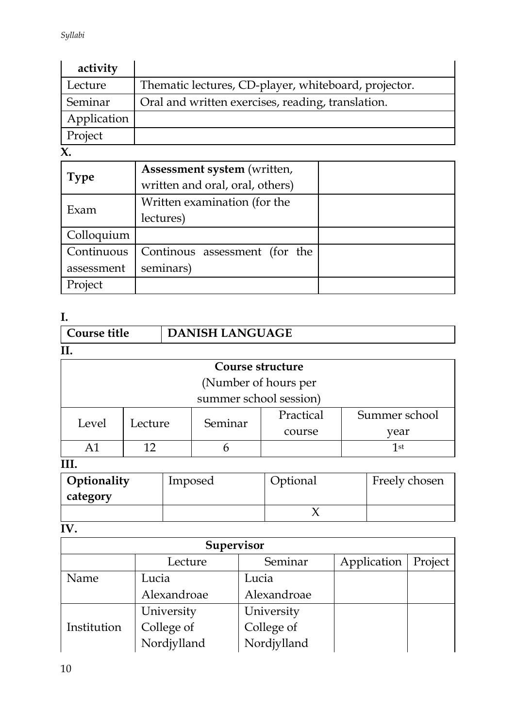| activity | |
|---|---|
| Lecture | Thematic lectures, CD-player, whiteboard, projector. |
| Seminar | Oral and written exercises, reading, translation. |
| Application | |
| Project | |

**X.**

| **Type** | **Assessment system** (written, written and oral, oral, others) | |
|---|---|---|
| Exam | Written examination (for the lectures) | |
| Colloquium | | |
| Continuous assessment | Continous assessment (for the seminars) | |
| Project | | |

**I.**

| **Course title** | **DANISH LANGUAGE** |
|---|---|

**II.**

| **Course structure** (Number of hours per summer school session) | | | | |
|---|---|---|---|---|
| Level | Lecture | Seminar | Practical course | Summer school year |
| A1 | 12 | 6 | | 1st |

**III.**

| **Optionality category** | Imposed | Optional | Freely chosen |
|---|---|---|---|
| | | X | |

**IV.**

| **Supervisor** | | | | |
|---|---|---|---|---|
| | Lecture | Seminar | Application | Project |
| Name | Lucia Alexandroae | Lucia Alexandroae | | |
| Institution | University College of Nordjylland | University College of Nordjylland | | |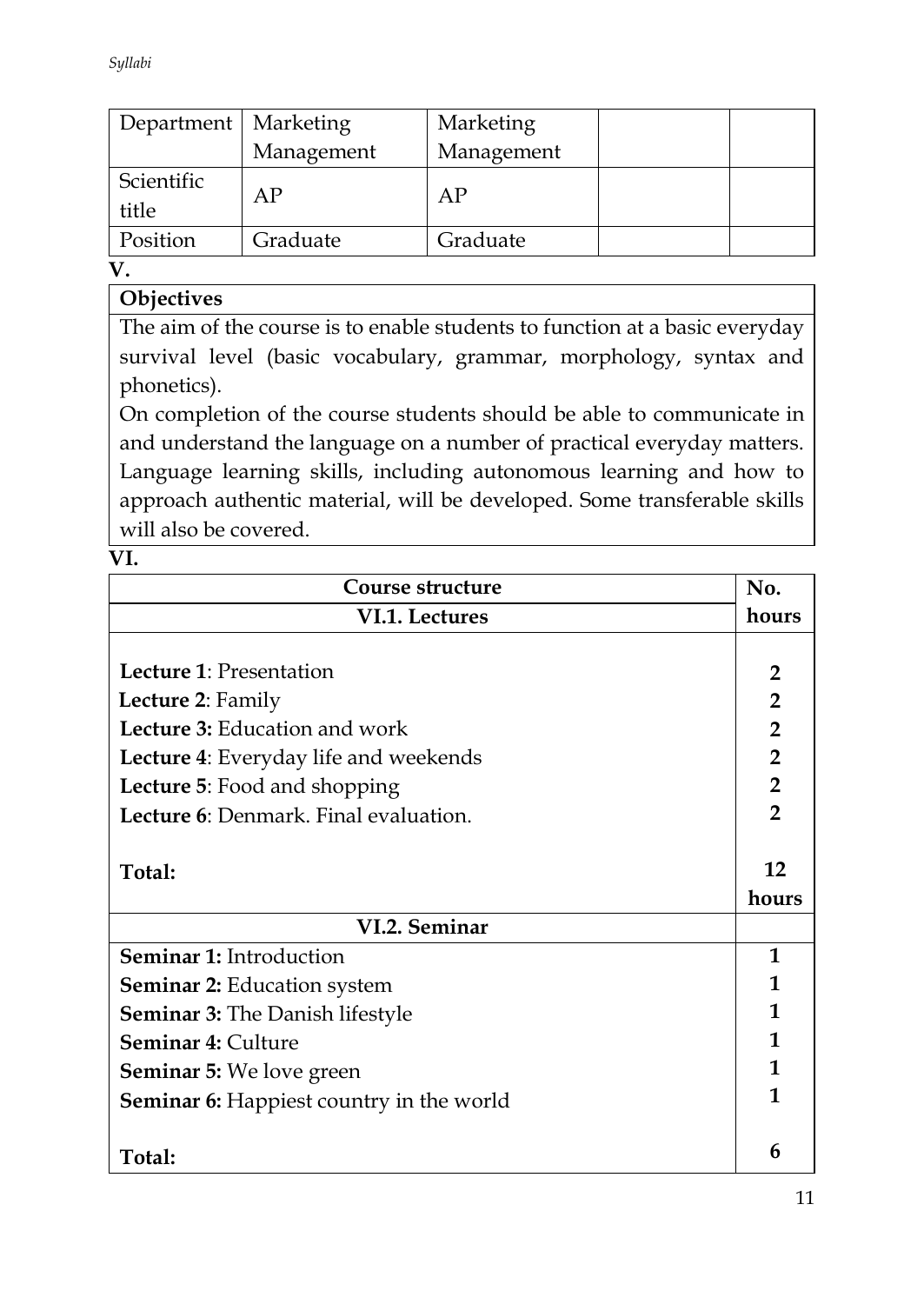| Department | Marketing Management | Marketing Management | | |
|---|---|---|---|---|
| Scientific title | AP | AP | | |
| Position | Graduate | Graduate | | |

**V.**

| **Objectives** |
|---|
| The aim of the course is to enable students to function at a basic everyday survival level (basic vocabulary, grammar, morphology, syntax and phonetics).<br>On completion of the course students should be able to communicate in and understand the language on a number of practical everyday matters. Language learning skills, including autonomous learning and how to approach authentic material, will be developed. Some transferable skills will also be covered. |

**VI.**

| **Course structure** | **No. hours** |
|---|---|
| **VI.1. Lectures** | |
| **Lecture 1**: Presentation | **2** |
| **Lecture 2**: Family | **2** |
| **Lecture 3:** Education and work | **2** |
| **Lecture 4**: Everyday life and weekends | **2** |
| **Lecture 5**: Food and shopping | **2** |
| **Lecture 6**: Denmark. Final evaluation. | **2** |
| **Total:** | **12 hours** |
| **VI.2. Seminar** | |
| **Seminar 1:** Introduction | **1** |
| **Seminar 2:** Education system | **1** |
| **Seminar 3:** The Danish lifestyle | **1** |
| **Seminar 4:** Culture | **1** |
| **Seminar 5:** We love green | **1** |
| **Seminar 6:** Happiest country in the world | **1** |
| **Total:** | **6** |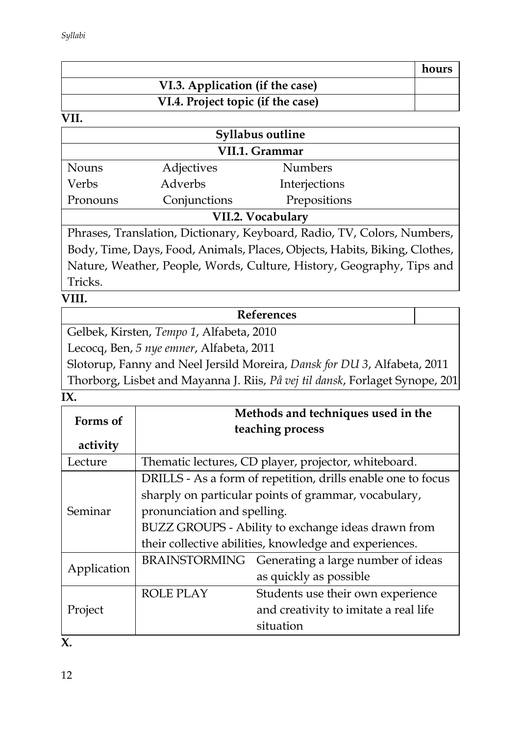| | hours |
|---|---|
| **VI.3. Application (if the case)** | |
| **VI.4. Project topic (if the case)** | |

**VII.**

| **Syllabus outline** | | |
|---|---|---|
| **VII.1. Grammar** | | |
| Nouns | Adjectives | Numbers |
| Verbs | Adverbs | Interjections |
| Pronouns | Conjunctions | Prepositions |
| **VII.2. Vocabulary** | | |
| Phrases, Translation, Dictionary, Keyboard, Radio, TV, Colors, Numbers, Body, Time, Days, Food, Animals, Places, Objects, Habits, Biking, Clothes, Nature, Weather, People, Words, Culture, History, Geography, Tips and Tricks. | | |

**VIII.**

| **References** | |
|---|---|
| Gelbek, Kirsten, *Tempo 1*, Alfabeta, 2010 | |
| Lecocq, Ben, *5 nye emner*, Alfabeta, 2011 | |
| Slotorup, Fanny and Neel Jersild Moreira, *Dansk for DU 3*, Alfabeta, 2011 | |
| Thorborg, Lisbet and Mayanna J. Riis, *På vej til dansk*, Forlaget Synope, 201 | |

**IX.**

| **Forms of activity** | **Methods and techniques used in the teaching process** | |
|---|---|---|
| Lecture | Thematic lectures, CD player, projector, whiteboard. | |
| Seminar | DRILLS - As a form of repetition, drills enable one to focus sharply on particular points of grammar, vocabulary, pronunciation and spelling.<br>BUZZ GROUPS - Ability to exchange ideas drawn from their collective abilities, knowledge and experiences. | |
| Application | BRAINSTORMING | Generating a large number of ideas as quickly as possible |
| Project | ROLE PLAY | Students use their own experience and creativity to imitate a real life situation |

**X.**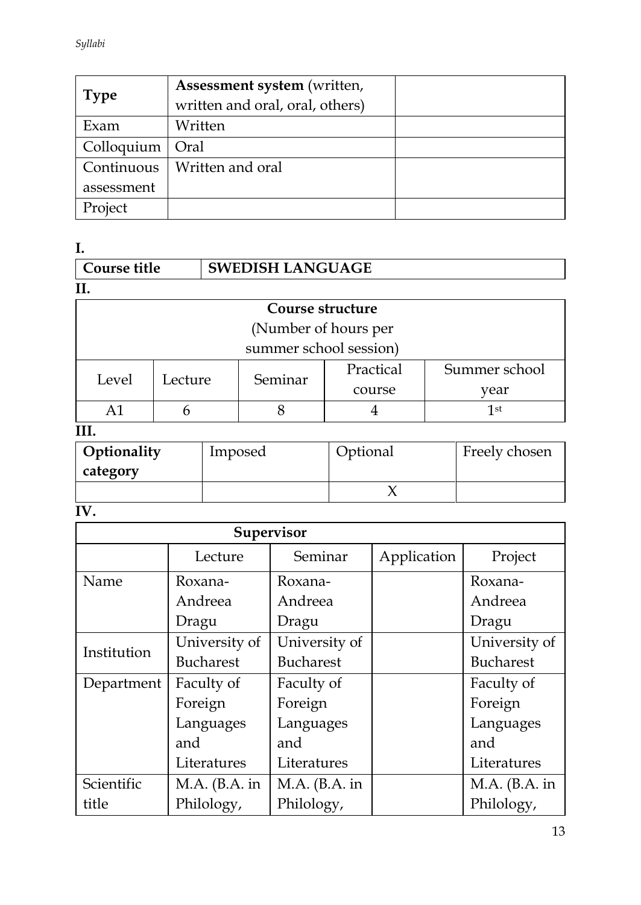| Type | Assessment system (written, written and oral, oral, others) | |
|---|---|---|
| Exam | Written | |
| Colloquium | Oral | |
| Continuous assessment | Written and oral | |
| Project | | |

**I.**

| Course title | SWEDISH LANGUAGE |
|---|---|

**II.**

| Course structure (Number of hours per summer school session) | | | | |
|---|---|---|---|---|
| Level | Lecture | Seminar | Practical course | Summer school year |
| A1 | 6 | 8 | 4 | 1st |

**III.**

| Optionality category | Imposed | Optional | Freely chosen |
|---|---|---|---|
| | | X | |

**IV.**

| Supervisor | | | | |
|---|---|---|---|---|
| | Lecture | Seminar | Application | Project |
| Name | Roxana-Andreea Dragu | Roxana-Andreea Dragu | | Roxana-Andreea Dragu |
| Institution | University of Bucharest | University of Bucharest | | University of Bucharest |
| Department | Faculty of Foreign Languages and Literatures | Faculty of Foreign Languages and Literatures | | Faculty of Foreign Languages and Literatures |
| Scientific title | M.A. (B.A. in Philology, | M.A. (B.A. in Philology, | | M.A. (B.A. in Philology, |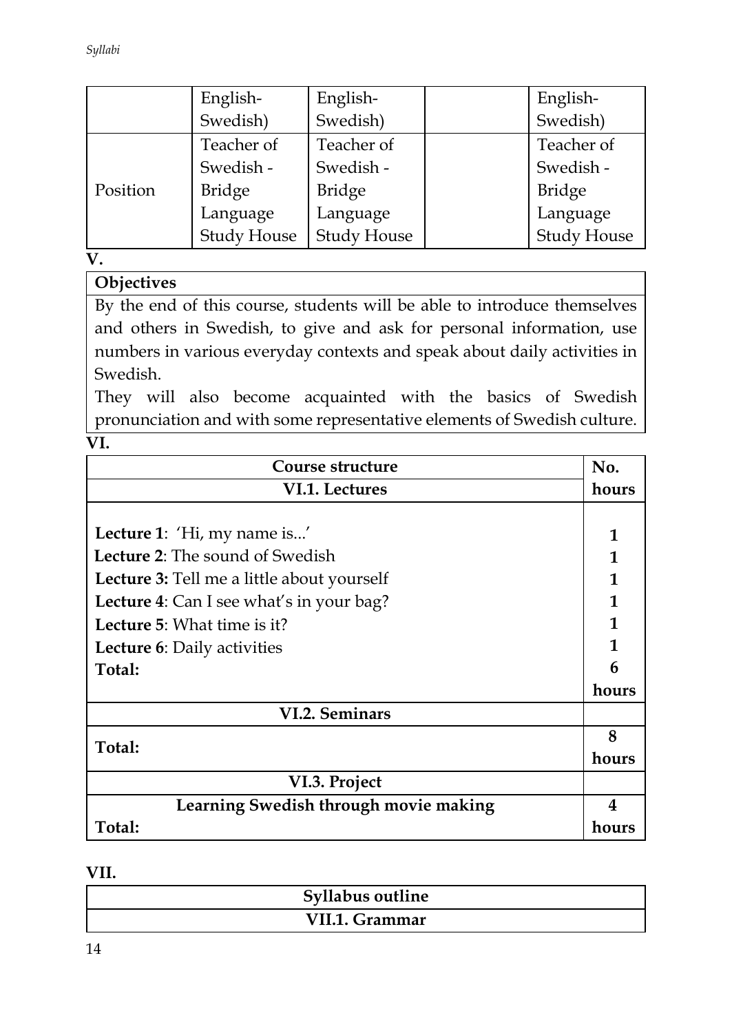| | English-Swedish) | English-Swedish) | | English-Swedish) |
|---|---|---|---|---|
| Position | Teacher of Swedish - Bridge Language Study House | Teacher of Swedish - Bridge Language Study House | | Teacher of Swedish - Bridge Language Study House |

**V.**

| **Objectives** |
|---|
| By the end of this course, students will be able to introduce themselves and others in Swedish, to give and ask for personal information, use numbers in various everyday contexts and speak about daily activities in Swedish. They will also become acquainted with the basics of Swedish pronunciation and with some representative elements of Swedish culture. |

**VI.**

| **Course structure** | **No. hours** |
|---|---|
| **VI.1. Lectures** | |
| **Lecture 1**: 'Hi, my name is...' | **1** |
| **Lecture 2**: The sound of Swedish | **1** |
| **Lecture 3:** Tell me a little about yourself | **1** |
| **Lecture 4**: Can I see what's in your bag? | **1** |
| **Lecture 5**: What time is it? | **1** |
| **Lecture 6**: Daily activities | **1** |
| **Total:** | **6 hours** |
| **VI.2. Seminars** | |
| **Total:** | **8 hours** |
| **VI.3. Project** | |
| **Learning Swedish through movie making** | **4** |
| **Total:** | **hours** |

**VII.**

| **Syllabus outline** |
|---|
| **VII.1. Grammar** |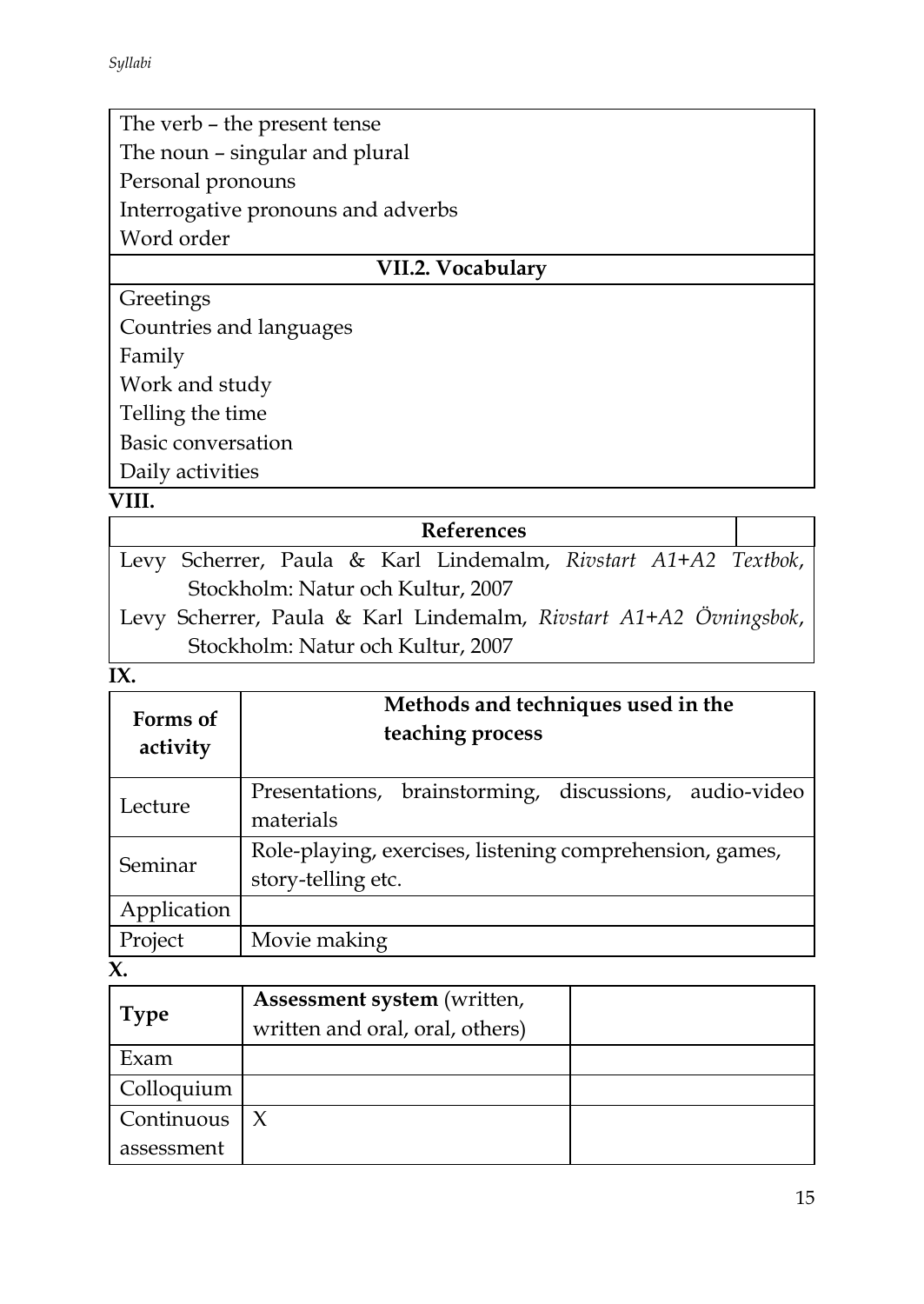| The verb – the present tense<br>The noun – singular and plural<br>Personal pronouns<br>Interrogative pronouns and adverbs<br>Word order |
| --- |
| **VII.2. Vocabulary** |
| Greetings<br>Countries and languages<br>Family<br>Work and study<br>Telling the time<br>Basic conversation<br>Daily activities |

**VIII.**

| **References** | |
| --- | --- |
| Levy Scherrer, Paula & Karl Lindemalm, *Rivstart A1+A2 Textbok*, Stockholm: Natur och Kultur, 2007<br>Levy Scherrer, Paula & Karl Lindemalm, *Rivstart A1+A2 Övningsbok*, Stockholm: Natur och Kultur, 2007 | |

**IX.**

| **Forms of activity** | **Methods and techniques used in the teaching process** |
| --- | --- |
| Lecture | Presentations, brainstorming, discussions, audio-video materials |
| Seminar | Role-playing, exercises, listening comprehension, games, story-telling etc. |
| Application | |
| Project | Movie making |

**X.**

| **Type** | **Assessment system** (written, written and oral, oral, others) | |
| --- | --- | --- |
| Exam | | |
| Colloquium | | |
| Continuous assessment | X | |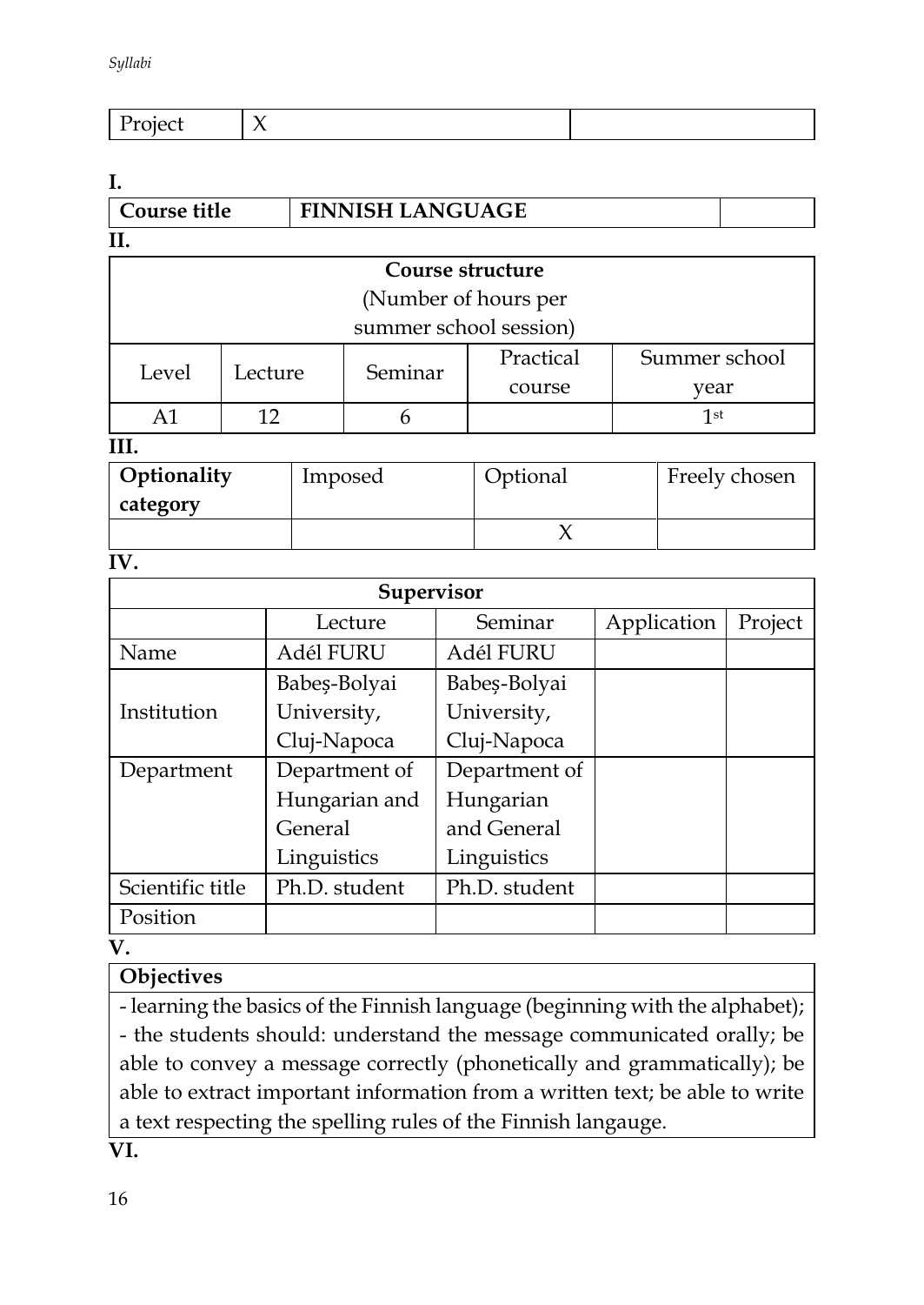| Project | X | |
|---|---|---|

**I.**

| **Course title** | **FINNISH LANGUAGE** | |
|---|---|---|

**II.**

| **Course structure** (Number of hours per summer school session) | | | | |
|---|---|---|---|---|
| Level | Lecture | Seminar | Practical course | Summer school year |
| A1 | 12 | 6 | | 1st |

**III.**

| **Optionality category** | Imposed | Optional | Freely chosen |
|---|---|---|---|
| | | X | |

**IV.**

| **Supervisor** | | | | |
|---|---|---|---|---|
| | Lecture | Seminar | Application | Project |
| Name | Adél FURU | Adél FURU | | |
| Institution | Babeș-Bolyai University, Cluj-Napoca | Babeș-Bolyai University, Cluj-Napoca | | |
| Department | Department of Hungarian and General Linguistics | Department of Hungarian and General Linguistics | | |
| Scientific title | Ph.D. student | Ph.D. student | | |
| Position | | | | |

**V.**

| **Objectives** |
|---|
| - learning the basics of the Finnish language (beginning with the alphabet); - the students should: understand the message communicated orally; be able to convey a message correctly (phonetically and grammatically); be able to extract important information from a written text; be able to write a text respecting the spelling rules of the Finnish langauge. |

**VI.**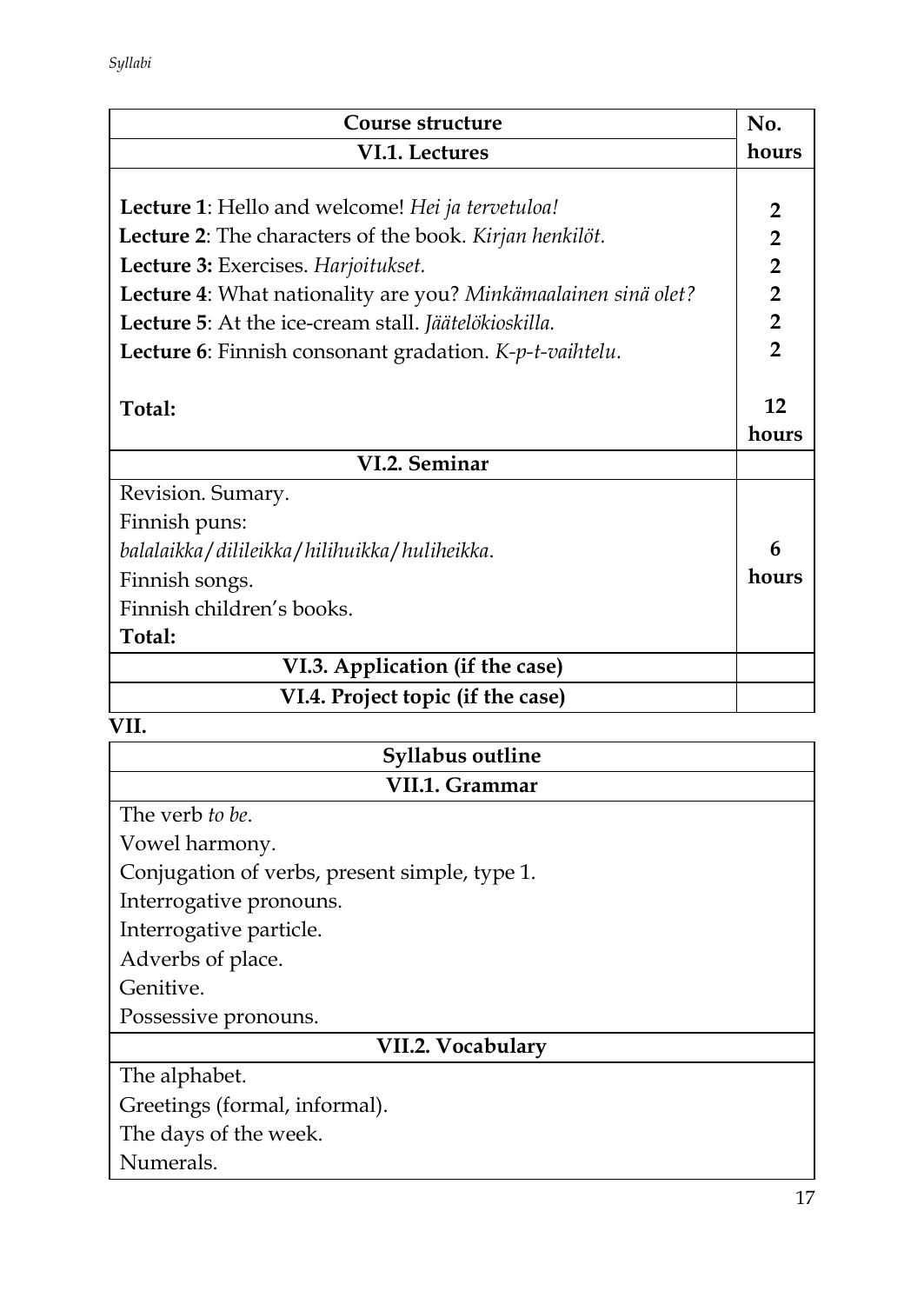| Course structure | No. hours |
|---|---|
| **VI.1. Lectures** | |
| **Lecture 1**: Hello and welcome! *Hei ja tervetuloa!* | 2 |
| **Lecture 2**: The characters of the book. *Kirjan henkilöt.* | 2 |
| **Lecture 3:** Exercises. *Harjoitukset.* | 2 |
| **Lecture 4**: What nationality are you? *Minkämaalainen sinä olet?* | 2 |
| **Lecture 5**: At the ice-cream stall. *Jäätelökioskilla.* | 2 |
| **Lecture 6**: Finnish consonant gradation. *K-p-t-vaihtelu.* | 2 |
| **Total:** | **12 hours** |
| **VI.2. Seminar** | |
| Revision. Sumary.<br>Finnish puns:<br>*balalaikka/dilileikka/hilihuikka/huliheikka.*<br>Finnish songs.<br>Finnish children's books.<br>**Total:** | **6 hours** |
| **VI.3. Application (if the case)** | |
| **VI.4. Project topic (if the case)** | |

**VII.**

| Syllabus outline |
|---|
| **VII.1. Grammar** |
| The verb *to be*.<br>Vowel harmony.<br>Conjugation of verbs, present simple, type 1.<br>Interrogative pronouns.<br>Interrogative particle.<br>Adverbs of place.<br>Genitive.<br>Possessive pronouns. |
| **VII.2. Vocabulary** |
| The alphabet.<br>Greetings (formal, informal).<br>The days of the week.<br>Numerals. |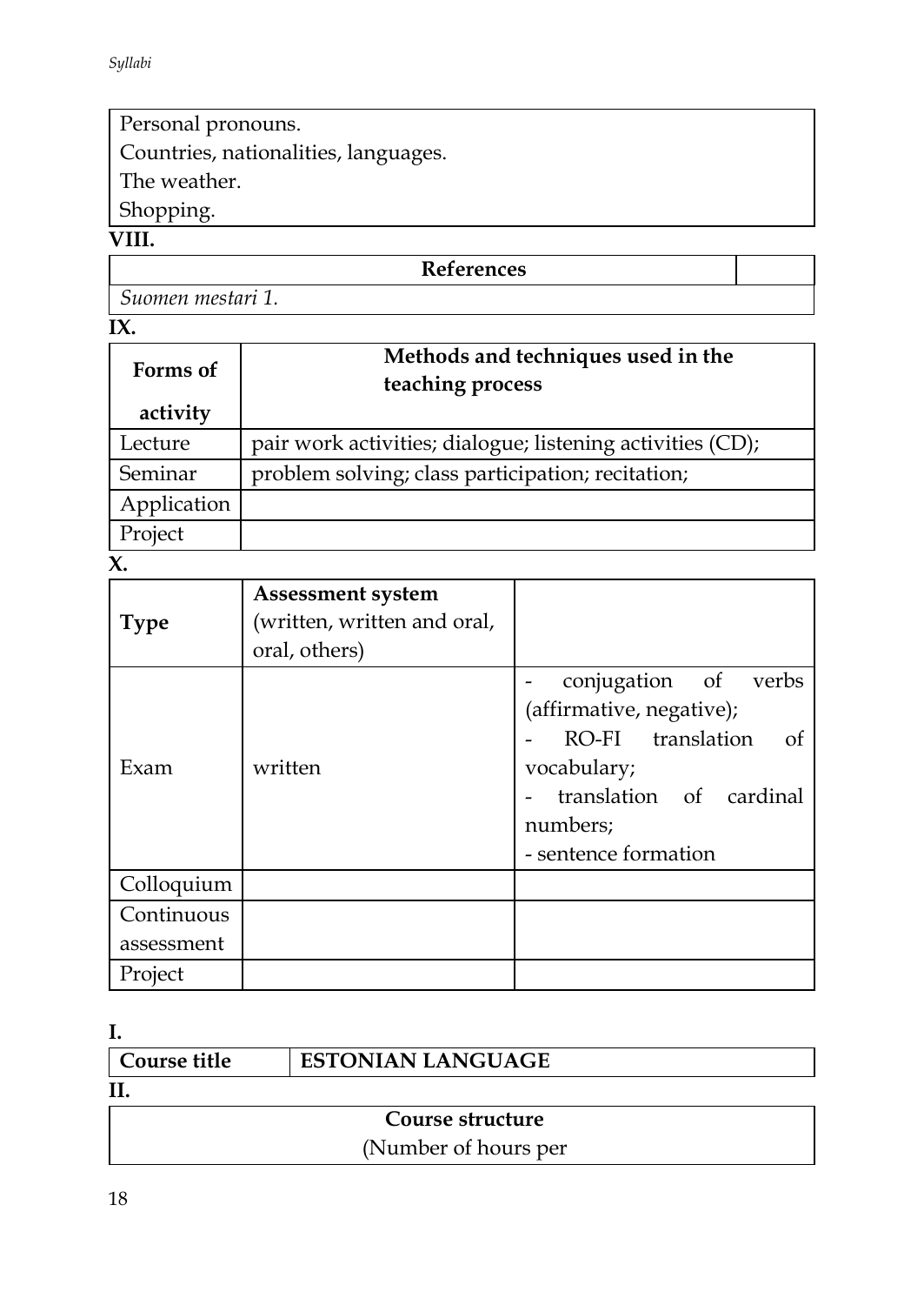| Personal pronouns.<br>Countries, nationalities, languages.<br>The weather.<br>Shopping. |
|---|

**VIII.**

| References | |
|---|---|
| *Suomen mestari 1.* | |

**IX.**

| Forms of activity | Methods and techniques used in the teaching process |
|---|---|
| Lecture | pair work activities; dialogue; listening activities (CD); |
| Seminar | problem solving; class participation; recitation; |
| Application | |
| Project | |

**X.**

| Type | Assessment system (written, written and oral, oral, others) | |
|---|---|---|
| Exam | written | - conjugation of verbs (affirmative, negative);<br>- RO-FI translation of vocabulary;<br>- translation of cardinal numbers;<br>- sentence formation |
| Colloquium | | |
| Continuous assessment | | |
| Project | | |

**I.**

| Course title | ESTONIAN LANGUAGE |
|---|---|

**II.**

| Course structure<br>(Number of hours per |
|---|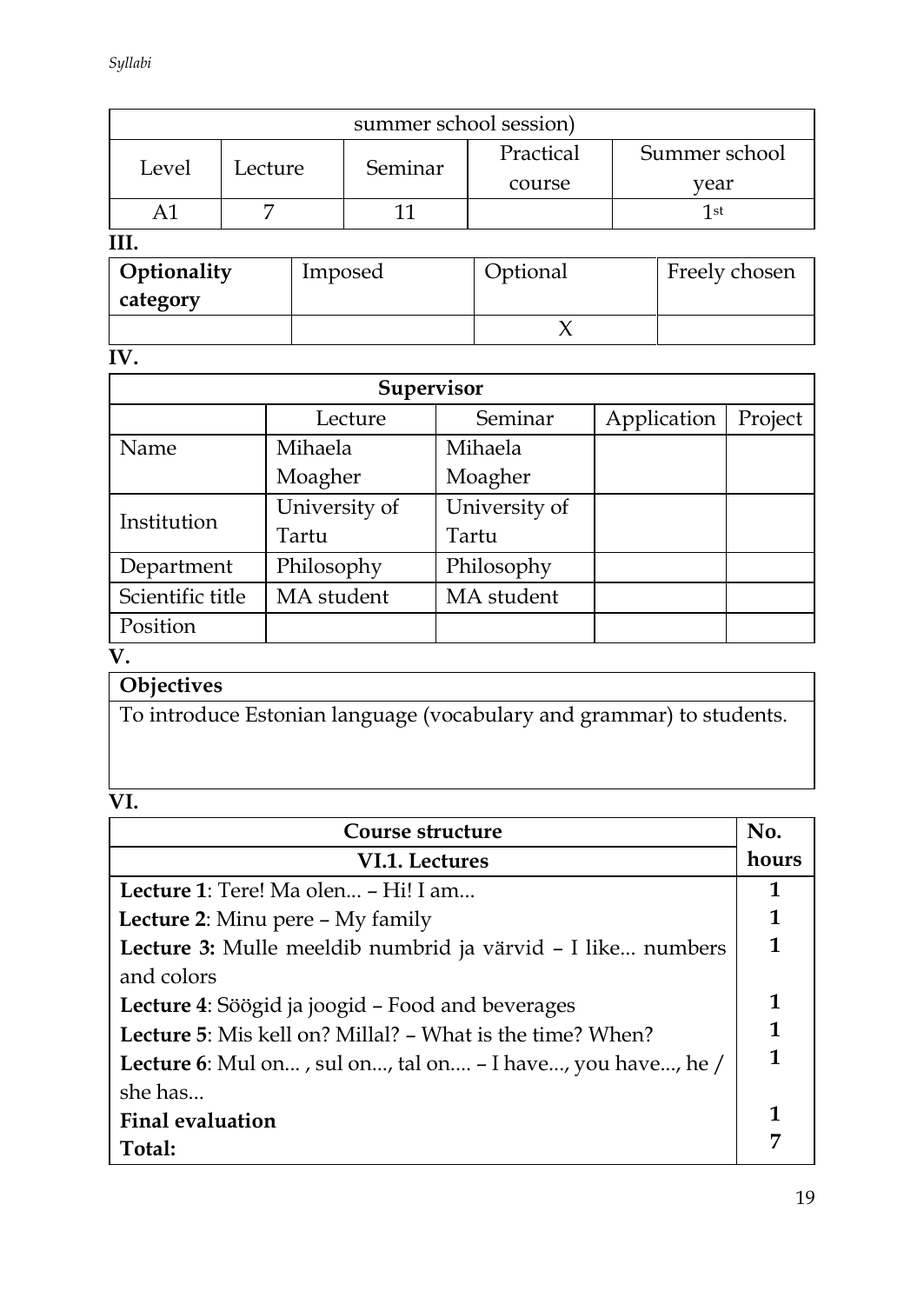| summer school session) | | | | |
|---|---|---|---|---|
| Level | Lecture | Seminar | Practical course | Summer school year |
| A1 | 7 | 11 | | 1st |

**III.**

| **Optionality category** | Imposed | Optional | Freely chosen |
|---|---|---|---|
| | | X | |

**IV.**

| **Supervisor** | | | | |
|---|---|---|---|---|
| | Lecture | Seminar | Application | Project |
| Name | Mihaela Moagher | Mihaela Moagher | | |
| Institution | University of Tartu | University of Tartu | | |
| Department | Philosophy | Philosophy | | |
| Scientific title | MA student | MA student | | |
| Position | | | | |

**V.**

| **Objectives** |
|---|
| To introduce Estonian language (vocabulary and grammar) to students. |

**VI.**

| **Course structure** | **No. hours** |
|---|---|
| **VI.1. Lectures** | |
| **Lecture 1**: Tere! Ma olen... – Hi! I am... | **1** |
| **Lecture 2**: Minu pere – My family | **1** |
| **Lecture 3:** Mulle meeldib numbrid ja värvid – I like... numbers and colors | **1** |
| **Lecture 4**: Söögid ja joogid – Food and beverages | **1** |
| **Lecture 5**: Mis kell on? Millal? – What is the time? When? | **1** |
| **Lecture 6**: Mul on... , sul on..., tal on.... – I have..., you have..., he / she has... | **1** |
| **Final evaluation** | **1** |
| **Total:** | **7** |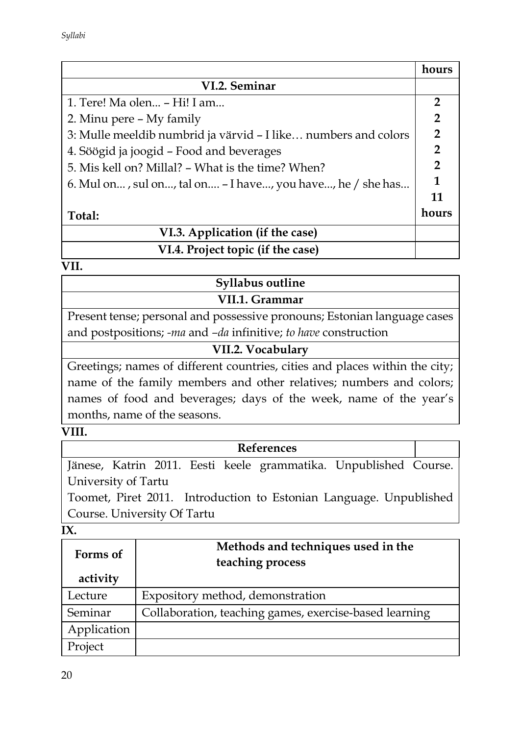| | hours |
|---|---|
| **VI.2. Seminar** | |
| 1. Tere! Ma olen... – Hi! I am... | **2** |
| 2. Minu pere – My family | **2** |
| 3: Mulle meeldib numbrid ja värvid – I like… numbers and colors | **2** |
| 4. Söögid ja joogid – Food and beverages | **2** |
| 5. Mis kell on? Millal? – What is the time? When? | **2** |
| 6. Mul on... , sul on..., tal on.... – I have..., you have..., he / she has... | **1** |
| **Total:** | **11 hours** |
| **VI.3. Application (if the case)** | |
| **VI.4. Project topic (if the case)** | |

**VII.**

| **Syllabus outline** |
|---|
| **VII.1. Grammar** |
| Present tense; personal and possessive pronouns; Estonian language cases and postpositions; *-ma* and *–da* infinitive; *to have* construction |
| **VII.2. Vocabulary** |
| Greetings; names of different countries, cities and places within the city; name of the family members and other relatives; numbers and colors; names of food and beverages; days of the week, name of the year's months, name of the seasons. |

**VIII.**

| **References** | |
|---|---|
| Jänese, Katrin 2011. Eesti keele grammatika. Unpublished Course. University of Tartu | |
| Toomet, Piret 2011. Introduction to Estonian Language. Unpublished Course. University Of Tartu | |

**IX.**

| **Forms of activity** | **Methods and techniques used in the teaching process** |
|---|---|
| Lecture | Expository method, demonstration |
| Seminar | Collaboration, teaching games, exercise-based learning |
| Application | |
| Project | |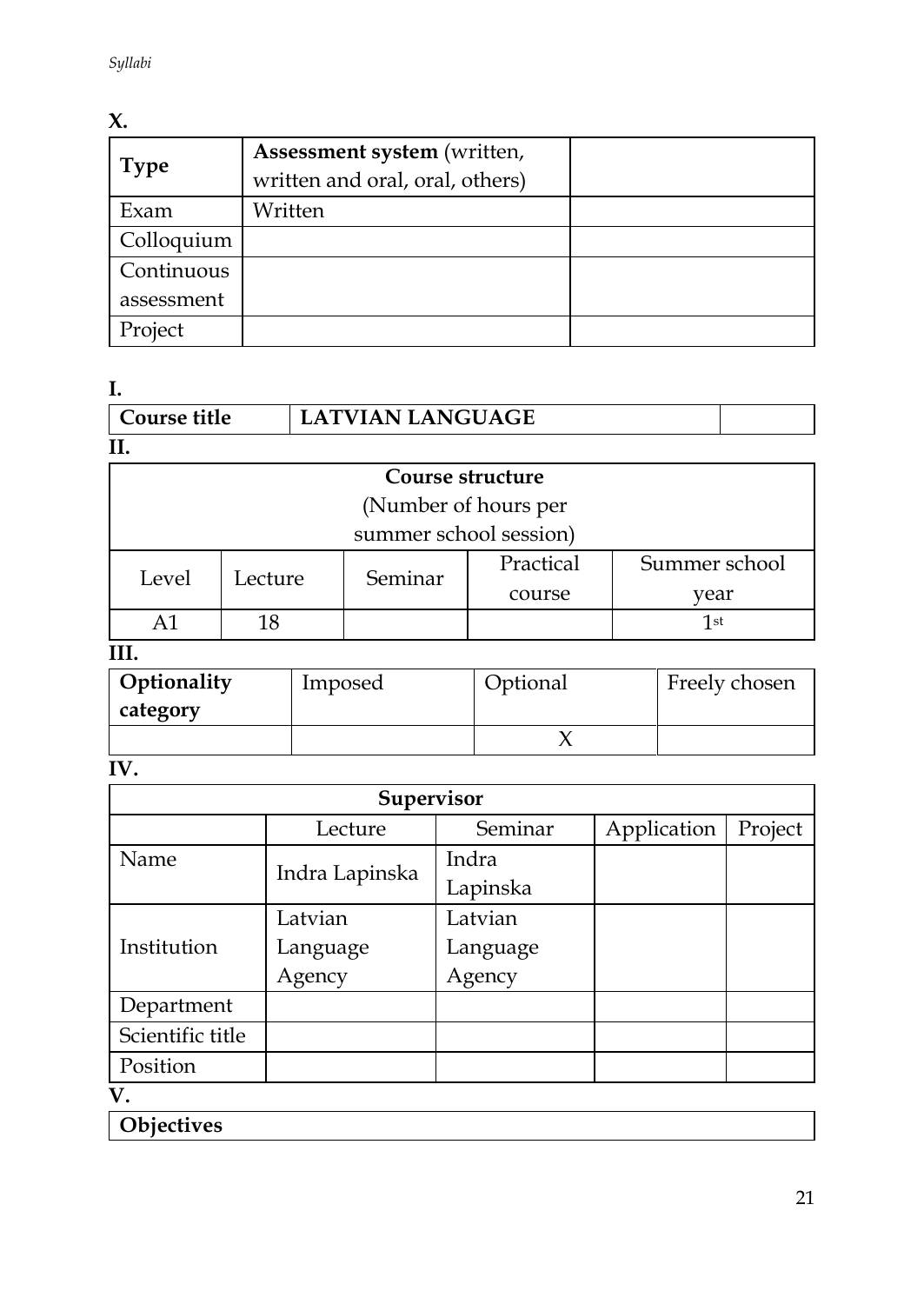**X.**

| Type | **Assessment system** (written, written and oral, oral, others) | |
|---|---|---|
| Exam | Written | |
| Colloquium | | |
| Continuous assessment | | |
| Project | | |

**I.**

| **Course title** | **LATVIAN LANGUAGE** | |
|---|---|---|

**II.**

| **Course structure** (Number of hours per summer school session) | | | | |
|---|---|---|---|---|
| Level | Lecture | Seminar | Practical course | Summer school year |
| A1 | 18 | | | 1st |

**III.**

| **Optionality category** | Imposed | Optional | Freely chosen |
|---|---|---|---|
| | | X | |

**IV.**

| **Supervisor** | | | | |
|---|---|---|---|---|
| | Lecture | Seminar | Application | Project |
| Name | Indra Lapinska | Indra Lapinska | | |
| Institution | Latvian Language Agency | Latvian Language Agency | | |
| Department | | | | |
| Scientific title | | | | |
| Position | | | | |

**V.**

| **Objectives** |
|---|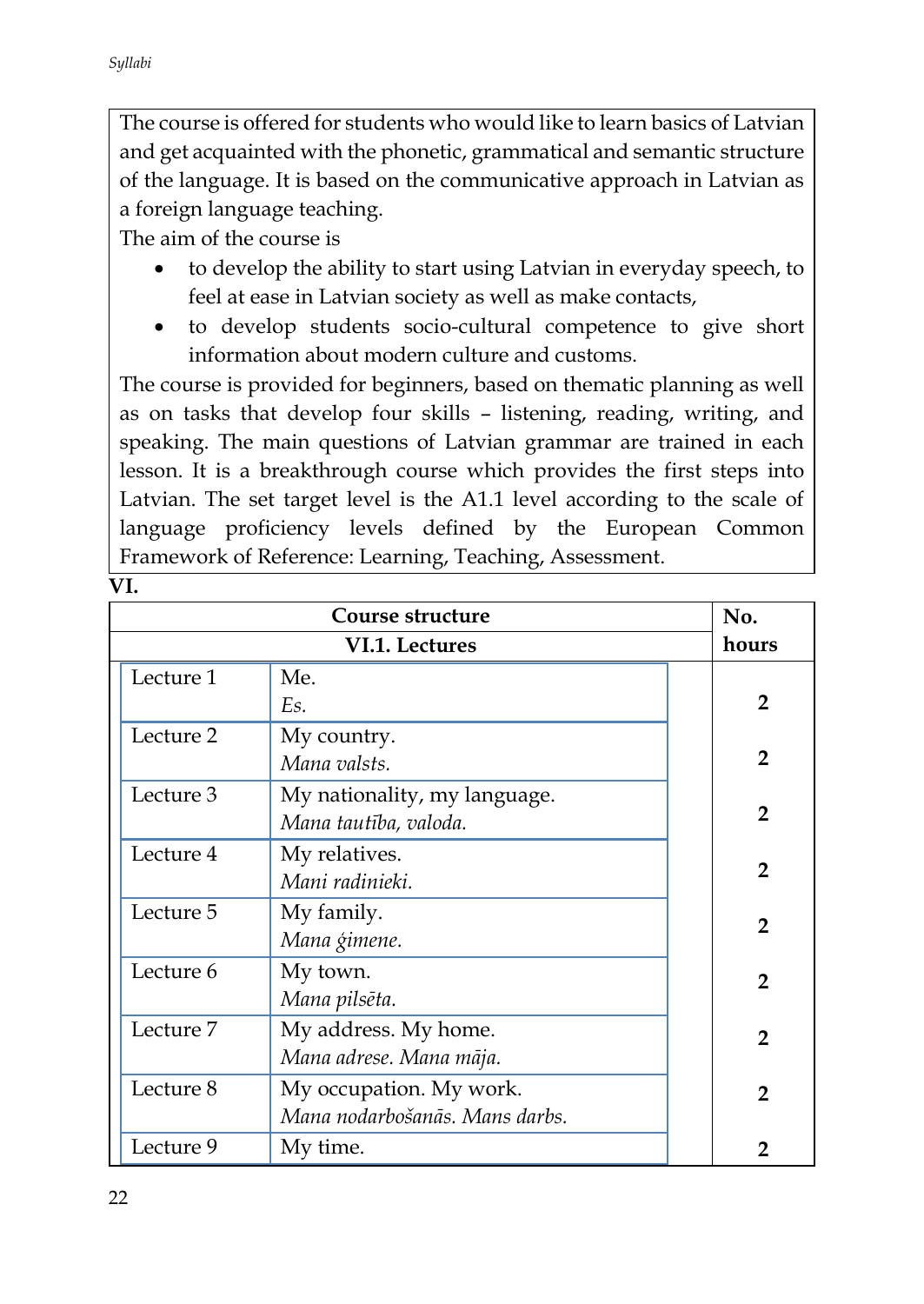The course is offered for students who would like to learn basics of Latvian and get acquainted with the phonetic, grammatical and semantic structure of the language. It is based on the communicative approach in Latvian as a foreign language teaching.

The aim of the course is

- to develop the ability to start using Latvian in everyday speech, to feel at ease in Latvian society as well as make contacts,
- to develop students socio-cultural competence to give short information about modern culture and customs.

The course is provided for beginners, based on thematic planning as well as on tasks that develop four skills – listening, reading, writing, and speaking. The main questions of Latvian grammar are trained in each lesson. It is a breakthrough course which provides the first steps into Latvian. The set target level is the A1.1 level according to the scale of language proficiency levels defined by the European Common Framework of Reference: Learning, Teaching, Assessment.

**VI.**

| **Course structure** | | **No. hours** |
|---|---|---|
| **VI.1. Lectures** | | |
| Lecture 1 | Me.<br>*Es.* | **2** |
| Lecture 2 | My country.<br>*Mana valsts.* | **2** |
| Lecture 3 | My nationality, my language.<br>*Mana tautība, valoda.* | **2** |
| Lecture 4 | My relatives.<br>*Mani radinieki.* | **2** |
| Lecture 5 | My family.<br>*Mana ģimene.* | **2** |
| Lecture 6 | My town.<br>*Mana pilsēta.* | **2** |
| Lecture 7 | My address. My home.<br>*Mana adrese. Mana māja.* | **2** |
| Lecture 8 | My occupation. My work.<br>*Mana nodarbošanās. Mans darbs.* | **2** |
| Lecture 9 | My time. | **2** |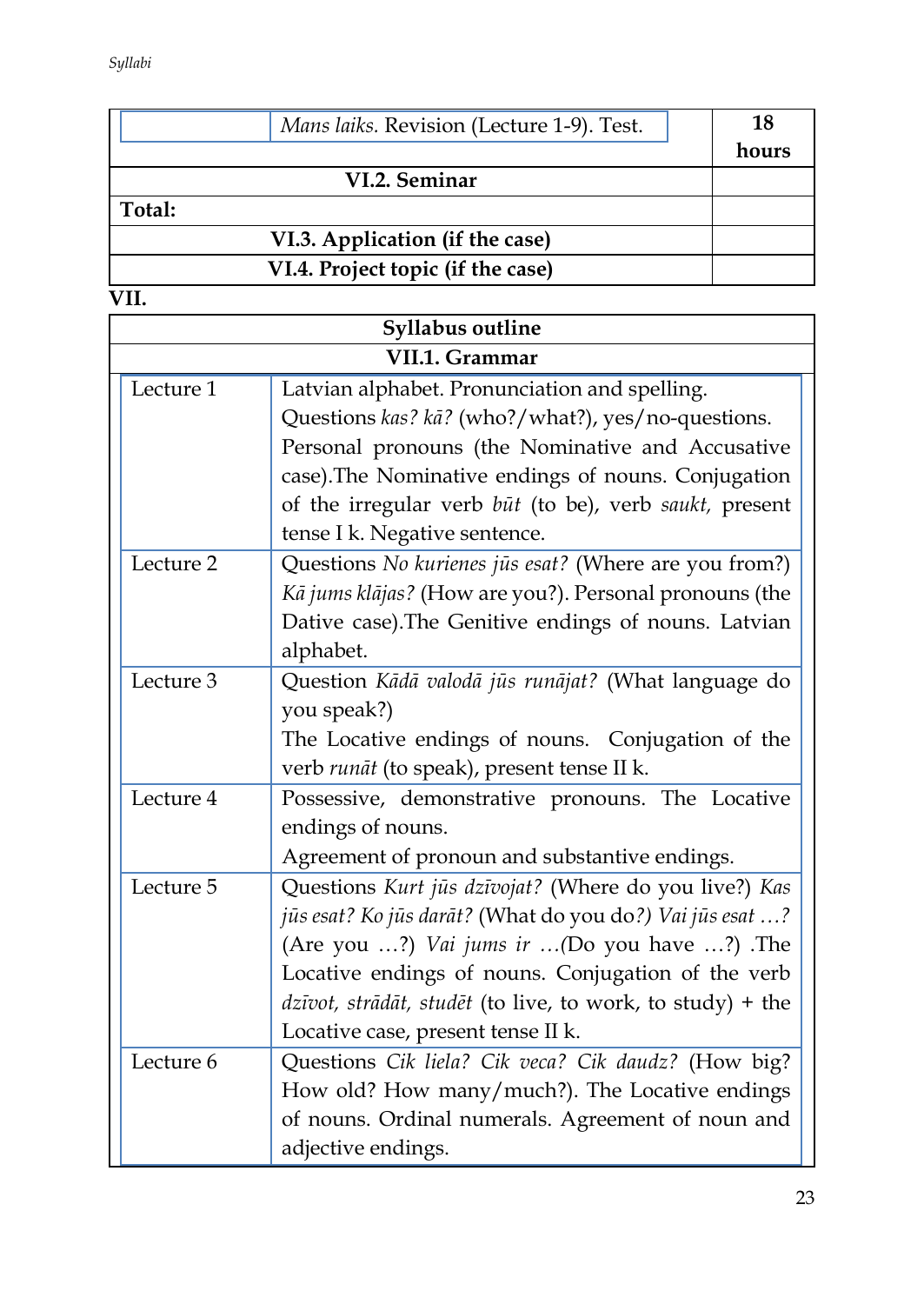| | *Mans laiks.* Revision (Lecture 1-9). Test. | **18 hours** |
|---|---|---|
| **VI.2. Seminar** | | |
| **Total:** | | |
| **VI.3. Application (if the case)** | | |
| **VI.4. Project topic (if the case)** | | |

**VII.**

| **Syllabus outline** | |
|---|---|
| **VII.1. Grammar** | |
| Lecture 1 | Latvian alphabet. Pronunciation and spelling. Questions *kas? kā?* (who?/what?), yes/no-questions. Personal pronouns (the Nominative and Accusative case).The Nominative endings of nouns. Conjugation of the irregular verb *būt* (to be), verb *saukt,* present tense I k. Negative sentence. |
| Lecture 2 | Questions *No kurienes jūs esat?* (Where are you from?) *Kā jums klājas?* (How are you?). Personal pronouns (the Dative case).The Genitive endings of nouns. Latvian alphabet. |
| Lecture 3 | Question *Kādā valodā jūs runājat?* (What language do you speak?) The Locative endings of nouns. Conjugation of the verb *runāt* (to speak), present tense II k. |
| Lecture 4 | Possessive, demonstrative pronouns. The Locative endings of nouns. Agreement of pronoun and substantive endings. |
| Lecture 5 | Questions *Kurt jūs dzīvojat?* (Where do you live?) *Kas jūs esat? Ko jūs darāt?* (What do you do*?) Vai jūs esat …?* (Are you …?) *Vai jums ir …*(Do you have …?) .The Locative endings of nouns. Conjugation of the verb *dzīvot, strādāt, studēt* (to live, to work, to study) + the Locative case, present tense II k. |
| Lecture 6 | Questions *Cik liela? Cik veca? Cik daudz?* (How big? How old? How many/much?). The Locative endings of nouns. Ordinal numerals. Agreement of noun and adjective endings. |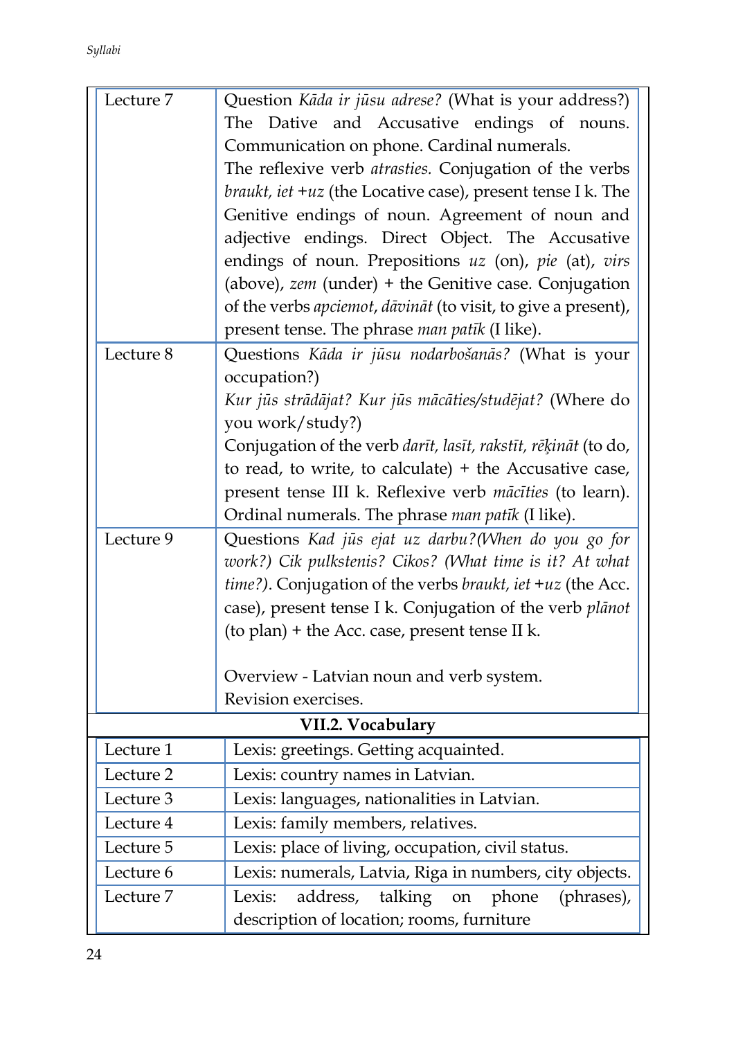| | |
|---|---|
| Lecture 7 | Question *Kāda ir jūsu adrese?* (What is your address?) The Dative and Accusative endings of nouns. Communication on phone. Cardinal numerals. The reflexive verb *atrasties.* Conjugation of the verbs *braukt, iet* +*uz* (the Locative case), present tense I k. The Genitive endings of noun. Agreement of noun and adjective endings. Direct Object. The Accusative endings of noun. Prepositions *uz* (on), *pie* (at), *virs* (above), *zem* (under) + the Genitive case. Conjugation of the verbs *apciemot*, *dāvināt* (to visit, to give a present), present tense. The phrase *man patīk* (I like). |
| Lecture 8 | Questions *Kāda ir jūsu nodarbošanās?* (What is your occupation?) *Kur jūs strādājat? Kur jūs mācāties/studējat?* (Where do you work/study?) Conjugation of the verb *darīt, lasīt, rakstīt, rēķināt* (to do, to read, to write, to calculate) + the Accusative case, present tense III k. Reflexive verb *mācīties* (to learn). Ordinal numerals. The phrase *man patīk* (I like). |
| Lecture 9 | Questions *Kad jūs ejat uz darbu?(When do you go for work?) Cik pulkstenis? Cikos? (What time is it? At what time?)*. Conjugation of the verbs *braukt, iet* +*uz* (the Acc. case), present tense I k. Conjugation of the verb *plānot* (to plan) + the Acc. case, present tense II k. Overview - Latvian noun and verb system. Revision exercises. |

**VII.2. Vocabulary**

| | |
|---|---|
| Lecture 1 | Lexis: greetings. Getting acquainted. |
| Lecture 2 | Lexis: country names in Latvian. |
| Lecture 3 | Lexis: languages, nationalities in Latvian. |
| Lecture 4 | Lexis: family members, relatives. |
| Lecture 5 | Lexis: place of living, occupation, civil status. |
| Lecture 6 | Lexis: numerals, Latvia, Riga in numbers, city objects. |
| Lecture 7 | Lexis: address, talking on phone (phrases), description of location; rooms, furniture |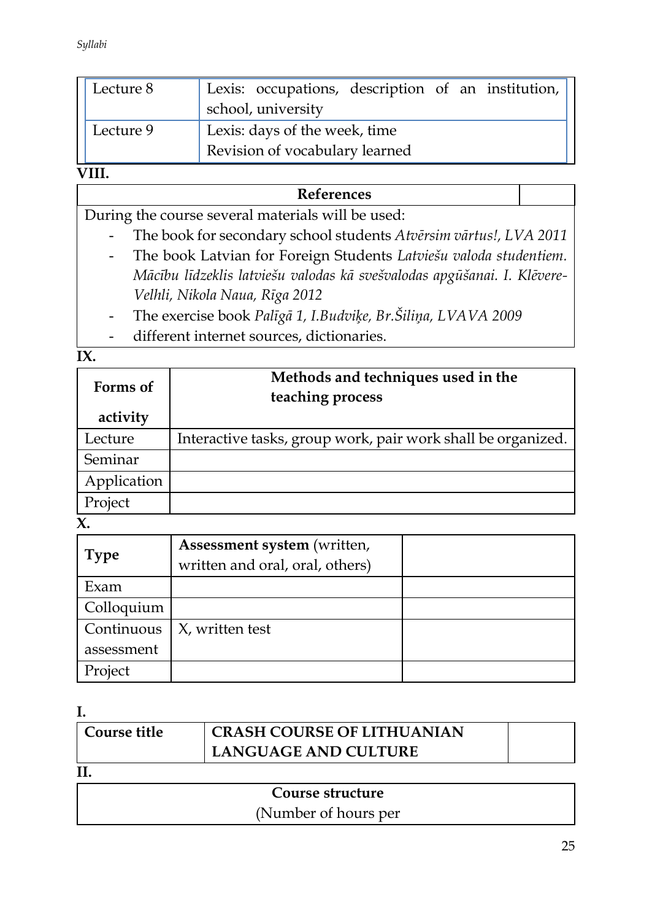| Lecture 8 | Lexis: occupations, description of an institution, school, university |
|---|---|
| Lecture 9 | Lexis: days of the week, time<br>Revision of vocabulary learned |

**VIII.**

| References | |
|---|---|

During the course several materials will be used:

- The book for secondary school students *Atvērsim vārtus!, LVA 2011*
- The book Latvian for Foreign Students *Latviešu valoda studentiem. Mācību līdzeklis latviešu valodas kā svešvalodas apgūšanai. I. Klēvere-Velhli, Nikola Naua, Rīga 2012*
- The exercise book *Palīgā 1, I.Budviķe, Br.Šiliņa, LVAVA 2009*
- different internet sources, dictionaries.

**IX.**

| Forms of activity | Methods and techniques used in the teaching process |
|---|---|
| Lecture | Interactive tasks, group work, pair work shall be organized. |
| Seminar | |
| Application | |
| Project | |

**X.**

| Type | **Assessment system** (written, written and oral, oral, others) | |
|---|---|---|
| Exam | | |
| Colloquium | | |
| Continuous assessment | X, written test | |
| Project | | |

**I.**

| Course title | CRASH COURSE OF LITHUANIAN LANGUAGE AND CULTURE | |
|---|---|---|

**II.**

| Course structure |
|---|
| (Number of hours per |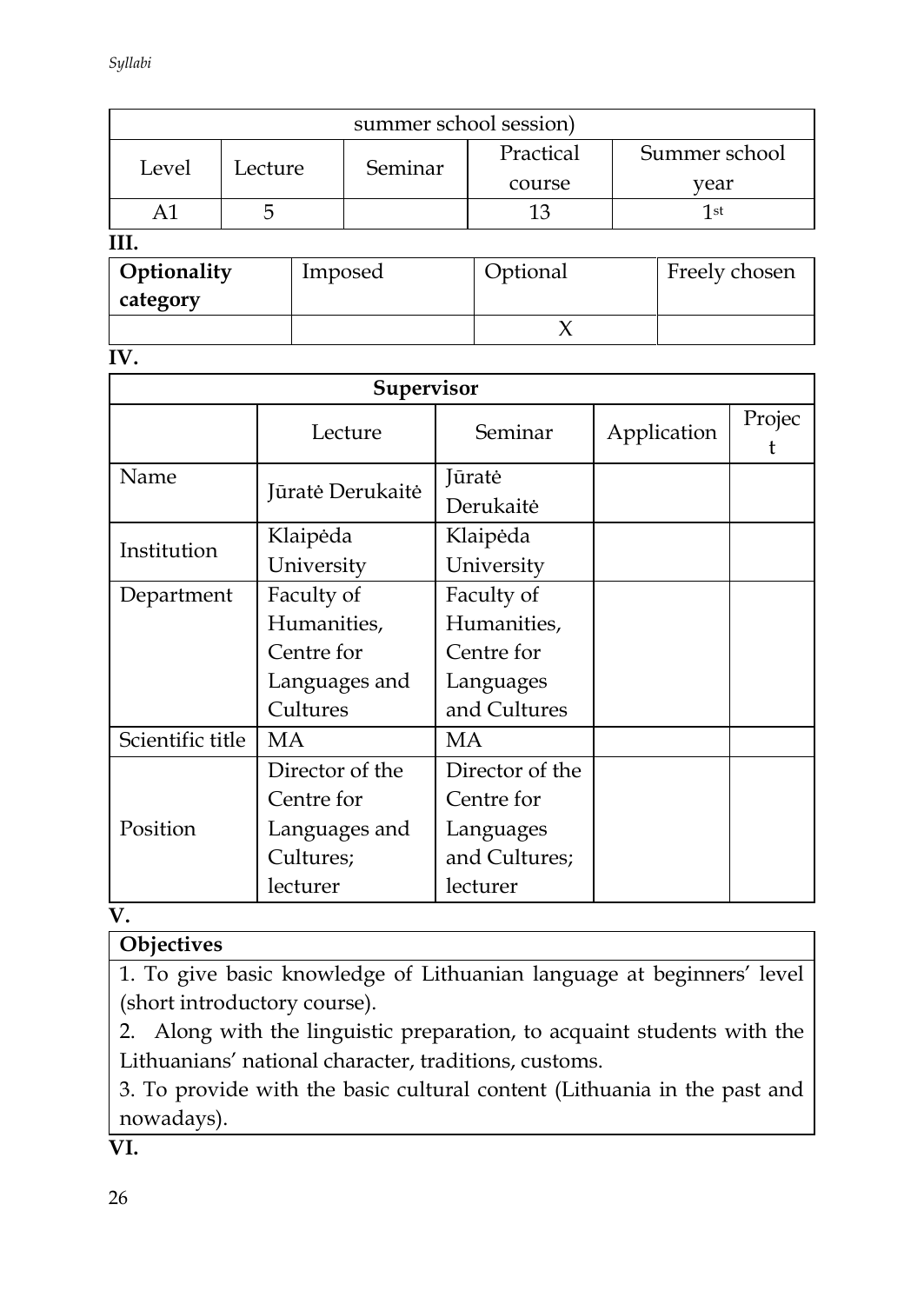| summer school session) | | | | |
|---|---|---|---|---|
| Level | Lecture | Seminar | Practical course | Summer school year |
| A1 | 5 | | 13 | 1st |

**III.**

| **Optionality category** | Imposed | Optional | Freely chosen |
|---|---|---|---|
| | | X | |

**IV.**

| **Supervisor** | | | | |
|---|---|---|---|---|
| | Lecture | Seminar | Application | Project |
| Name | Jūratė Derukaitė | Jūratė Derukaitė | | |
| Institution | Klaipėda University | Klaipėda University | | |
| Department | Faculty of Humanities, Centre for Languages and Cultures | Faculty of Humanities, Centre for Languages and Cultures | | |
| Scientific title | MA | MA | | |
| Position | Director of the Centre for Languages and Cultures; lecturer | Director of the Centre for Languages and Cultures; lecturer | | |

**V.**

| **Objectives** |
|---|
| 1. To give basic knowledge of Lithuanian language at beginners' level (short introductory course).<br>2. Along with the linguistic preparation, to acquaint students with the Lithuanians' national character, traditions, customs.<br>3. To provide with the basic cultural content (Lithuania in the past and nowadays). |

**VI.**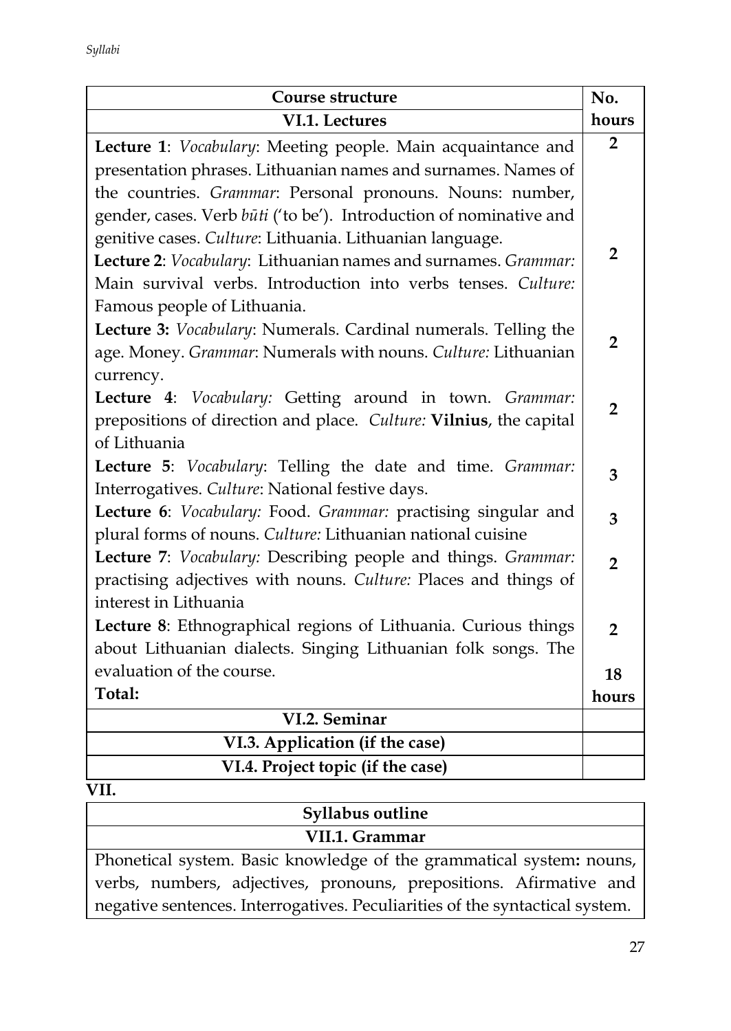| Course structure | No. hours |
| --- | --- |
| **VI.1. Lectures** | |
| **Lecture 1**: *Vocabulary*: Meeting people. Main acquaintance and presentation phrases. Lithuanian names and surnames. Names of the countries. *Grammar*: Personal pronouns. Nouns: number, gender, cases. Verb *būti* ('to be'). Introduction of nominative and genitive cases. *Culture*: Lithuania. Lithuanian language. | **2** |
| **Lecture 2**: *Vocabulary*: Lithuanian names and surnames. *Grammar:* Main survival verbs. Introduction into verbs tenses. *Culture:* Famous people of Lithuania. | **2** |
| **Lecture 3:** *Vocabulary*: Numerals. Cardinal numerals. Telling the age. Money. *Grammar*: Numerals with nouns. *Culture:* Lithuanian currency. | **2** |
| **Lecture 4**: *Vocabulary:* Getting around in town. *Grammar:* prepositions of direction and place. *Culture:* **Vilnius**, the capital of Lithuania | **2** |
| **Lecture 5**: *Vocabulary*: Telling the date and time. *Grammar:* Interrogatives. *Culture*: National festive days. | **3** |
| **Lecture 6**: *Vocabulary:* Food. *Grammar:* practising singular and plural forms of nouns. *Culture:* Lithuanian national cuisine | **3** |
| **Lecture 7**: *Vocabulary:* Describing people and things. *Grammar:* practising adjectives with nouns. *Culture:* Places and things of interest in Lithuania | **2** |
| **Lecture 8**: Ethnographical regions of Lithuania. Curious things about Lithuanian dialects. Singing Lithuanian folk songs. The evaluation of the course. | **2** |
| **Total:** | **18 hours** |
| **VI.2. Seminar** | |
| **VI.3. Application (if the case)** | |
| **VI.4. Project topic (if the case)** | |

**VII.**

| Syllabus outline |
| --- |
| **VII.1. Grammar** |
| Phonetical system. Basic knowledge of the grammatical system**:** nouns, verbs, numbers, adjectives, pronouns, prepositions. Afirmative and negative sentences. Interrogatives. Peculiarities of the syntactical system. |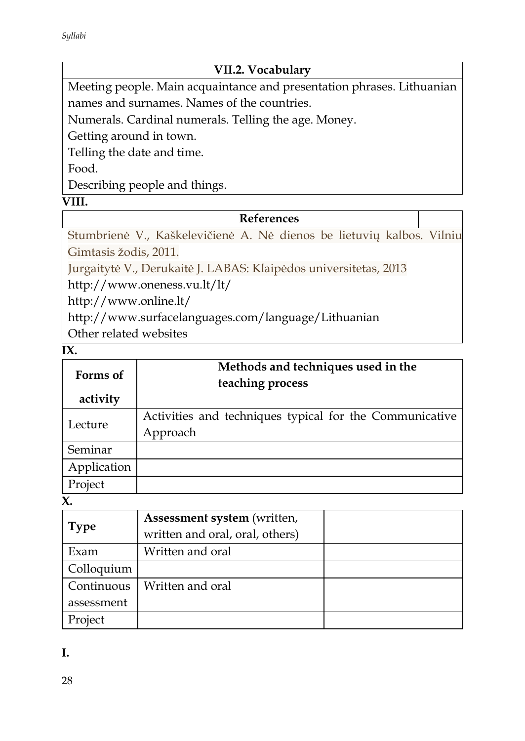| VII.2. Vocabulary |
|---|
| Meeting people. Main acquaintance and presentation phrases. Lithuanian names and surnames. Names of the countries.<br>Numerals. Cardinal numerals. Telling the age. Money.<br>Getting around in town.<br>Telling the date and time.<br>Food.<br>Describing people and things. |

**VIII.**

| References | |
|---|---|
| Stumbrienė V., Kaškelevičienė A. Nė dienos be lietuvių kalbos. Vilniu Gimtasis žodis, 2011.<br>Jurgaitytė V., Derukaitė J. LABAS: Klaipėdos universitetas, 2013<br>http://www.oneness.vu.lt/lt/<br>http://www.online.lt/<br>http://www.surfacelanguages.com/language/Lithuanian<br>Other related websites | |

**IX.**

| Forms of activity | Methods and techniques used in the teaching process |
|---|---|
| Lecture | Activities and techniques typical for the Communicative Approach |
| Seminar | |
| Application | |
| Project | |

**X.**

| Type | **Assessment system** (written, written and oral, oral, others) | |
|---|---|---|
| Exam | Written and oral | |
| Colloquium | | |
| Continuous assessment | Written and oral | |
| Project | | |

**I.**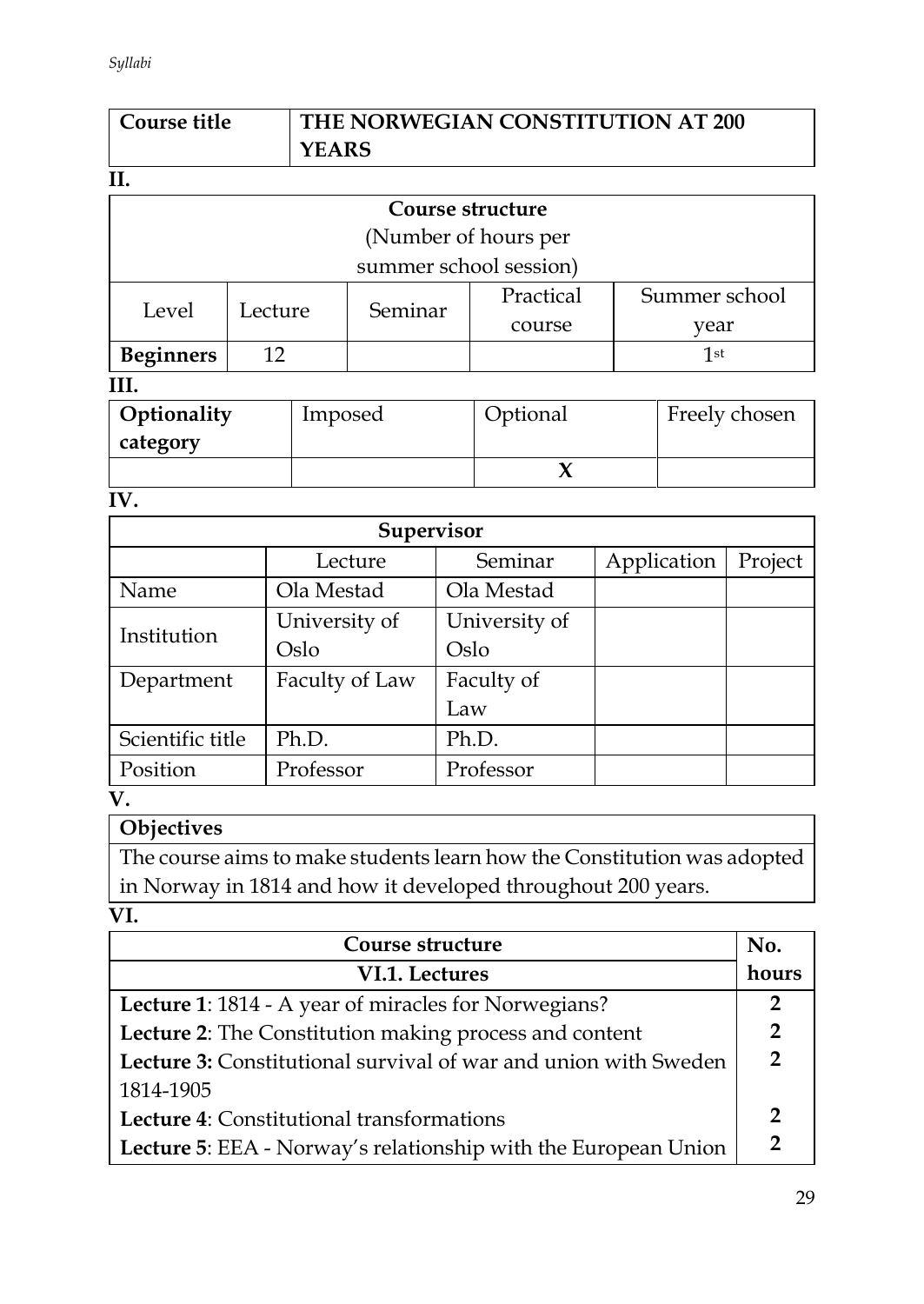| Course title | THE NORWEGIAN CONSTITUTION AT 200 YEARS |
|---|---|

**II.**

| Course structure (Number of hours per summer school session) | | | | |
|---|---|---|---|---|
| Level | Lecture | Seminar | Practical course | Summer school year |
| **Beginners** | 12 | | | 1st |

**III.**

| Optionality category | Imposed | Optional | Freely chosen |
|---|---|---|---|
| | | **X** | |

**IV.**

| Supervisor | | | | |
|---|---|---|---|---|
| | Lecture | Seminar | Application | Project |
| Name | Ola Mestad | Ola Mestad | | |
| Institution | University of Oslo | University of Oslo | | |
| Department | Faculty of Law | Faculty of Law | | |
| Scientific title | Ph.D. | Ph.D. | | |
| Position | Professor | Professor | | |

**V.**

| Objectives |
|---|
| The course aims to make students learn how the Constitution was adopted in Norway in 1814 and how it developed throughout 200 years. |

**VI.**

| Course structure | No. hours |
|---|---|
| **VI.1. Lectures** | |
| **Lecture 1**: 1814 - A year of miracles for Norwegians? | **2** |
| **Lecture 2**: The Constitution making process and content | **2** |
| **Lecture 3:** Constitutional survival of war and union with Sweden 1814-1905 | **2** |
| **Lecture 4**: Constitutional transformations | **2** |
| **Lecture 5**: EEA - Norway's relationship with the European Union | **2** |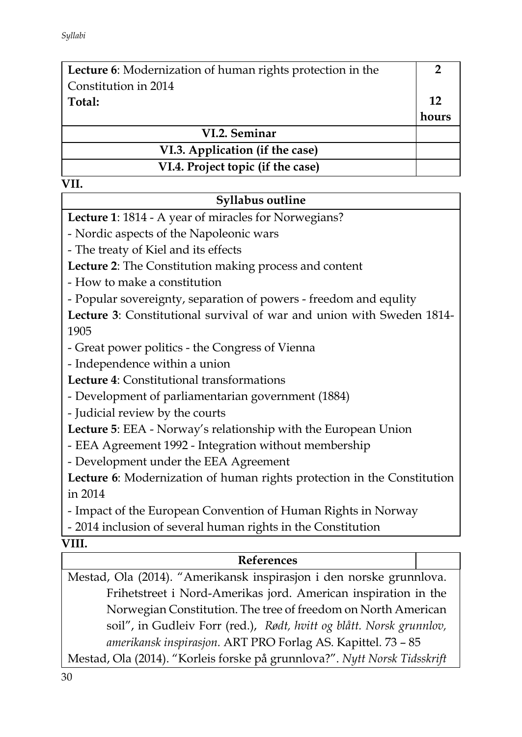| | |
|---|---|
| **Lecture 6**: Modernization of human rights protection in the Constitution in 2014 | **2** |
| **Total:** | **12 hours** |
| **VI.2. Seminar** | |
| **VI.3. Application (if the case)** | |
| **VI.4. Project topic (if the case)** | |

**VII.**

| Syllabus outline |
|---|
| **Lecture 1**: 1814 - A year of miracles for Norwegians?<br>- Nordic aspects of the Napoleonic wars<br>- The treaty of Kiel and its effects<br>**Lecture 2**: The Constitution making process and content<br>- How to make a constitution<br>- Popular sovereignty, separation of powers - freedom and equlity<br>**Lecture 3**: Constitutional survival of war and union with Sweden 1814-1905<br>- Great power politics - the Congress of Vienna<br>- Independence within a union<br>**Lecture 4**: Constitutional transformations<br>- Development of parliamentarian government (1884)<br>- Judicial review by the courts<br>**Lecture 5**: EEA - Norway's relationship with the European Union<br>- EEA Agreement 1992 - Integration without membership<br>- Development under the EEA Agreement<br>**Lecture 6**: Modernization of human rights protection in the Constitution in 2014<br>- Impact of the European Convention of Human Rights in Norway<br>- 2014 inclusion of several human rights in the Constitution |

**VIII.**

| References | |
|---|---|
| Mestad, Ola (2014). "Amerikansk inspirasjon i den norske grunnlova. Frihetstreet i Nord-Amerikas jord. American inspiration in the Norwegian Constitution. The tree of freedom on North American soil", in Gudleiv Forr (red.), *Rødt, hvitt og blått. Norsk grunnlov, amerikansk inspirasjon.* ART PRO Forlag AS. Kapittel. 73 – 85<br>Mestad, Ola (2014). "Korleis forske på grunnlova?". *Nytt Norsk Tidsskrift* | |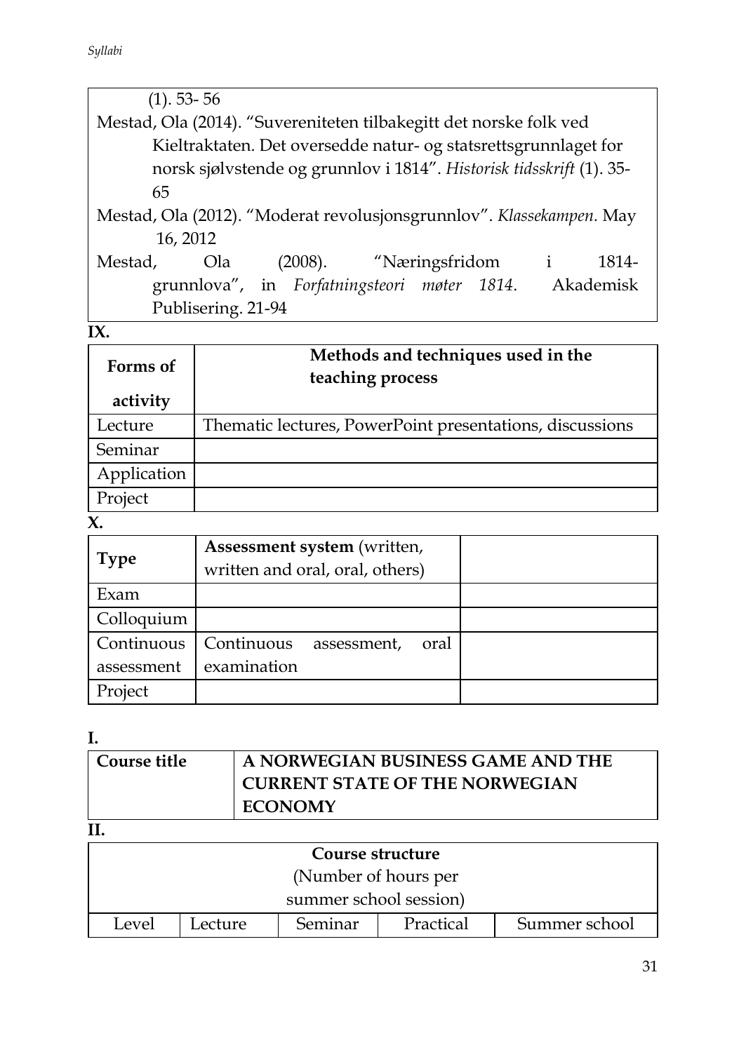| |
|---|
| (1). 53- 56 |
| Mestad, Ola (2014). "Suvereniteten tilbakegitt det norske folk ved Kieltraktaten. Det oversedde natur- og statsrettsgrunnlaget for norsk sjølvstende og grunnlov i 1814". *Historisk tidsskrift* (1). 35-65 |
| Mestad, Ola (2012). "Moderat revolusjonsgrunnlov". *Klassekampen.* May 16, 2012 |
| Mestad, Ola (2008). "Næringsfridom i 1814-grunnlova", in *Forfatningsteori møter 1814*. Akademisk Publisering. 21-94 |

**IX.**

| Forms of activity | Methods and techniques used in the teaching process |
|---|---|
| Lecture | Thematic lectures, PowerPoint presentations, discussions |
| Seminar | |
| Application | |
| Project | |

**X.**

| Type | **Assessment system** (written, written and oral, oral, others) | |
|---|---|---|
| Exam | | |
| Colloquium | | |
| Continuous assessment | Continuous assessment, oral examination | |
| Project | | |

**I.**

| Course title | A NORWEGIAN BUSINESS GAME AND THE CURRENT STATE OF THE NORWEGIAN ECONOMY |
|---|---|

**II.**

| Course structure (Number of hours per summer school session) | | | | |
|---|---|---|---|---|
| Level | Lecture | Seminar | Practical | Summer school |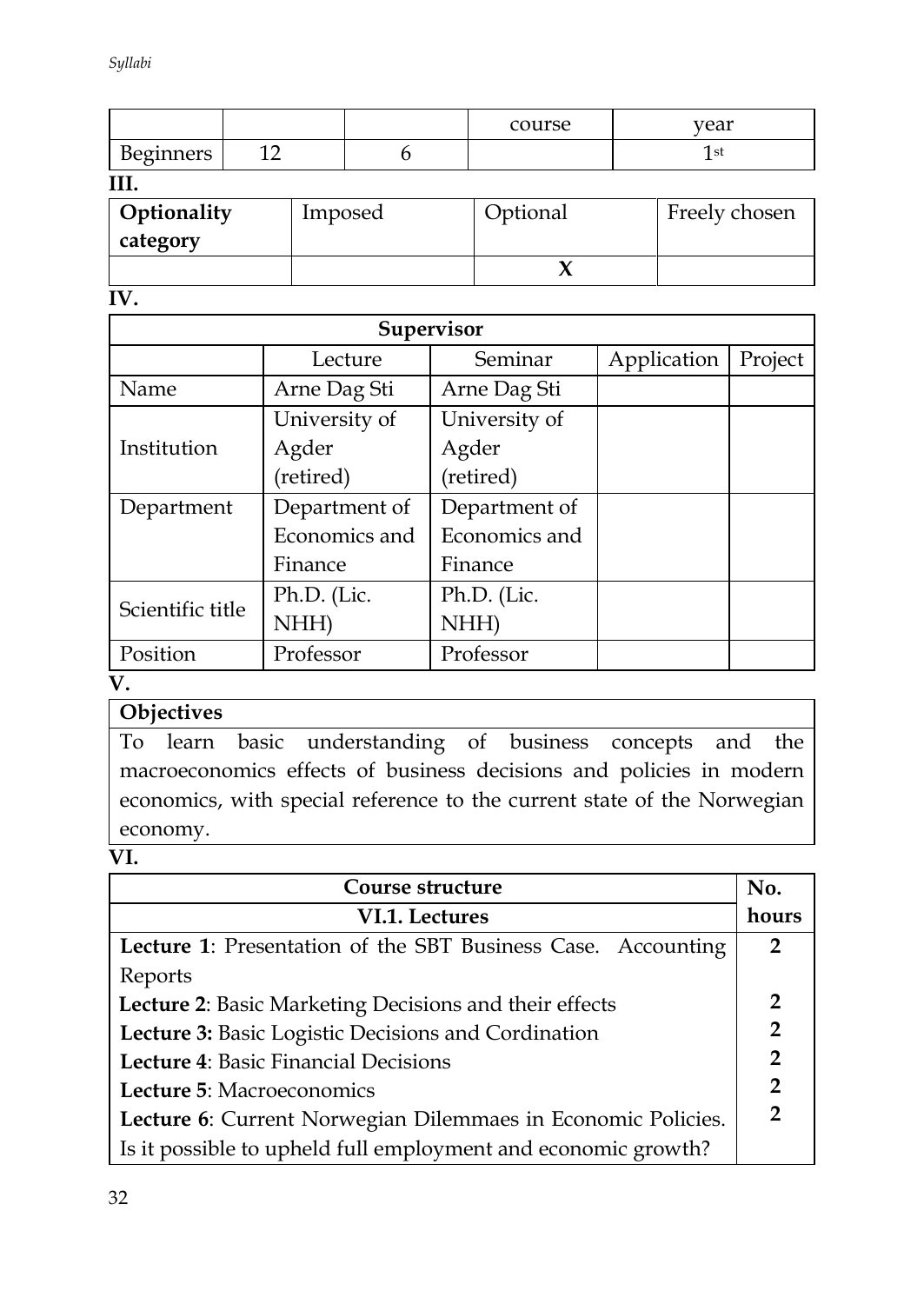| | | | course | year |
|---|---|---|---|---|
| Beginners | 12 | 6 | | 1st |

**III.**

| **Optionality category** | Imposed | Optional | Freely chosen |
|---|---|---|---|
| | | **X** | |

**IV.**

| **Supervisor** | | | | |
|---|---|---|---|---|
| | Lecture | Seminar | Application | Project |
| Name | Arne Dag Sti | Arne Dag Sti | | |
| Institution | University of Agder (retired) | University of Agder (retired) | | |
| Department | Department of Economics and Finance | Department of Economics and Finance | | |
| Scientific title | Ph.D. (Lic. NHH) | Ph.D. (Lic. NHH) | | |
| Position | Professor | Professor | | |

**V.**

**Objectives**

To learn basic understanding of business concepts and the macroeconomics effects of business decisions and policies in modern economics, with special reference to the current state of the Norwegian economy.

**VI.**

| **Course structure** | **No. hours** |
|---|---|
| **VI.1. Lectures** | |
| **Lecture 1**: Presentation of the SBT Business Case. Accounting Reports | **2** |
| **Lecture 2**: Basic Marketing Decisions and their effects | **2** |
| **Lecture 3:** Basic Logistic Decisions and Cordination | **2** |
| **Lecture 4**: Basic Financial Decisions | **2** |
| **Lecture 5**: Macroeconomics | **2** |
| **Lecture 6**: Current Norwegian Dilemmaes in Economic Policies. Is it possible to upheld full employment and economic growth? | **2** |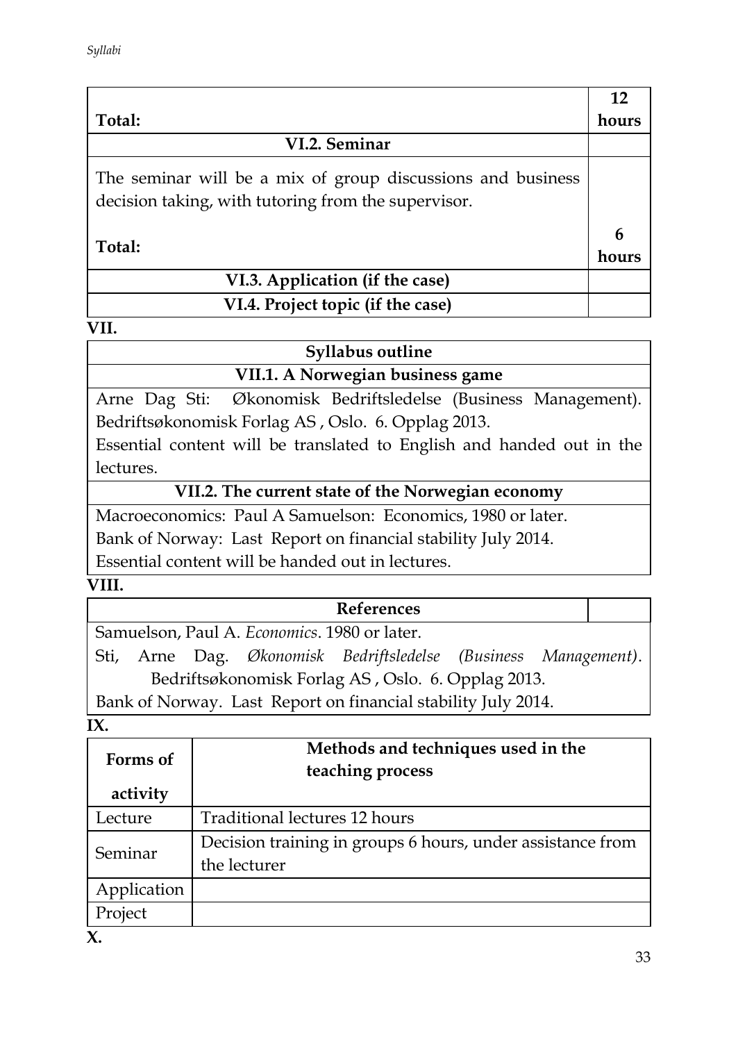| Total: | 12 hours |
|---|---|
| **VI.2. Seminar** | |
| The seminar will be a mix of group discussions and business decision taking, with tutoring from the supervisor.<br><br>**Total:** | 6 hours |
| **VI.3. Application (if the case)** | |
| **VI.4. Project topic (if the case)** | |

**VII.**

| Syllabus outline |
|---|
| **VII.1. A Norwegian business game** |
| Arne Dag Sti: Økonomisk Bedriftsledelse (Business Management). Bedriftsøkonomisk Forlag AS , Oslo. 6. Opplag 2013.<br>Essential content will be translated to English and handed out in the lectures. |
| **VII.2. The current state of the Norwegian economy** |
| Macroeconomics: Paul A Samuelson: Economics, 1980 or later.<br>Bank of Norway: Last Report on financial stability July 2014.<br>Essential content will be handed out in lectures. |

**VIII.**

| References | |
|---|---|
| Samuelson, Paul A. *Economics*. 1980 or later. | |
| Sti, Arne Dag. *Økonomisk Bedriftsledelse (Business Management)*. Bedriftsøkonomisk Forlag AS , Oslo. 6. Opplag 2013. | |
| Bank of Norway. Last Report on financial stability July 2014. | |

**IX.**

| Forms of activity | Methods and techniques used in the teaching process |
|---|---|
| Lecture | Traditional lectures 12 hours |
| Seminar | Decision training in groups 6 hours, under assistance from the lecturer |
| Application | |
| Project | |

**X.**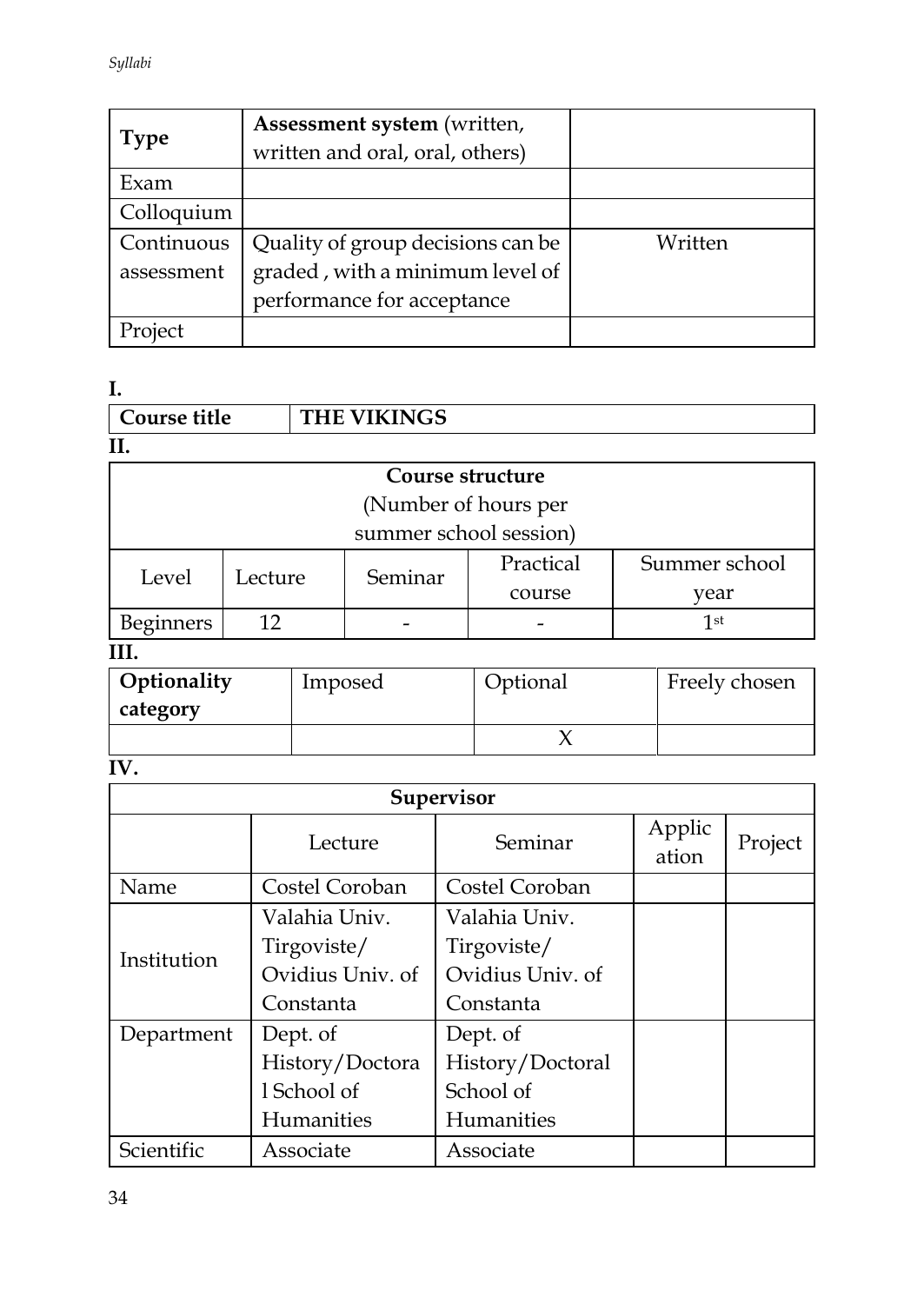| Type | Assessment system (written, written and oral, oral, others) | |
|---|---|---|
| Exam | | |
| Colloquium | | |
| Continuous assessment | Quality of group decisions can be graded , with a minimum level of performance for acceptance | Written |
| Project | | |

**I.**

| Course title | THE VIKINGS |
|---|---|

**II.**

| Course structure (Number of hours per summer school session) | | | | |
|---|---|---|---|---|
| Level | Lecture | Seminar | Practical course | Summer school year |
| Beginners | 12 | - | - | 1st |

**III.**

| Optionality category | Imposed | Optional | Freely chosen |
|---|---|---|---|
| | | X | |

**IV.**

| Supervisor | | | | |
|---|---|---|---|---|
| | Lecture | Seminar | Application | Project |
| Name | Costel Coroban | Costel Coroban | | |
| Institution | Valahia Univ. Tirgoviste/ Ovidius Univ. of Constanta | Valahia Univ. Tirgoviste/ Ovidius Univ. of Constanta | | |
| Department | Dept. of History/Doctoral School of Humanities | Dept. of History/Doctoral School of Humanities | | |
| Scientific | Associate | Associate | | |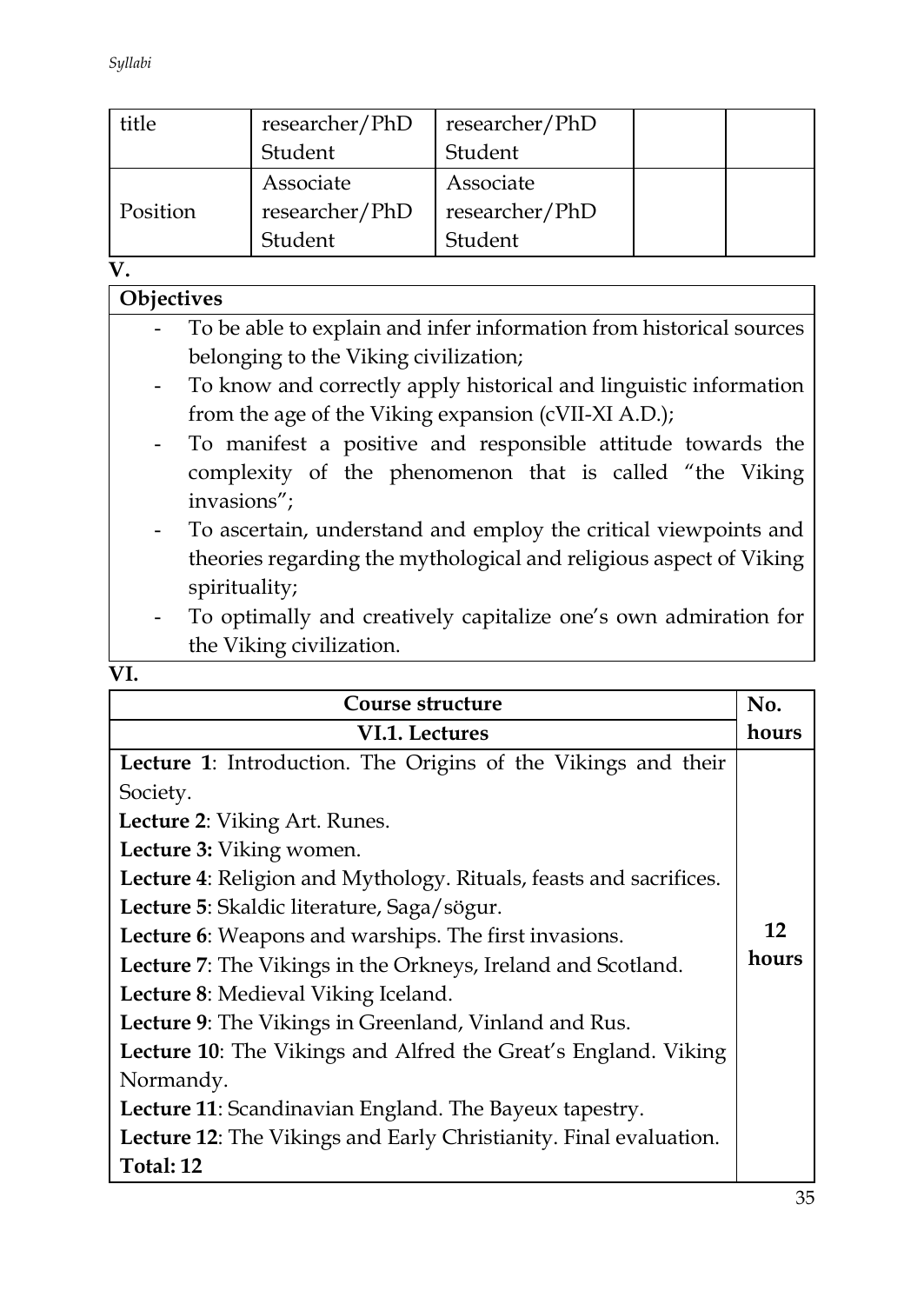| title | researcher/PhD Student | researcher/PhD Student | | |
|---|---|---|---|---|
| Position | Associate researcher/PhD Student | Associate researcher/PhD Student | | |

**V.**

| **Objectives** |
|---|
| - To be able to explain and infer information from historical sources belonging to the Viking civilization;<br>- To know and correctly apply historical and linguistic information from the age of the Viking expansion (cVII-XI A.D.);<br>- To manifest a positive and responsible attitude towards the complexity of the phenomenon that is called "the Viking invasions";<br>- To ascertain, understand and employ the critical viewpoints and theories regarding the mythological and religious aspect of Viking spirituality;<br>- To optimally and creatively capitalize one's own admiration for the Viking civilization. |

**VI.**

| **Course structure** | **No.** |
|---|---|
| **VI.1. Lectures** | **hours** |
| **Lecture 1**: Introduction. The Origins of the Vikings and their Society.<br>**Lecture 2**: Viking Art. Runes.<br>**Lecture 3:** Viking women.<br>**Lecture 4**: Religion and Mythology. Rituals, feasts and sacrifices.<br>**Lecture 5**: Skaldic literature, Saga/sögur.<br>**Lecture 6**: Weapons and warships. The first invasions.<br>**Lecture 7**: The Vikings in the Orkneys, Ireland and Scotland.<br>**Lecture 8**: Medieval Viking Iceland.<br>**Lecture 9**: The Vikings in Greenland, Vinland and Rus.<br>**Lecture 10**: The Vikings and Alfred the Great's England. Viking Normandy.<br>**Lecture 11**: Scandinavian England. The Bayeux tapestry.<br>**Lecture 12**: The Vikings and Early Christianity. Final evaluation.<br>**Total: 12** | **12 hours** |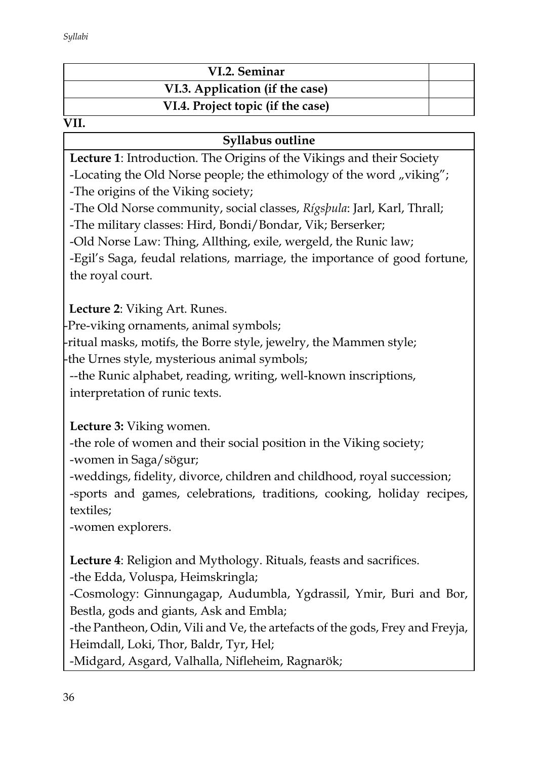| VI.2. Seminar | |
|---|---|
| VI.3. Application (if the case) | |
| VI.4. Project topic (if the case) | |

**VII.**

| Syllabus outline |
|---|
| **Lecture 1**: Introduction. The Origins of the Vikings and their Society<br>-Locating the Old Norse people; the ethimology of the word „viking”;<br>-The origins of the Viking society;<br>-The Old Norse community, social classes, *Rígsþula*: Jarl, Karl, Thrall;<br>-The military classes: Hird, Bondi/Bondar, Vik; Berserker;<br>-Old Norse Law: Thing, Allthing, exile, wergeld, the Runic law;<br>-Egil's Saga, feudal relations, marriage, the importance of good fortune, the royal court.<br><br>**Lecture 2**: Viking Art. Runes.<br>-Pre-viking ornaments, animal symbols;<br>-ritual masks, motifs, the Borre style, jewelry, the Mammen style;<br>-the Urnes style, mysterious animal symbols;<br>--the Runic alphabet, reading, writing, well-known inscriptions, interpretation of runic texts.<br><br>**Lecture 3:** Viking women.<br>-the role of women and their social position in the Viking society;<br>-women in Saga/sögur;<br>-weddings, fidelity, divorce, children and childhood, royal succession;<br>-sports and games, celebrations, traditions, cooking, holiday recipes, textiles;<br>-women explorers.<br><br>**Lecture 4**: Religion and Mythology. Rituals, feasts and sacrifices.<br>-the Edda, Voluspa, Heimskringla;<br>-Cosmology: Ginnungagap, Audumbla, Ygdrassil, Ymir, Buri and Bor, Bestla, gods and giants, Ask and Embla;<br>-the Pantheon, Odin, Vili and Ve, the artefacts of the gods, Frey and Freyja, Heimdall, Loki, Thor, Baldr, Tyr, Hel;<br>-Midgard, Asgard, Valhalla, Nifleheim, Ragnarök; |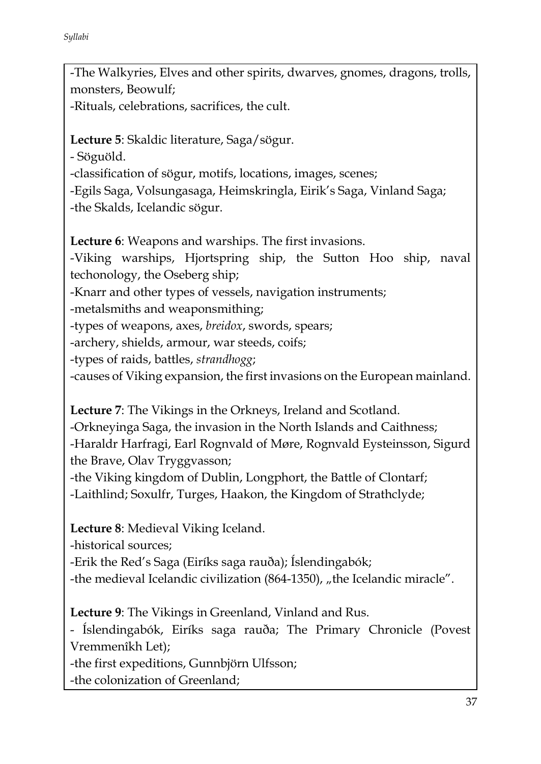-The Walkyries, Elves and other spirits, dwarves, gnomes, dragons, trolls, monsters, Beowulf;
-Rituals, celebrations, sacrifices, the cult.

**Lecture 5**: Skaldic literature, Saga/sögur.
- Söguöld.
-classification of sögur, motifs, locations, images, scenes;
-Egils Saga, Volsungasaga, Heimskringla, Eirik's Saga, Vinland Saga;
-the Skalds, Icelandic sögur.

**Lecture 6**: Weapons and warships. The first invasions.
-Viking warships, Hjortspring ship, the Sutton Hoo ship, naval techonology, the Oseberg ship;
-Knarr and other types of vessels, navigation instruments;
-metalsmiths and weaponsmithing;
-types of weapons, axes, *breidox*, swords, spears;
-archery, shields, armour, war steeds, coifs;
-types of raids, battles, *strandhogg*;
-causes of Viking expansion, the first invasions on the European mainland.

**Lecture 7**: The Vikings in the Orkneys, Ireland and Scotland.
-Orkneyinga Saga, the invasion in the North Islands and Caithness;
-Haraldr Harfragi, Earl Rognvald of Møre, Rognvald Eysteinsson, Sigurd the Brave, Olav Tryggvasson;
-the Viking kingdom of Dublin, Longphort, the Battle of Clontarf;
-Laithlind; Soxulfr, Turges, Haakon, the Kingdom of Strathclyde;

**Lecture 8**: Medieval Viking Iceland.
-historical sources;
-Erik the Red's Saga (Eiríks saga rauða); Íslendingabók;
-the medieval Icelandic civilization (864-1350), „the Icelandic miracle".

**Lecture 9**: The Vikings in Greenland, Vinland and Rus.
- Íslendingabók, Eiríks saga rauða; The Primary Chronicle (Povest Vremmenîkh Let);
-the first expeditions, Gunnbjörn Ulfsson;
-the colonization of Greenland;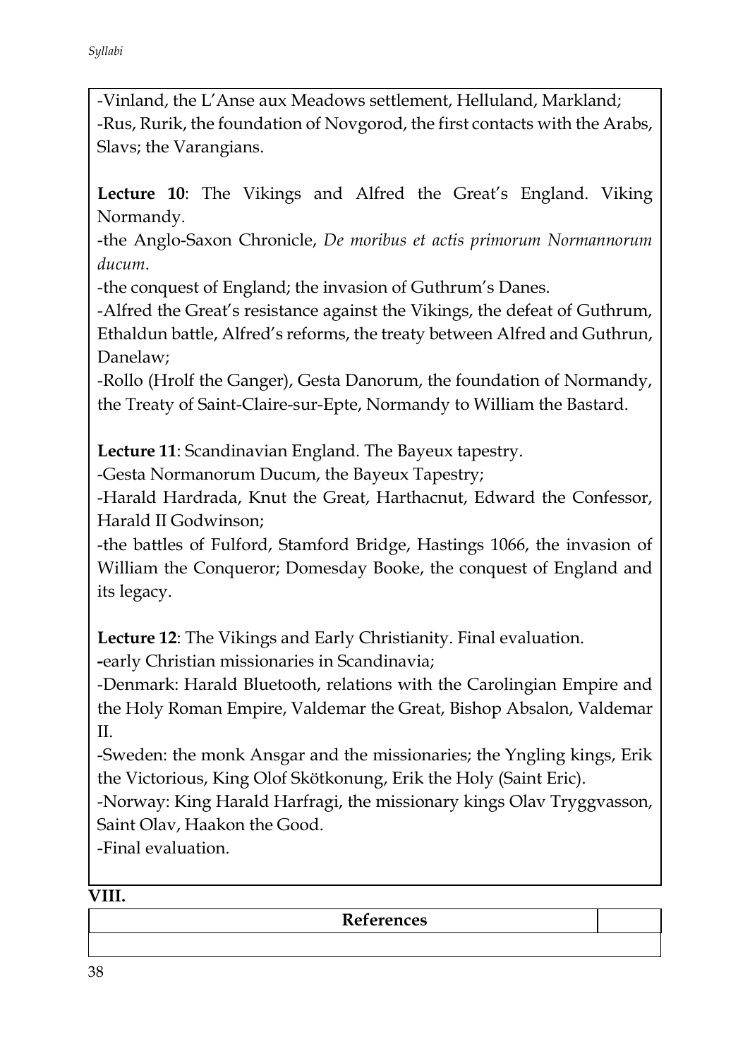-Vinland, the L'Anse aux Meadows settlement, Helluland, Markland;
-Rus, Rurik, the foundation of Novgorod, the first contacts with the Arabs, Slavs; the Varangians.

**Lecture 10**: The Vikings and Alfred the Great's England. Viking Normandy.
-the Anglo-Saxon Chronicle, *De moribus et actis primorum Normannorum ducum*.
-the conquest of England; the invasion of Guthrum's Danes.
-Alfred the Great's resistance against the Vikings, the defeat of Guthrum, Ethaldun battle, Alfred's reforms, the treaty between Alfred and Guthrun, Danelaw;
-Rollo (Hrolf the Ganger), Gesta Danorum, the foundation of Normandy, the Treaty of Saint-Claire-sur-Epte, Normandy to William the Bastard.

**Lecture 11**: Scandinavian England. The Bayeux tapestry.
-Gesta Normanorum Ducum, the Bayeux Tapestry;
-Harald Hardrada, Knut the Great, Harthacnut, Edward the Confessor, Harald II Godwinson;
-the battles of Fulford, Stamford Bridge, Hastings 1066, the invasion of William the Conqueror; Domesday Booke, the conquest of England and its legacy.

**Lecture 12**: The Vikings and Early Christianity. Final evaluation.
**-**early Christian missionaries in Scandinavia;
-Denmark: Harald Bluetooth, relations with the Carolingian Empire and the Holy Roman Empire, Valdemar the Great, Bishop Absalon, Valdemar II.
-Sweden: the monk Ansgar and the missionaries; the Yngling kings, Erik the Victorious, King Olof Skötkonung, Erik the Holy (Saint Eric).
-Norway: King Harald Harfragi, the missionary kings Olav Tryggvasson, Saint Olav, Haakon the Good.
-Final evaluation.

**VIII.**

| References | |
|---|---|
| | |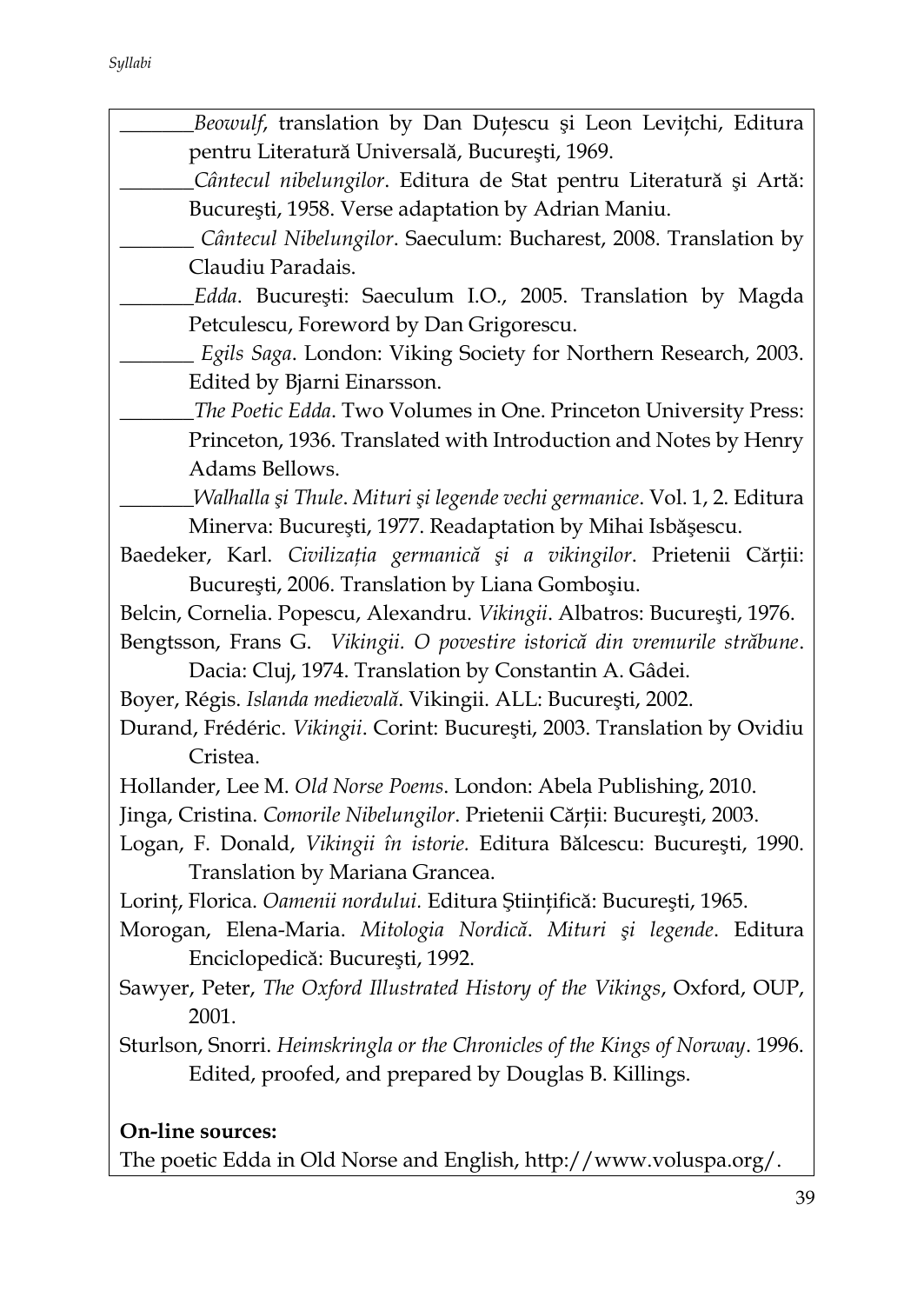_______*Beowulf*, translation by Dan Duțescu şi Leon Levițchi, Editura pentru Literatură Universală, Bucureşti, 1969.

_______*Cântecul nibelungilor*. Editura de Stat pentru Literatură şi Artă: Bucureşti, 1958. Verse adaptation by Adrian Maniu.

_______ *Cântecul Nibelungilor*. Saeculum: Bucharest, 2008. Translation by Claudiu Paradais.

_______*Edda*. Bucureşti: Saeculum I.O., 2005. Translation by Magda Petculescu, Foreword by Dan Grigorescu.

_______ *Egils Saga*. London: Viking Society for Northern Research, 2003. Edited by Bjarni Einarsson.

_______*The Poetic Edda*. Two Volumes in One. Princeton University Press: Princeton, 1936. Translated with Introduction and Notes by Henry Adams Bellows.

_______*Walhalla şi Thule*. *Mituri şi legende vechi germanice*. Vol. 1, 2. Editura Minerva: Bucureşti, 1977. Readaptation by Mihai Isbăşescu.

Baedeker, Karl. *Civilizația germanică şi a vikingilor*. Prietenii Cărții: Bucureşti, 2006. Translation by Liana Gomboşiu.

Belcin, Cornelia. Popescu, Alexandru. *Vikingii*. Albatros: Bucureşti, 1976.

Bengtsson, Frans G. *Vikingii. O povestire istorică din vremurile străbune*. Dacia: Cluj, 1974. Translation by Constantin A. Gâdei.

Boyer, Régis. *Islanda medievală*. Vikingii. ALL: Bucureşti, 2002.

Durand, Frédéric. *Vikingii*. Corint: Bucureşti, 2003. Translation by Ovidiu Cristea.

Hollander, Lee M. *Old Norse Poems*. London: Abela Publishing, 2010.

Jinga, Cristina. *Comorile Nibelungilor*. Prietenii Cărții: Bucureşti, 2003.

Logan, F. Donald, *Vikingii în istorie.* Editura Bălcescu: Bucureşti, 1990. Translation by Mariana Grancea.

Lorinț, Florica. *Oamenii nordului.* Editura Ştiințifică: Bucureşti, 1965.

Morogan, Elena-Maria. *Mitologia Nordică. Mituri şi legende*. Editura Enciclopedică: Bucureşti, 1992.

Sawyer, Peter, *The Oxford Illustrated History of the Vikings*, Oxford, OUP, 2001.

Sturlson, Snorri. *Heimskringla or the Chronicles of the Kings of Norway*. 1996. Edited, proofed, and prepared by Douglas B. Killings.

**On-line sources:**

The poetic Edda in Old Norse and English, http://www.voluspa.org/.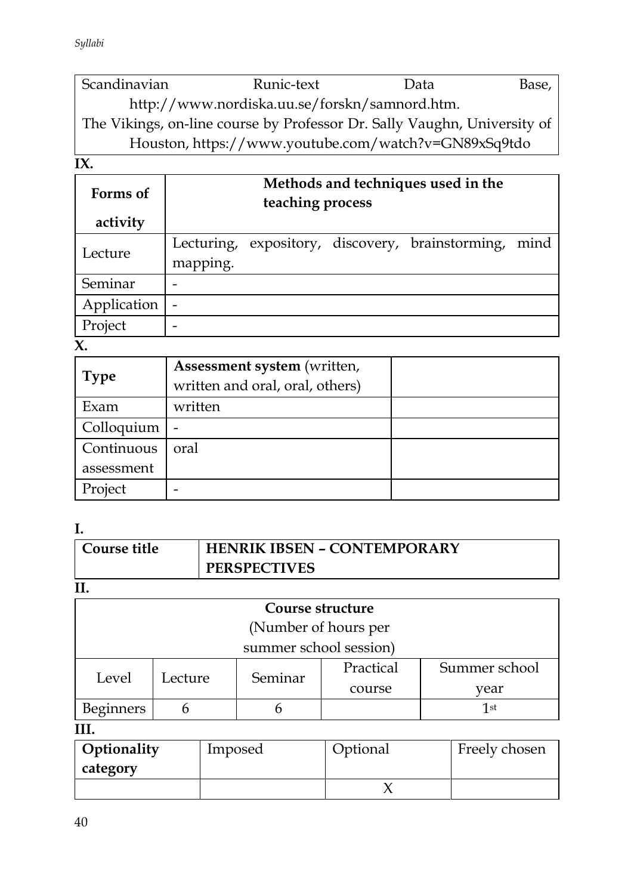| Scandinavian Runic-text Data Base, http://www.nordiska.uu.se/forskn/samnord.htm. The Vikings, on-line course by Professor Dr. Sally Vaughn, University of Houston, https://www.youtube.com/watch?v=GN89xSq9tdo |
|---|

**IX.**

| **Forms of activity** | **Methods and techniques used in the teaching process** |
|---|---|
| Lecture | Lecturing, expository, discovery, brainstorming, mind mapping. |
| Seminar | - |
| Application | - |
| Project | - |

**X.**

| **Type** | **Assessment system** (written, written and oral, oral, others) | |
|---|---|---|
| Exam | written | |
| Colloquium | - | |
| Continuous assessment | oral | |
| Project | - | |

**I.**

| **Course title** | **HENRIK IBSEN – CONTEMPORARY PERSPECTIVES** |
|---|---|

**II.**

| **Course structure** (Number of hours per summer school session) | | | | |
|---|---|---|---|---|
| Level | Lecture | Seminar | Practical course | Summer school year |
| Beginners | 6 | 6 | | 1st |

**III.**

| **Optionality category** | Imposed | Optional | Freely chosen |
|---|---|---|---|
| | | X | |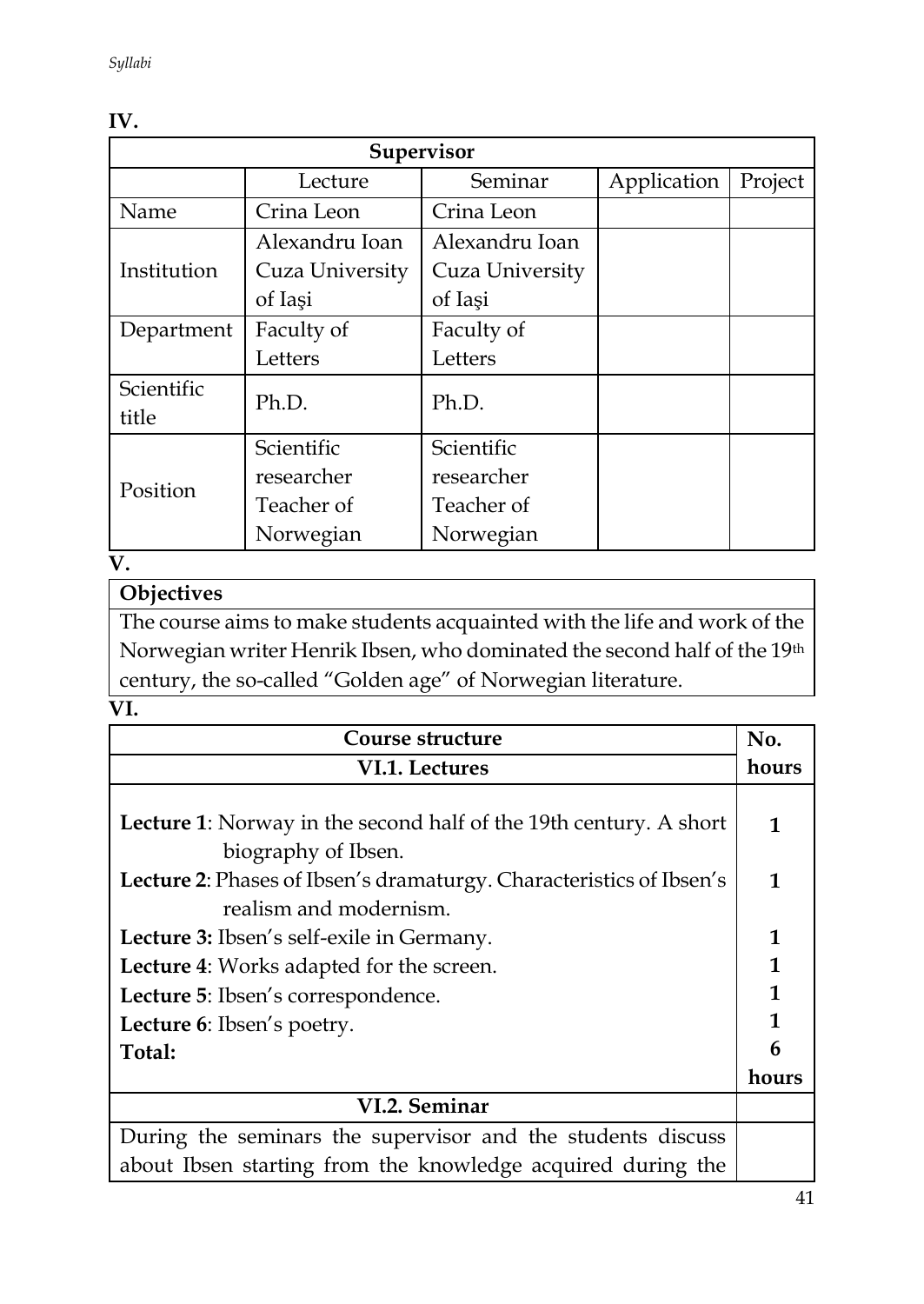**IV.**

| Supervisor | | | | |
|---|---|---|---|---|
| | Lecture | Seminar | Application | Project |
| Name | Crina Leon | Crina Leon | | |
| Institution | Alexandru Ioan Cuza University of Iaşi | Alexandru Ioan Cuza University of Iaşi | | |
| Department | Faculty of Letters | Faculty of Letters | | |
| Scientific title | Ph.D. | Ph.D. | | |
| Position | Scientific researcher Teacher of Norwegian | Scientific researcher Teacher of Norwegian | | |

**V.**

| Objectives |
|---|
| The course aims to make students acquainted with the life and work of the Norwegian writer Henrik Ibsen, who dominated the second half of the 19th century, the so-called "Golden age" of Norwegian literature. |

**VI.**

| Course structure | No. hours |
|---|---|
| **VI.1. Lectures** | |
| **Lecture 1**: Norway in the second half of the 19th century. A short biography of Ibsen. | **1** |
| **Lecture 2**: Phases of Ibsen's dramaturgy. Characteristics of Ibsen's realism and modernism. | **1** |
| **Lecture 3:** Ibsen's self-exile in Germany. | **1** |
| **Lecture 4**: Works adapted for the screen. | **1** |
| **Lecture 5**: Ibsen's correspondence. | **1** |
| **Lecture 6**: Ibsen's poetry. | **1** |
| **Total:** | **6 hours** |
| **VI.2. Seminar** | |
| During the seminars the supervisor and the students discuss about Ibsen starting from the knowledge acquired during the | |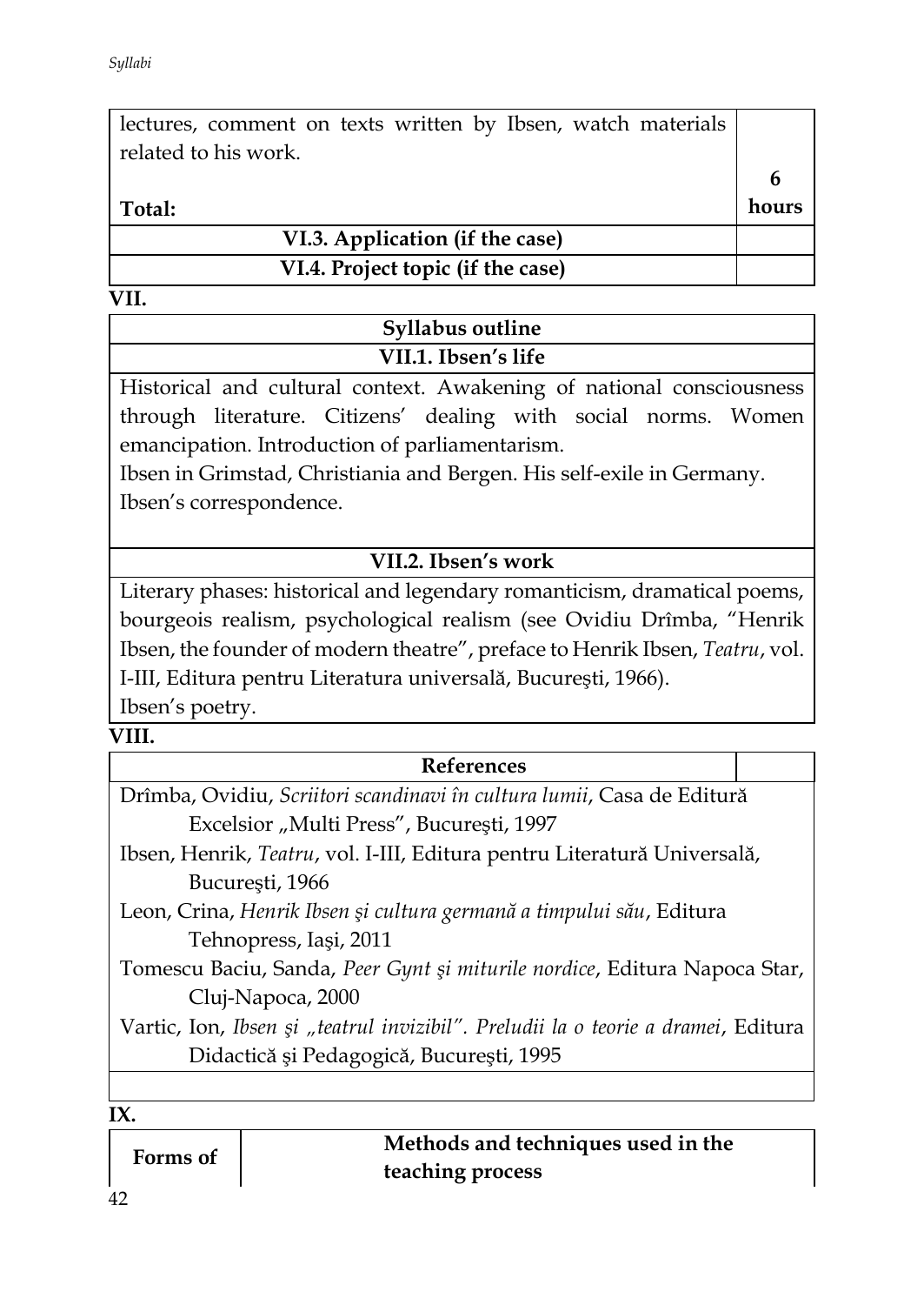| lectures, comment on texts written by Ibsen, watch materials related to his work. | |
|---|---|
| **Total:** | **6 hours** |
| **VI.3. Application (if the case)** | |
| **VI.4. Project topic (if the case)** | |

**VII.**

| **Syllabus outline** |
|---|
| **VII.1. Ibsen's life** |
| Historical and cultural context. Awakening of national consciousness through literature. Citizens' dealing with social norms. Women emancipation. Introduction of parliamentarism.<br>Ibsen in Grimstad, Christiania and Bergen. His self-exile in Germany.<br>Ibsen's correspondence. |
| **VII.2. Ibsen's work** |
| Literary phases: historical and legendary romanticism, dramatical poems, bourgeois realism, psychological realism (see Ovidiu Drîmba, "Henrik Ibsen, the founder of modern theatre", preface to Henrik Ibsen, *Teatru*, vol. I-III, Editura pentru Literatura universală, Bucureşti, 1966).<br>Ibsen's poetry. |

**VIII.**

| **References** | |
|---|---|
| Drîmba, Ovidiu, *Scriitori scandinavi în cultura lumii*, Casa de Editură Excelsior „Multi Press", Bucureşti, 1997<br>Ibsen, Henrik, *Teatru*, vol. I-III, Editura pentru Literatură Universală, Bucureşti, 1966<br>Leon, Crina, *Henrik Ibsen şi cultura germană a timpului său*, Editura Tehnopress, Iași, 2011<br>Tomescu Baciu, Sanda, *Peer Gynt şi miturile nordice*, Editura Napoca Star, Cluj-Napoca, 2000<br>Vartic, Ion, *Ibsen şi „teatrul invizibil". Preludii la o teorie a dramei*, Editura Didactică şi Pedagogică, Bucureşti, 1995 | |
| | |

**IX.**

| **Forms of** | **Methods and techniques used in the teaching process** |
|---|---|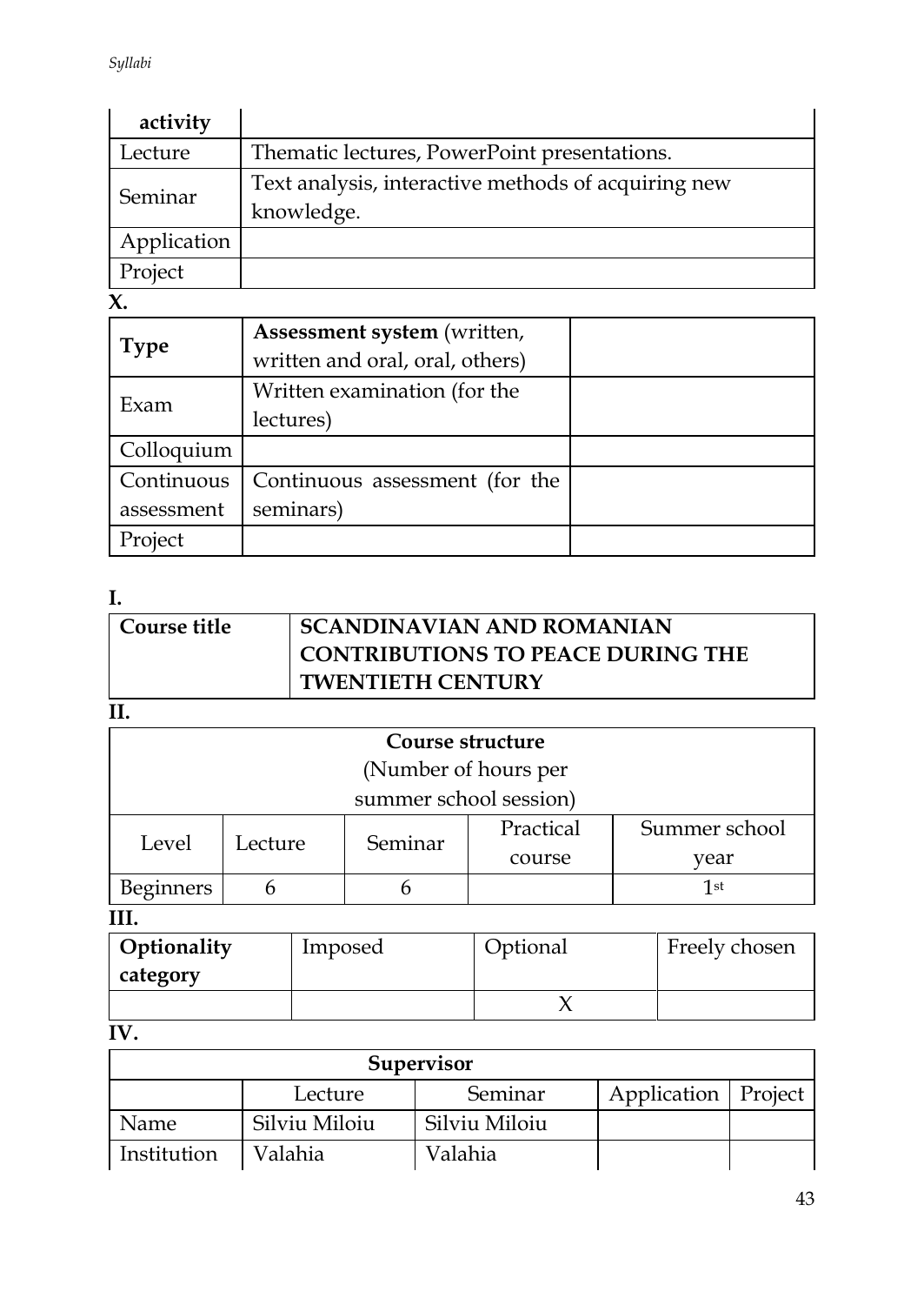| activity | |
|---|---|
| Lecture | Thematic lectures, PowerPoint presentations. |
| Seminar | Text analysis, interactive methods of acquiring new knowledge. |
| Application | |
| Project | |

**X.**

| **Type** | **Assessment system** (written, written and oral, oral, others) | |
|---|---|---|
| Exam | Written examination (for the lectures) | |
| Colloquium | | |
| Continuous assessment | Continuous assessment (for the seminars) | |
| Project | | |

**I.**

| **Course title** | **SCANDINAVIAN AND ROMANIAN CONTRIBUTIONS TO PEACE DURING THE TWENTIETH CENTURY** |
|---|---|

**II.**

| **Course structure** (Number of hours per summer school session) | | | | |
|---|---|---|---|---|
| Level | Lecture | Seminar | Practical course | Summer school year |
| Beginners | 6 | 6 | | 1st |

**III.**

| **Optionality category** | Imposed | Optional | Freely chosen |
|---|---|---|---|
| | | X | |

**IV.**

| **Supervisor** | | | | |
|---|---|---|---|---|
| | Lecture | Seminar | Application | Project |
| Name | Silviu Miloiu | Silviu Miloiu | | |
| Institution | Valahia | Valahia | | |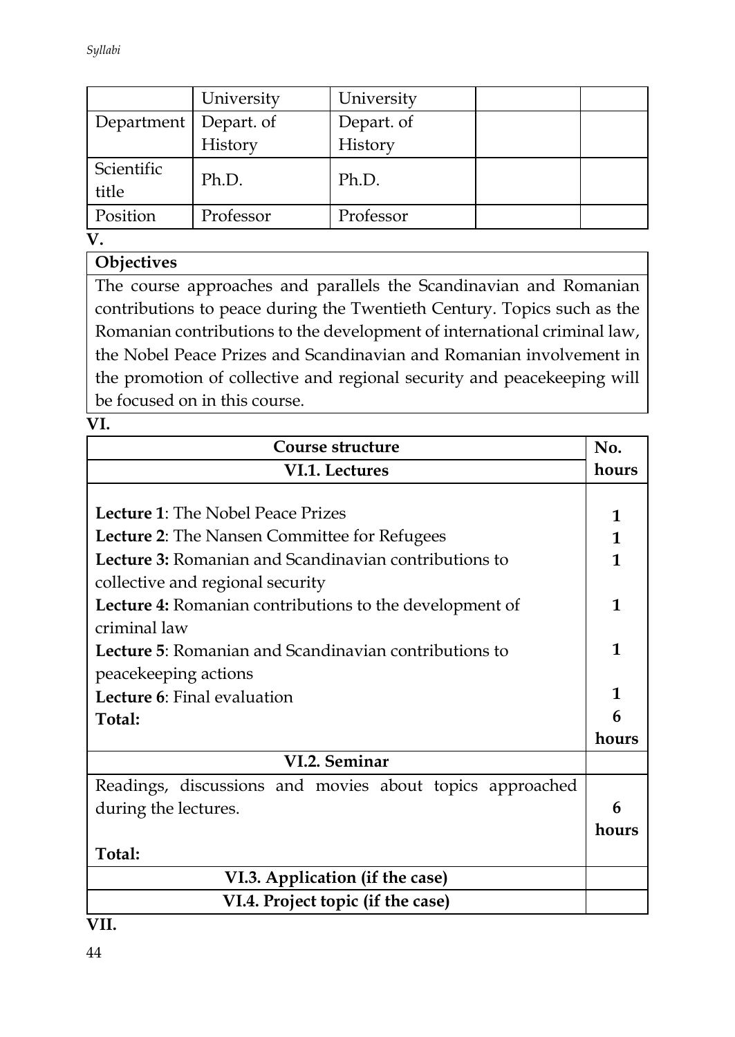| | University | University | | |
|---|---|---|---|---|
| Department | Depart. of History | Depart. of History | | |
| Scientific title | Ph.D. | Ph.D. | | |
| Position | Professor | Professor | | |

**V.**

| **Objectives** |
|---|
| The course approaches and parallels the Scandinavian and Romanian contributions to peace during the Twentieth Century. Topics such as the Romanian contributions to the development of international criminal law, the Nobel Peace Prizes and Scandinavian and Romanian involvement in the promotion of collective and regional security and peacekeeping will be focused on in this course. |

**VI.**

| **Course structure** | **No. hours** |
|---|---|
| **VI.1. Lectures** | |
| **Lecture 1**: The Nobel Peace Prizes | **1** |
| **Lecture 2**: The Nansen Committee for Refugees | **1** |
| **Lecture 3:** Romanian and Scandinavian contributions to collective and regional security | **1** |
| **Lecture 4:** Romanian contributions to the development of criminal law | **1** |
| **Lecture 5**: Romanian and Scandinavian contributions to peacekeeping actions | **1** |
| **Lecture 6**: Final evaluation | **1** |
| **Total:** | **6 hours** |
| **VI.2. Seminar** | |
| Readings, discussions and movies about topics approached during the lectures. | |
| **Total:** | **6 hours** |
| **VI.3. Application (if the case)** | |
| **VI.4. Project topic (if the case)** | |

**VII.**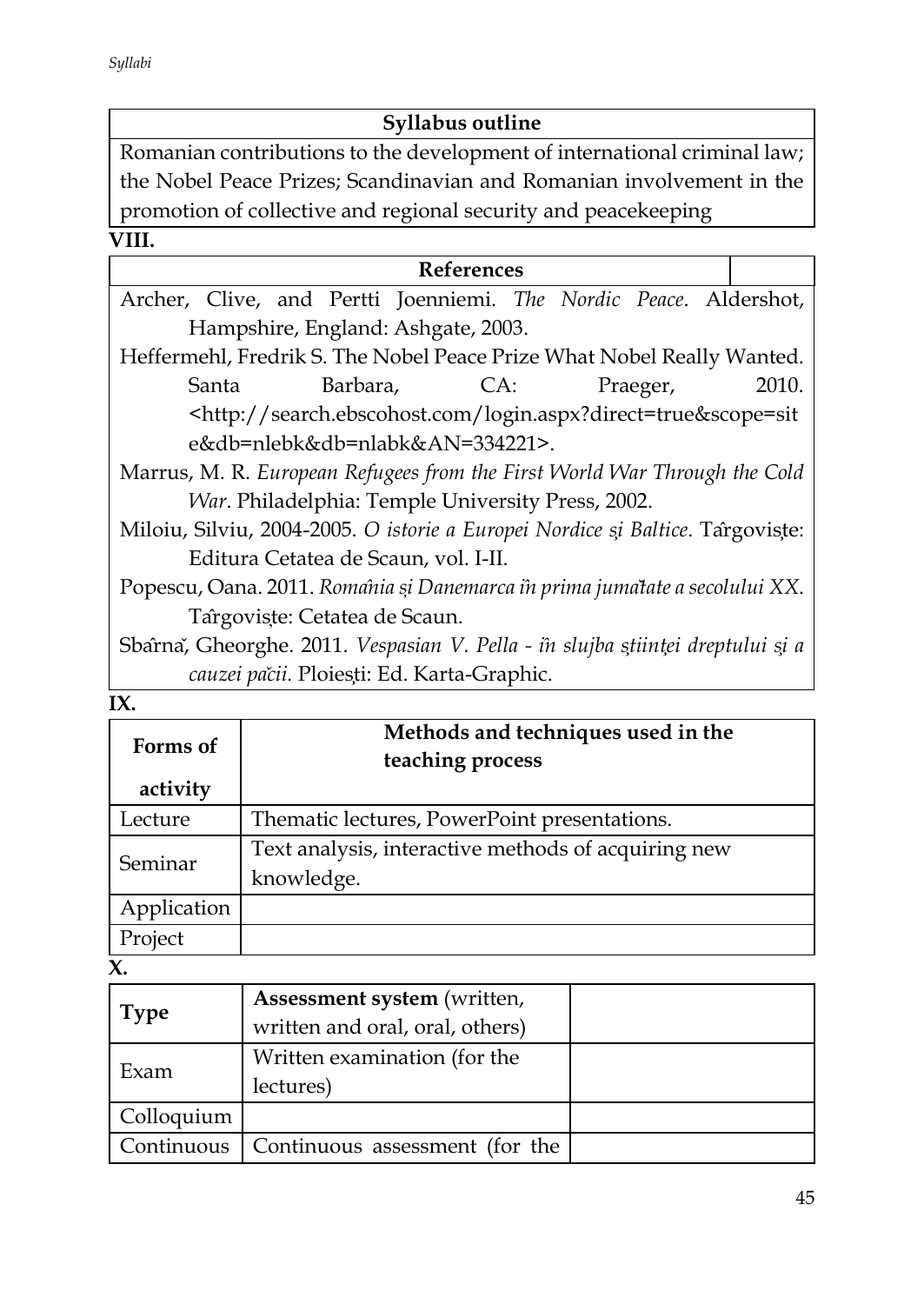| Syllabus outline |
|---|
| Romanian contributions to the development of international criminal law; the Nobel Peace Prizes; Scandinavian and Romanian involvement in the promotion of collective and regional security and peacekeeping |

**VIII.**

| References | |
|---|---|
| Archer, Clive, and Pertti Joenniemi. *The Nordic Peace*. Aldershot, Hampshire, England: Ashgate, 2003.<br>Heffermehl, Fredrik S. The Nobel Peace Prize What Nobel Really Wanted. Santa Barbara, CA: Praeger, 2010. <http://search.ebscohost.com/login.aspx?direct=true&scope=site&db=nlebk&db=nlabk&AN=334221>.<br>Marrus, M. R. *European Refugees from the First World War Through the Cold War*. Philadelphia: Temple University Press, 2002.<br>Miloiu, Silviu, 2004-2005. *O istorie a Europei Nordice și Baltice*. Târgoviște: Editura Cetatea de Scaun, vol. I-II.<br>Popescu, Oana. 2011. *România și Danemarca în prima jumătate a secolului XX*. Târgoviște: Cetatea de Scaun.<br>Sbârnă, Gheorghe. 2011. *Vespasian V. Pella - în slujba științei dreptului și a cauzei păcii*. Ploiești: Ed. Karta-Graphic. | |

**IX.**

| Forms of activity | Methods and techniques used in the teaching process |
|---|---|
| Lecture | Thematic lectures, PowerPoint presentations. |
| Seminar | Text analysis, interactive methods of acquiring new knowledge. |
| Application | |
| Project | |

**X.**

| Type | **Assessment system** (written, written and oral, oral, others) | |
|---|---|---|
| Exam | Written examination (for the lectures) | |
| Colloquium | | |
| Continuous | Continuous assessment (for the | |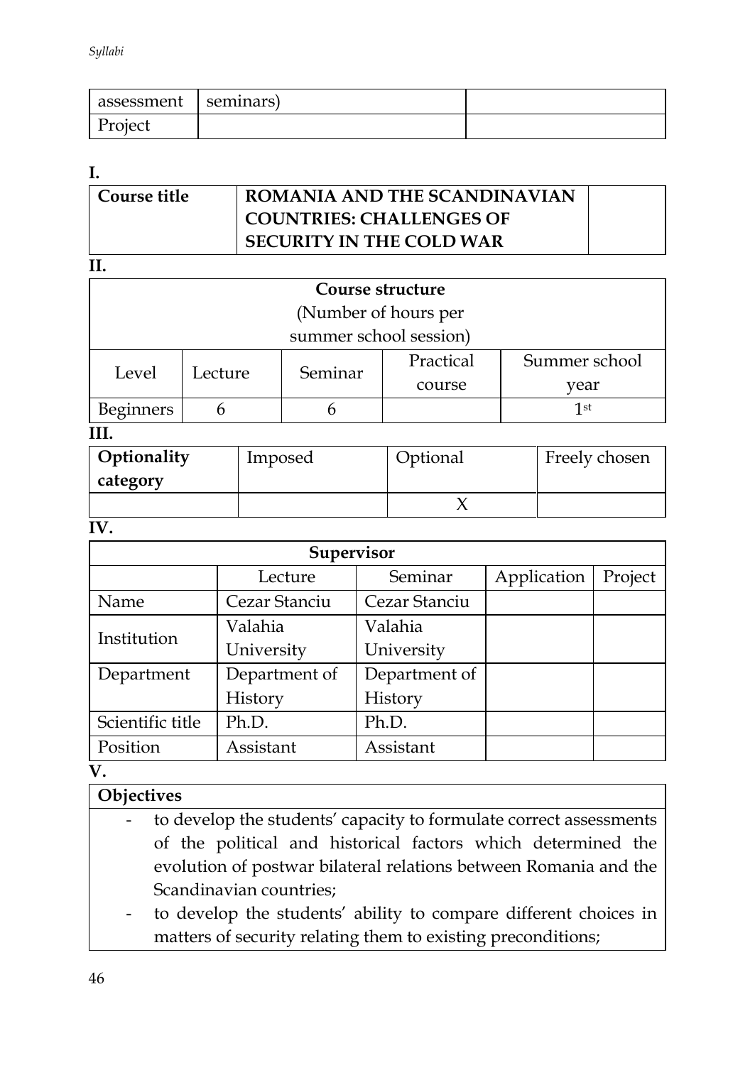| assessment | seminars) | |
| --- | --- | --- |
| Project | | |

**I.**

| **Course title** | **ROMANIA AND THE SCANDINAVIAN COUNTRIES: CHALLENGES OF SECURITY IN THE COLD WAR** | |
| --- | --- | --- |

**II.**

| **Course structure** (Number of hours per summer school session) | | | | |
| --- | --- | --- | --- | --- |
| Level | Lecture | Seminar | Practical course | Summer school year |
| Beginners | 6 | 6 | | 1st |

**III.**

| **Optionality category** | Imposed | Optional | Freely chosen |
| --- | --- | --- | --- |
| | | X | |

**IV.**

| **Supervisor** | | | | |
| --- | --- | --- | --- | --- |
| | Lecture | Seminar | Application | Project |
| Name | Cezar Stanciu | Cezar Stanciu | | |
| Institution | Valahia University | Valahia University | | |
| Department | Department of History | Department of History | | |
| Scientific title | Ph.D. | Ph.D. | | |
| Position | Assistant | Assistant | | |

**V.**

| **Objectives** |
| --- |
| - to develop the students' capacity to formulate correct assessments of the political and historical factors which determined the evolution of postwar bilateral relations between Romania and the Scandinavian countries; <br> - to develop the students' ability to compare different choices in matters of security relating them to existing preconditions; |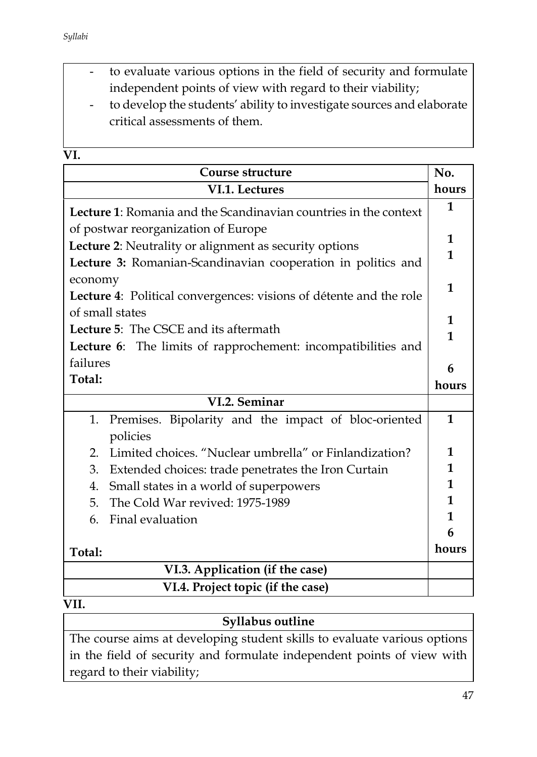- to evaluate various options in the field of security and formulate independent points of view with regard to their viability;
- to develop the students' ability to investigate sources and elaborate critical assessments of them.

**VI.**

| Course structure | No. hours |
|---|---|
| **VI.1. Lectures** | |
| **Lecture 1**: Romania and the Scandinavian countries in the context of postwar reorganization of Europe | **1** |
| **Lecture 2**: Neutrality or alignment as security options | **1** |
| **Lecture 3:** Romanian-Scandinavian cooperation in politics and economy | **1** |
| **Lecture 4**: Political convergences: visions of détente and the role of small states | **1** |
| **Lecture 5**: The CSCE and its aftermath | **1** |
| **Lecture 6**: The limits of rapprochement: incompatibilities and failures | **1** |
| **Total:** | **6 hours** |
| **VI.2. Seminar** | |
| 1. Premises. Bipolarity and the impact of bloc-oriented policies | **1** |
| 2. Limited choices. "Nuclear umbrella" or Finlandization? | **1** |
| 3. Extended choices: trade penetrates the Iron Curtain | **1** |
| 4. Small states in a world of superpowers | **1** |
| 5. The Cold War revived: 1975-1989 | **1** |
| 6. Final evaluation | **1** |
| **Total:** | **6 hours** |
| **VI.3. Application (if the case)** | |
| **VI.4. Project topic (if the case)** | |

**VII.**

| Syllabus outline |
|---|
| The course aims at developing student skills to evaluate various options in the field of security and formulate independent points of view with regard to their viability; |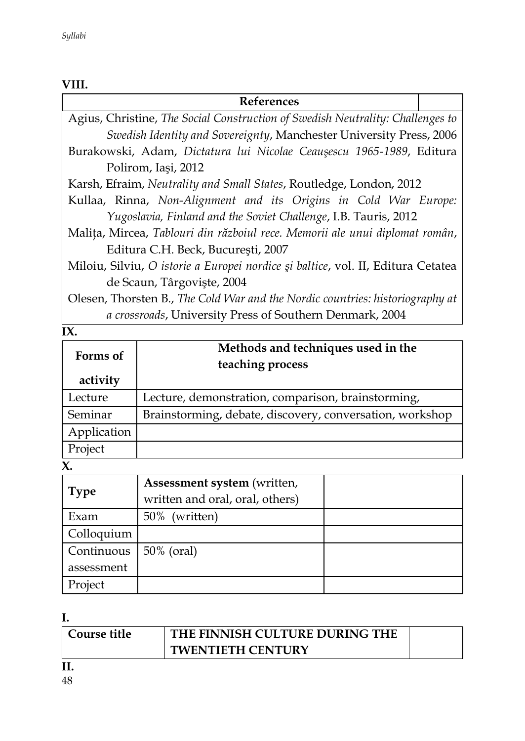**VIII.**

| References | |
|---|---|
| Agius, Christine, *The Social Construction of Swedish Neutrality: Challenges to Swedish Identity and Sovereignty*, Manchester University Press, 2006<br>Burakowski, Adam, *Dictatura lui Nicolae Ceauşescu 1965-1989*, Editura Polirom, Iaşi, 2012<br>Karsh, Efraim, *Neutrality and Small States*, Routledge, London, 2012<br>Kullaa, Rinna, *Non-Alignment and its Origins in Cold War Europe: Yugoslavia, Finland and the Soviet Challenge*, I.B. Tauris, 2012<br>Maliţa, Mircea, *Tablouri din războiul rece. Memorii ale unui diplomat român*, Editura C.H. Beck, Bucureşti, 2007<br>Miloiu, Silviu, *O istorie a Europei nordice şi baltice*, vol. II, Editura Cetatea de Scaun, Târgovişte, 2004<br>Olesen, Thorsten B., *The Cold War and the Nordic countries: historiography at a crossroads*, University Press of Southern Denmark, 2004 | |

**IX.**

| Forms of activity | Methods and techniques used in the teaching process |
|---|---|
| Lecture | Lecture, demonstration, comparison, brainstorming, |
| Seminar | Brainstorming, debate, discovery, conversation, workshop |
| Application | |
| Project | |

**X.**

| Type | **Assessment system** (written, written and oral, oral, others) | |
|---|---|---|
| Exam | 50% (written) | |
| Colloquium | | |
| Continuous assessment | 50% (oral) | |
| Project | | |

**I.**

| Course title | THE FINNISH CULTURE DURING THE TWENTIETH CENTURY | |
|---|---|---|

**II.**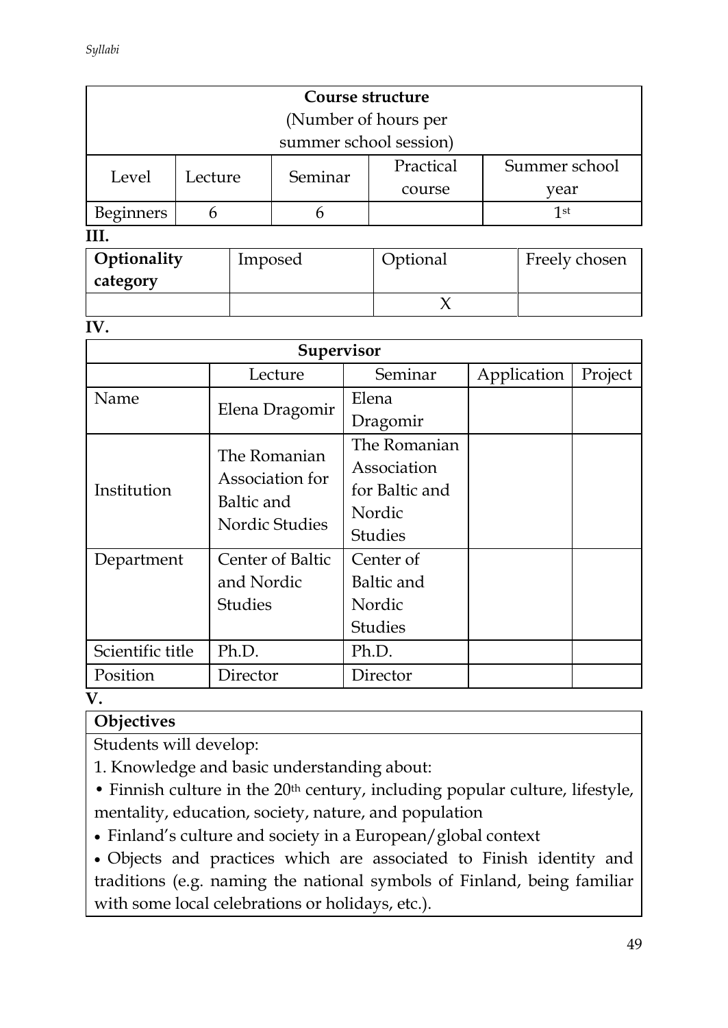| Course structure (Number of hours per summer school session) | | | | |
|---|---|---|---|---|
| Level | Lecture | Seminar | Practical course | Summer school year |
| Beginners | 6 | 6 | | 1st |

**III.**

| **Optionality category** | Imposed | Optional | Freely chosen |
|---|---|---|---|
| | | X | |

**IV.**

| **Supervisor** | | | | |
|---|---|---|---|---|
| | Lecture | Seminar | Application | Project |
| Name | Elena Dragomir | Elena Dragomir | | |
| Institution | The Romanian Association for Baltic and Nordic Studies | The Romanian Association for Baltic and Nordic Studies | | |
| Department | Center of Baltic and Nordic Studies | Center of Baltic and Nordic Studies | | |
| Scientific title | Ph.D. | Ph.D. | | |
| Position | Director | Director | | |

**V.**

**Objectives**

Students will develop:

1. Knowledge and basic understanding about:

- Finnish culture in the 20th century, including popular culture, lifestyle, mentality, education, society, nature, and population
- Finland's culture and society in a European/global context
- Objects and practices which are associated to Finish identity and traditions (e.g. naming the national symbols of Finland, being familiar with some local celebrations or holidays, etc.).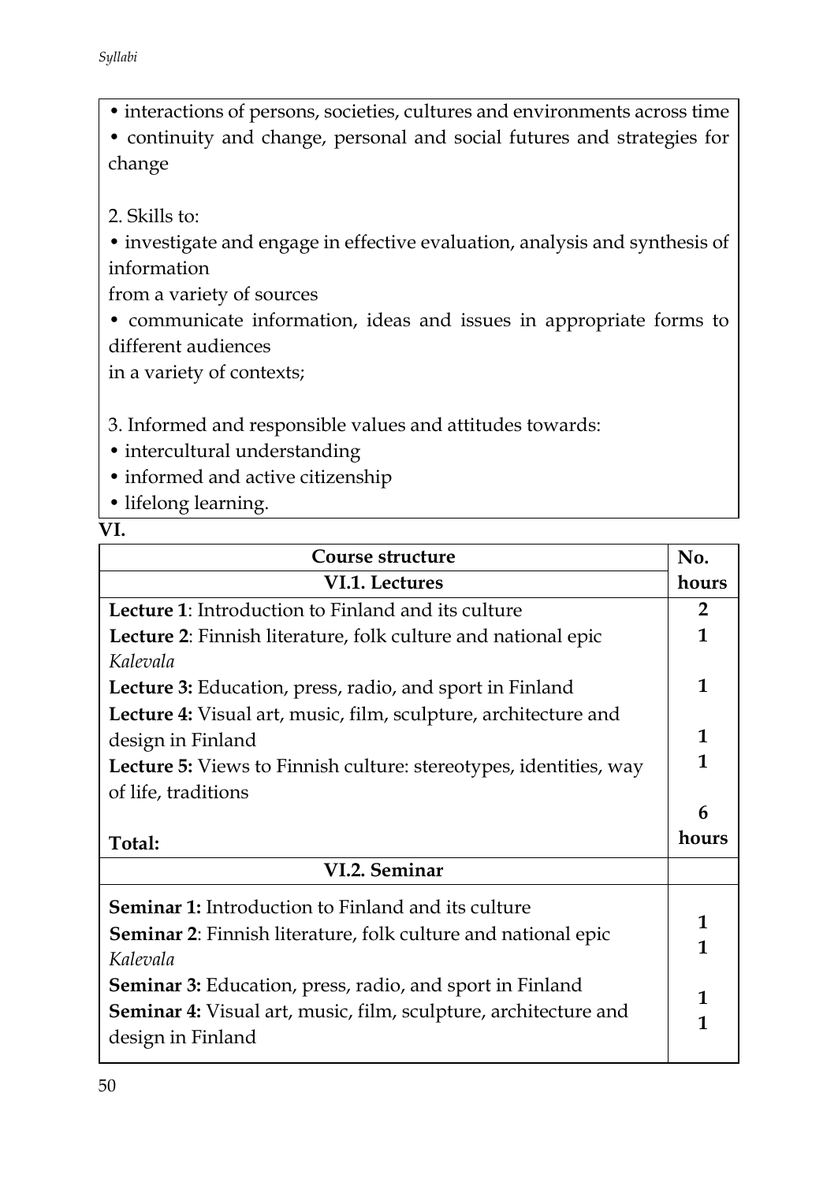• interactions of persons, societies, cultures and environments across time
• continuity and change, personal and social futures and strategies for change

2. Skills to:
• investigate and engage in effective evaluation, analysis and synthesis of information
from a variety of sources
• communicate information, ideas and issues in appropriate forms to different audiences
in a variety of contexts;

3. Informed and responsible values and attitudes towards:
• intercultural understanding
• informed and active citizenship
• lifelong learning.

**VI.**

| **Course structure** | **No. hours** |
|---|---|
| **VI.1. Lectures** | |
| **Lecture 1**: Introduction to Finland and its culture | **2** |
| **Lecture 2**: Finnish literature, folk culture and national epic *Kalevala* | **1** |
| **Lecture 3:** Education, press, radio, and sport in Finland | **1** |
| **Lecture 4:** Visual art, music, film, sculpture, architecture and design in Finland | **1** |
| **Lecture 5:** Views to Finnish culture: stereotypes, identities, way of life, traditions | **1** |
| **Total:** | **6 hours** |
| **VI.2. Seminar** | |
| **Seminar 1:** Introduction to Finland and its culture | **1** |
| **Seminar 2**: Finnish literature, folk culture and national epic *Kalevala* | **1** |
| **Seminar 3:** Education, press, radio, and sport in Finland | **1** |
| **Seminar 4:** Visual art, music, film, sculpture, architecture and design in Finland | **1** |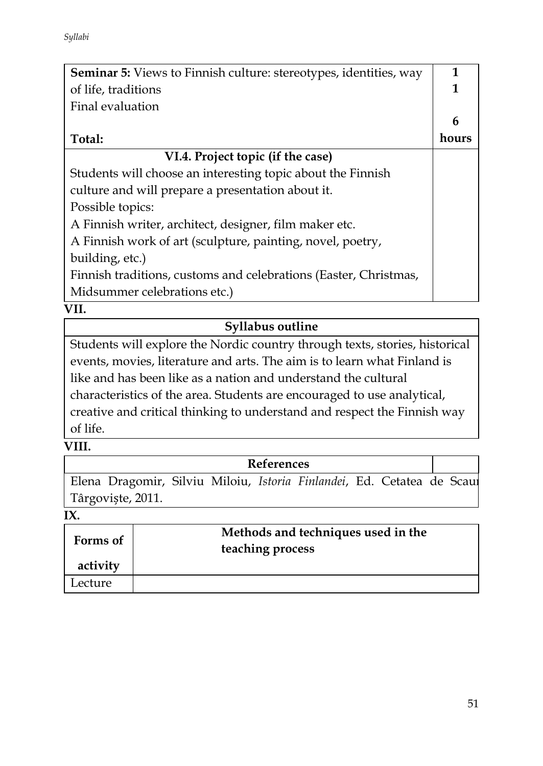| | |
|---|---|
| **Seminar 5:** Views to Finnish culture: stereotypes, identities, way of life, traditions<br>Final evaluation | **1**<br>**1** |
| **Total:** | **6 hours** |
| **VI.4. Project topic (if the case)** | |
| Students will choose an interesting topic about the Finnish culture and will prepare a presentation about it.<br>Possible topics:<br>A Finnish writer, architect, designer, film maker etc.<br>A Finnish work of art (sculpture, painting, novel, poetry, building, etc.)<br>Finnish traditions, customs and celebrations (Easter, Christmas, Midsummer celebrations etc.) | |

**VII.**

| **Syllabus outline** |
|---|
| Students will explore the Nordic country through texts, stories, historical events, movies, literature and arts. The aim is to learn what Finland is like and has been like as a nation and understand the cultural characteristics of the area. Students are encouraged to use analytical, creative and critical thinking to understand and respect the Finnish way of life. |

**VIII.**

| **References** | |
|---|---|
| Elena Dragomir, Silviu Miloiu, *Istoria Finlandei*, Ed. Cetatea de Scaun Târgoviște, 2011. | |

**IX.**

| **Forms of activity** | **Methods and techniques used in the teaching process** |
|---|---|
| Lecture | |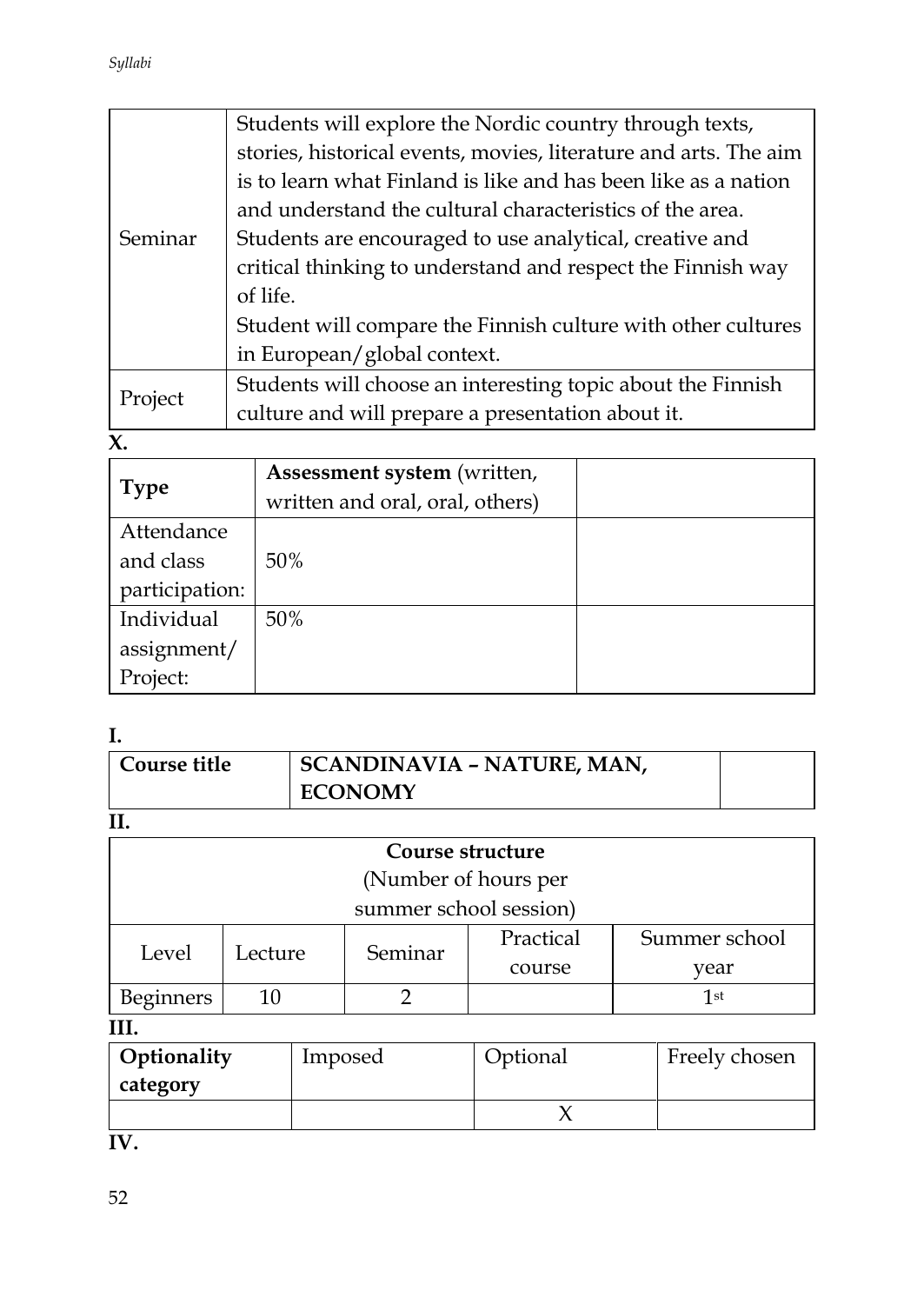| | |
|---|---|
| Seminar | Students will explore the Nordic country through texts, stories, historical events, movies, literature and arts. The aim is to learn what Finland is like and has been like as a nation and understand the cultural characteristics of the area. Students are encouraged to use analytical, creative and critical thinking to understand and respect the Finnish way of life. Student will compare the Finnish culture with other cultures in European/global context. |
| Project | Students will choose an interesting topic about the Finnish culture and will prepare a presentation about it. |

**X.**

| **Type** | **Assessment system** (written, written and oral, oral, others) | |
|---|---|---|
| Attendance and class participation: | 50% | |
| Individual assignment/ Project: | 50% | |

**I.**

| **Course title** | **SCANDINAVIA – NATURE, MAN, ECONOMY** | |
|---|---|---|

**II.**

| Course structure (Number of hours per summer school session) | | | | |
|---|---|---|---|---|
| Level | Lecture | Seminar | Practical course | Summer school year |
| Beginners | 10 | 2 | | 1st |

**III.**

| **Optionality category** | Imposed | Optional | Freely chosen |
|---|---|---|---|
| | | X | |

**IV.**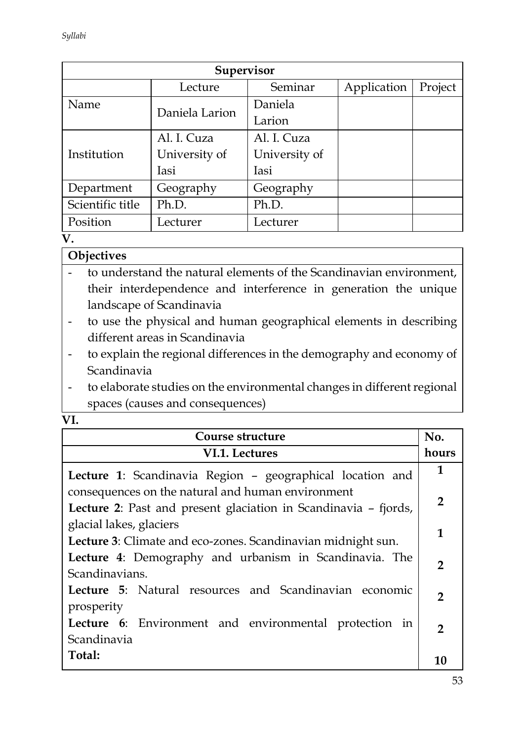| Supervisor | | | | |
|---|---|---|---|---|
| | Lecture | Seminar | Application | Project |
| Name | Daniela Larion | Daniela Larion | | |
| Institution | Al. I. Cuza University of Iasi | Al. I. Cuza University of Iasi | | |
| Department | Geography | Geography | | |
| Scientific title | Ph.D. | Ph.D. | | |
| Position | Lecturer | Lecturer | | |

**V.**

| Objectives |
|---|
| - to understand the natural elements of the Scandinavian environment, their interdependence and interference in generation the unique landscape of Scandinavia<br>- to use the physical and human geographical elements in describing different areas in Scandinavia<br>- to explain the regional differences in the demography and economy of Scandinavia<br>- to elaborate studies on the environmental changes in different regional spaces (causes and consequences) |

**VI.**

| Course structure | No. |
|---|---|
| **VI.1. Lectures** | **hours** |
| **Lecture 1**: Scandinavia Region – geographical location and consequences on the natural and human environment | **1** |
| **Lecture 2**: Past and present glaciation in Scandinavia – fjords, glacial lakes, glaciers | **2** |
| **Lecture 3**: Climate and eco-zones. Scandinavian midnight sun. | **1** |
| **Lecture 4**: Demography and urbanism in Scandinavia. The Scandinavians. | **2** |
| **Lecture 5**: Natural resources and Scandinavian economic prosperity | **2** |
| **Lecture 6**: Environment and environmental protection in Scandinavia | **2** |
| **Total:** | **10** |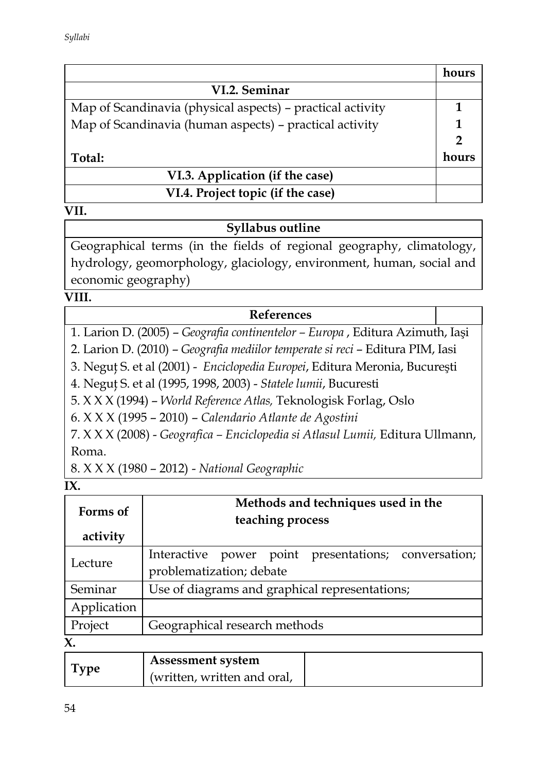| | hours |
|---|---|
| **VI.2. Seminar** | |
| Map of Scandinavia (physical aspects) – practical activity | **1** |
| Map of Scandinavia (human aspects) – practical activity | **1** |
| **Total:** | **2 hours** |
| **VI.3. Application (if the case)** | |
| **VI.4. Project topic (if the case)** | |

**VII.**

| Syllabus outline |
|---|
| Geographical terms (in the fields of regional geography, climatology, hydrology, geomorphology, glaciology, environment, human, social and economic geography) |

**VIII.**

| References |
|---|
| 1. Larion D. (2005) – *Geografia continentelor – Europa* , Editura Azimuth, Iași |
| 2. Larion D. (2010) – *Geografia mediilor temperate si reci* – Editura PIM, Iasi |
| 3. Neguț S. et al (2001) - *Enciclopedia Europei*, Editura Meronia, Bucureşti |
| 4. Neguț S. et al (1995, 1998, 2003) - *Statele lumii*, Bucuresti |
| 5. X X X (1994) – *World Reference Atlas,* Teknologisk Forlag, Oslo |
| 6. X X X (1995 – 2010) – *Calendario Atlante de Agostini* |
| 7. X X X (2008) - *Geografica – Enciclopedia si Atlasul Lumii,* Editura Ullmann, Roma. |
| 8. X X X (1980 – 2012) - *National Geographic* |

**IX.**

| Forms of activity | Methods and techniques used in the teaching process |
|---|---|
| Lecture | Interactive power point presentations; conversation; problematization; debate |
| Seminar | Use of diagrams and graphical representations; |
| Application | |
| Project | Geographical research methods |

**X.**

| Type | Assessment system (written, written and oral, | |
|---|---|---|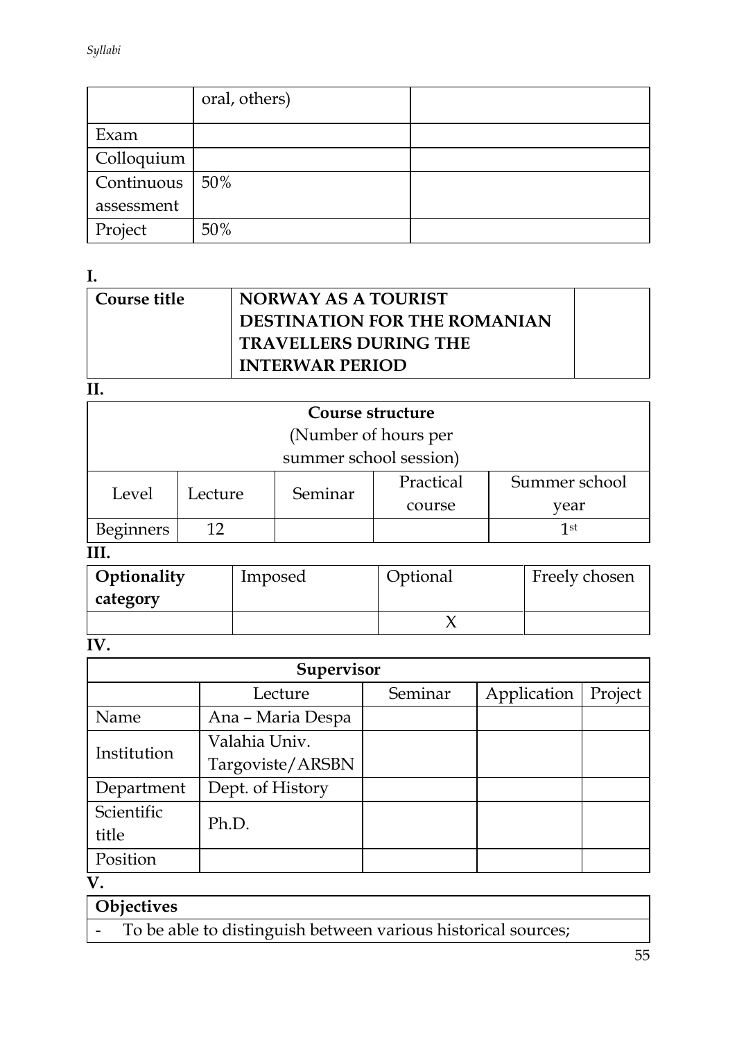| | oral, others) | |
|---|---|---|
| Exam | | |
| Colloquium | | |
| Continuous assessment | 50% | |
| Project | 50% | |

**I.**

| Course title | NORWAY AS A TOURIST DESTINATION FOR THE ROMANIAN TRAVELLERS DURING THE INTERWAR PERIOD | |
|---|---|---|

**II.**

| Course structure (Number of hours per summer school session) | | | | |
|---|---|---|---|---|
| Level | Lecture | Seminar | Practical course | Summer school year |
| Beginners | 12 | | | 1st |

**III.**

| Optionality category | Imposed | Optional | Freely chosen |
|---|---|---|---|
| | | X | |

**IV.**

| Supervisor | | | | |
|---|---|---|---|---|
| | Lecture | Seminar | Application | Project |
| Name | Ana – Maria Despa | | | |
| Institution | Valahia Univ. Targoviste/ARSBN | | | |
| Department | Dept. of History | | | |
| Scientific title | Ph.D. | | | |
| Position | | | | |

**V.**

| Objectives |
|---|
| - To be able to distinguish between various historical sources; |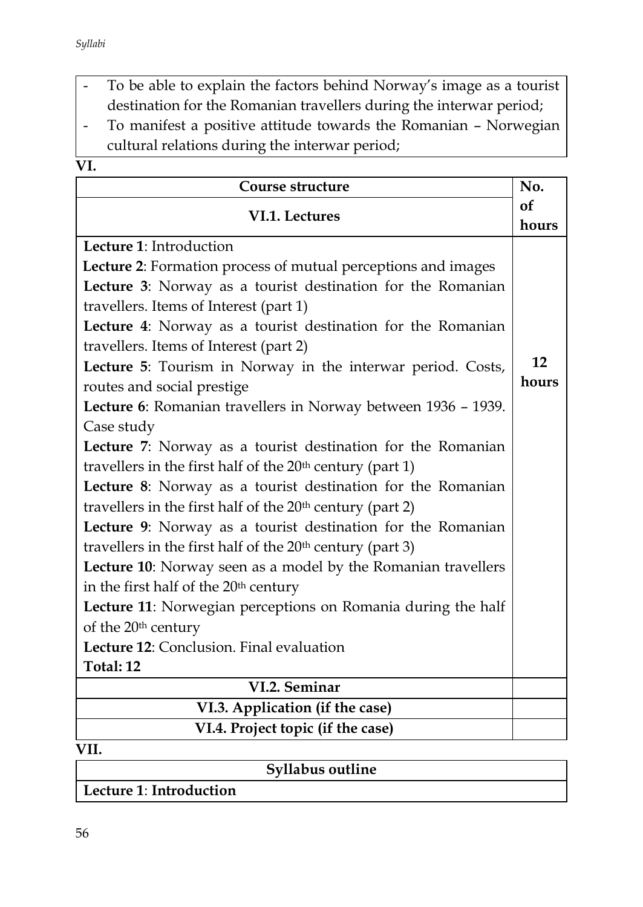- To be able to explain the factors behind Norway's image as a tourist destination for the Romanian travellers during the interwar period;
- To manifest a positive attitude towards the Romanian – Norwegian cultural relations during the interwar period;

**VI.**

| Course structure | No. of hours |
|---|---|
| **VI.1. Lectures** | |
| **Lecture 1**: Introduction<br>**Lecture 2**: Formation process of mutual perceptions and images<br>**Lecture 3**: Norway as a tourist destination for the Romanian travellers. Items of Interest (part 1)<br>**Lecture 4**: Norway as a tourist destination for the Romanian travellers. Items of Interest (part 2)<br>**Lecture 5**: Tourism in Norway in the interwar period. Costs, routes and social prestige<br>**Lecture 6**: Romanian travellers in Norway between 1936 – 1939. Case study<br>**Lecture 7**: Norway as a tourist destination for the Romanian travellers in the first half of the 20th century (part 1)<br>**Lecture 8**: Norway as a tourist destination for the Romanian travellers in the first half of the 20th century (part 2)<br>**Lecture 9**: Norway as a tourist destination for the Romanian travellers in the first half of the 20th century (part 3)<br>**Lecture 10**: Norway seen as a model by the Romanian travellers in the first half of the 20th century<br>**Lecture 11**: Norwegian perceptions on Romania during the half of the 20th century<br>**Lecture 12**: Conclusion. Final evaluation<br>**Total: 12** | **12 hours** |
| **VI.2. Seminar** | |
| **VI.3. Application (if the case)** | |
| **VI.4. Project topic (if the case)** | |

**VII.**

| Syllabus outline |
|---|
| **Lecture 1**: **Introduction** |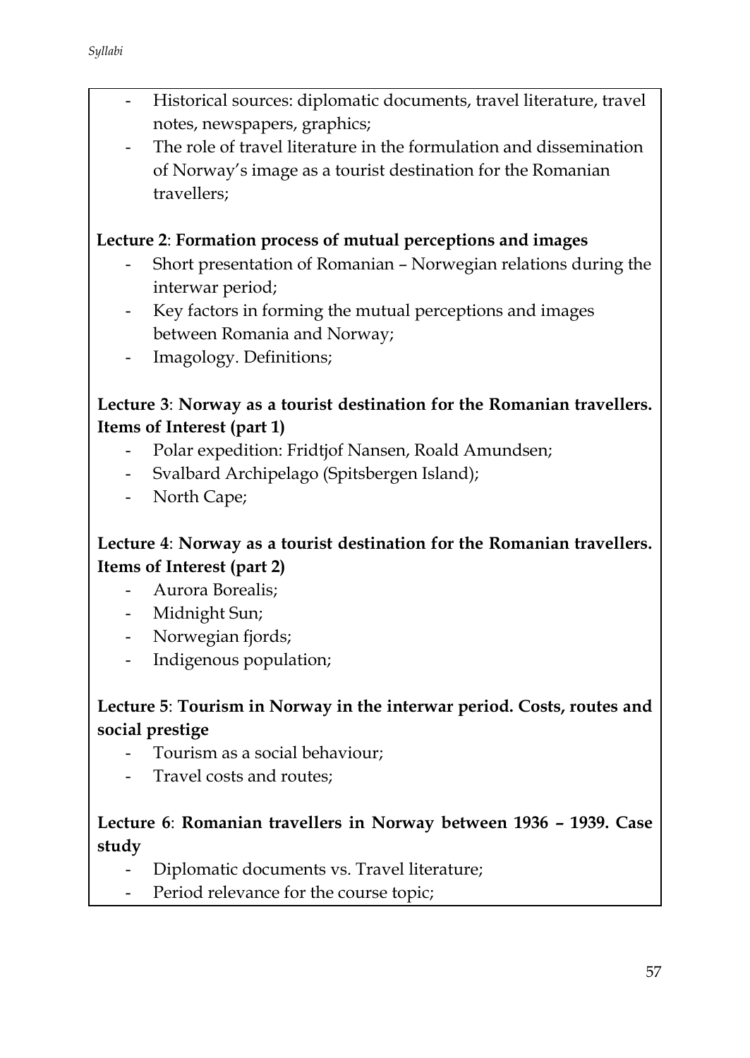- Historical sources: diplomatic documents, travel literature, travel notes, newspapers, graphics;
- The role of travel literature in the formulation and dissemination of Norway's image as a tourist destination for the Romanian travellers;

**Lecture 2**: **Formation process of mutual perceptions and images**

- Short presentation of Romanian – Norwegian relations during the interwar period;
- Key factors in forming the mutual perceptions and images between Romania and Norway;
- Imagology. Definitions;

**Lecture 3**: **Norway as a tourist destination for the Romanian travellers. Items of Interest (part 1)**

- Polar expedition: Fridtjof Nansen, Roald Amundsen;
- Svalbard Archipelago (Spitsbergen Island);
- North Cape;

**Lecture 4**: **Norway as a tourist destination for the Romanian travellers. Items of Interest (part 2)**

- Aurora Borealis;
- Midnight Sun;
- Norwegian fjords;
- Indigenous population;

**Lecture 5**: **Tourism in Norway in the interwar period. Costs, routes and social prestige**

- Tourism as a social behaviour;
- Travel costs and routes;

**Lecture 6**: **Romanian travellers in Norway between 1936 – 1939. Case study**

- Diplomatic documents vs. Travel literature;
- Period relevance for the course topic;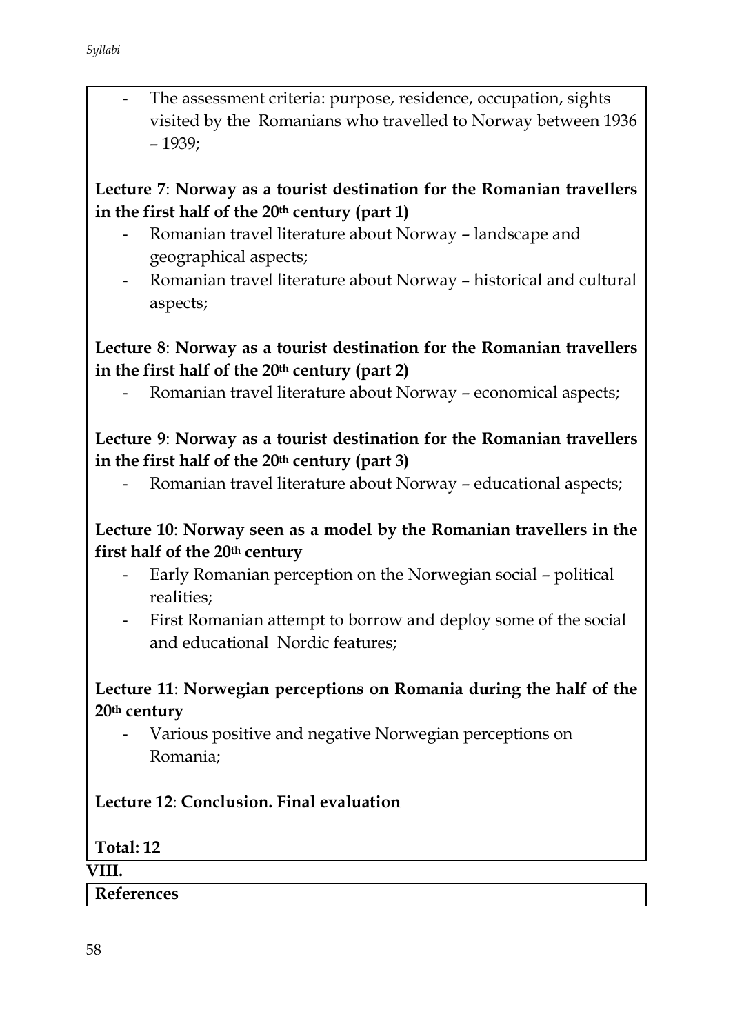- The assessment criteria: purpose, residence, occupation, sights visited by the Romanians who travelled to Norway between 1936 – 1939;

**Lecture 7**: **Norway as a tourist destination for the Romanian travellers in the first half of the 20th century (part 1)**

- Romanian travel literature about Norway – landscape and geographical aspects;
- Romanian travel literature about Norway – historical and cultural aspects;

**Lecture 8**: **Norway as a tourist destination for the Romanian travellers in the first half of the 20th century (part 2)**

- Romanian travel literature about Norway – economical aspects;

**Lecture 9**: **Norway as a tourist destination for the Romanian travellers in the first half of the 20th century (part 3)**

- Romanian travel literature about Norway – educational aspects;

**Lecture 10**: **Norway seen as a model by the Romanian travellers in the first half of the 20th century**

- Early Romanian perception on the Norwegian social – political realities;
- First Romanian attempt to borrow and deploy some of the social and educational Nordic features;

**Lecture 11**: **Norwegian perceptions on Romania during the half of the 20th century**

- Various positive and negative Norwegian perceptions on Romania;

**Lecture 12**: **Conclusion. Final evaluation**

**Total: 12**

**VIII.**

**References**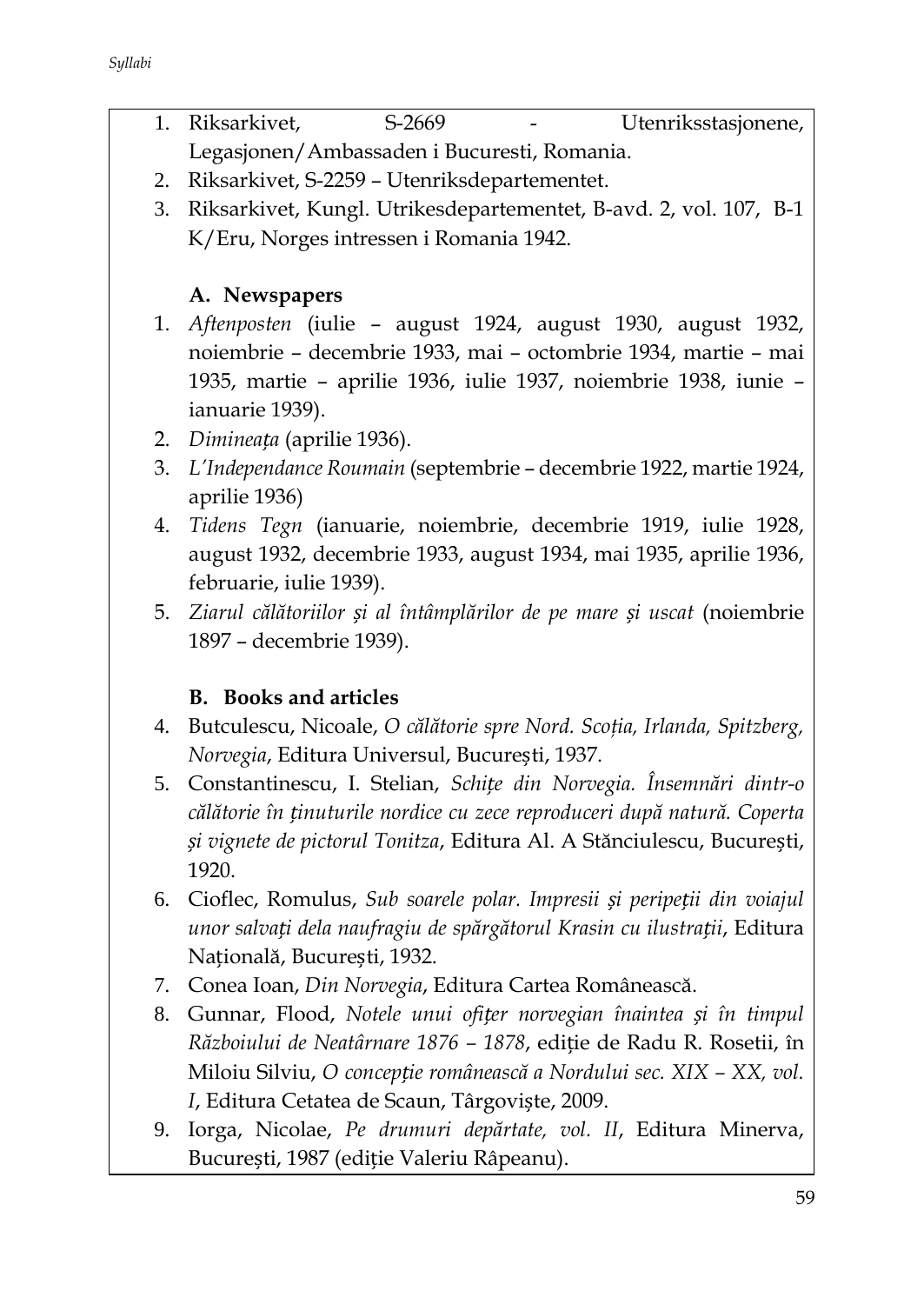1. Riksarkivet, S-2669 - Utenriksstasjonene, Legasjonen/Ambassaden i Bucuresti, Romania.
2. Riksarkivet, S-2259 – Utenriksdepartementet.
3. Riksarkivet, Kungl. Utrikesdepartementet, B-avd. 2, vol. 107, B-1 K/Eru, Norges intressen i Romania 1942.

### A. Newspapers

1. *Aftenposten* (iulie – august 1924, august 1930, august 1932, noiembrie – decembrie 1933, mai – octombrie 1934, martie – mai 1935, martie – aprilie 1936, iulie 1937, noiembrie 1938, iunie – ianuarie 1939).
2. *Dimineața* (aprilie 1936).
3. *L'Independance Roumain* (septembrie – decembrie 1922, martie 1924, aprilie 1936)
4. *Tidens Tegn* (ianuarie, noiembrie, decembrie 1919, iulie 1928, august 1932, decembrie 1933, august 1934, mai 1935, aprilie 1936, februarie, iulie 1939).
5. *Ziarul călătoriilor și al întâmplărilor de pe mare și uscat* (noiembrie 1897 – decembrie 1939).

### B. Books and articles

4. Butculescu, Nicoale, *O călătorie spre Nord. Scoția, Irlanda, Spitzberg, Norvegia*, Editura Universul, București, 1937.
5. Constantinescu, I. Stelian, *Schițe din Norvegia. Însemnări dintr-o călătorie în ținuturile nordice cu zece reproduceri după natură. Coperta și vignete de pictorul Tonitza*, Editura Al. A Stănciulescu, București, 1920.
6. Cioflec, Romulus, *Sub soarele polar. Impresii și peripeții din voiajul unor salvați dela naufragiu de spărgătorul Krasin cu ilustrații*, Editura Națională, București, 1932.
7. Conea Ioan, *Din Norvegia*, Editura Cartea Românească.
8. Gunnar, Flood, *Notele unui ofițer norvegian înaintea și în timpul Războiului de Neatârnare 1876 – 1878*, ediție de Radu R. Rosetii, în Miloiu Silviu, *O concepție românească a Nordului sec. XIX – XX, vol. I*, Editura Cetatea de Scaun, Târgoviște, 2009.
9. Iorga, Nicolae, *Pe drumuri depărtate, vol. II*, Editura Minerva, București, 1987 (ediție Valeriu Râpeanu).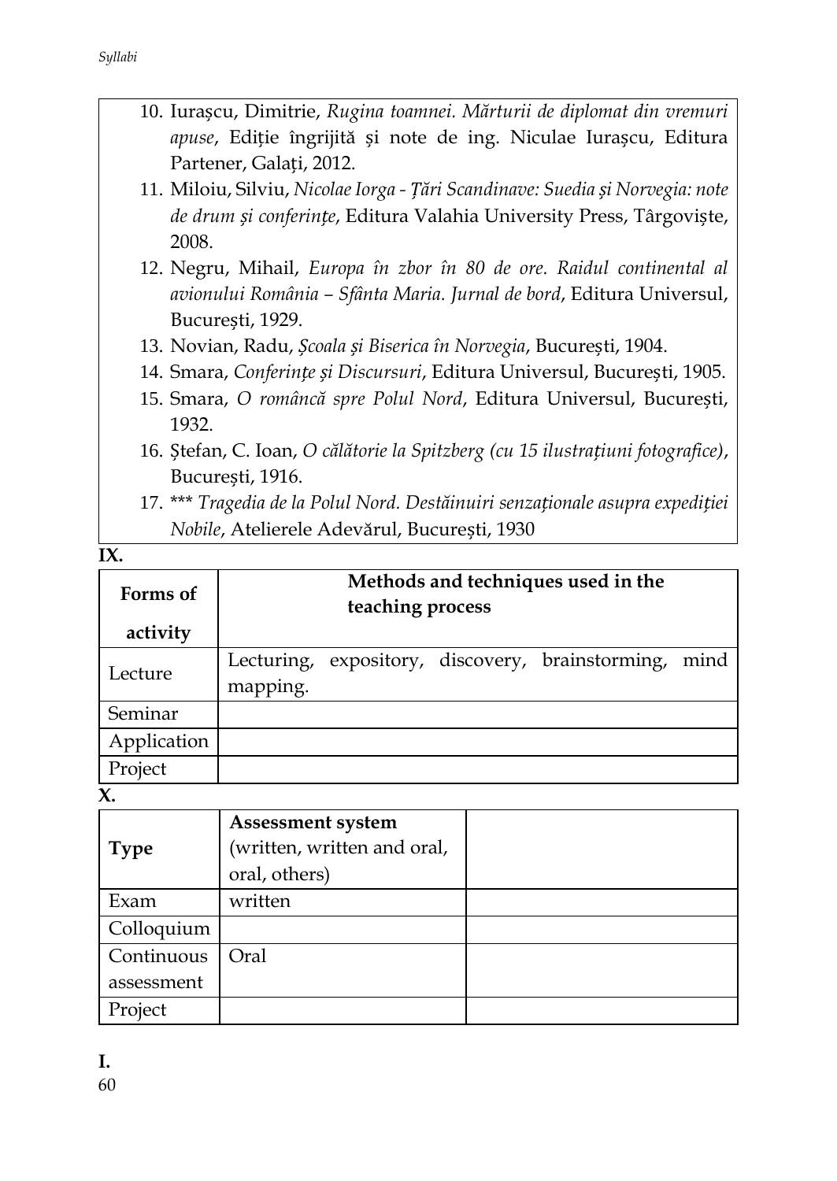10. Iurașcu, Dimitrie, *Rugina toamnei. Mărturii de diplomat din vremuri apuse*, Ediție îngrijită și note de ing. Niculae Iurașcu, Editura Partener, Galați, 2012.
11. Miloiu, Silviu, *Nicolae Iorga - Țări Scandinave: Suedia și Norvegia: note de drum și conferințe*, Editura Valahia University Press, Târgoviște, 2008.
12. Negru, Mihail, *Europa în zbor în 80 de ore. Raidul continental al avionului România – Sfânta Maria. Jurnal de bord*, Editura Universul, București, 1929.
13. Novian, Radu, *Școala și Biserica în Norvegia*, București, 1904.
14. Smara, *Conferințe și Discursuri*, Editura Universul, București, 1905.
15. Smara, *O româncă spre Polul Nord*, Editura Universul, București, 1932.
16. Ștefan, C. Ioan, *O călătorie la Spitzberg (cu 15 ilustrațiuni fotografice)*, București, 1916.
17. \*\*\* *Tragedia de la Polul Nord. Destăinuiri senzaționale asupra expediției Nobile*, Atelierele Adevărul, București, 1930

**IX.**

| **Forms of activity** | **Methods and techniques used in the teaching process** |
|---|---|
| Lecture | Lecturing, expository, discovery, brainstorming, mind mapping. |
| Seminar | |
| Application | |
| Project | |

**X.**

| **Type** | **Assessment system** (written, written and oral, oral, others) | |
|---|---|---|
| Exam | written | |
| Colloquium | | |
| Continuous assessment | Oral | |
| Project | | |

**I.**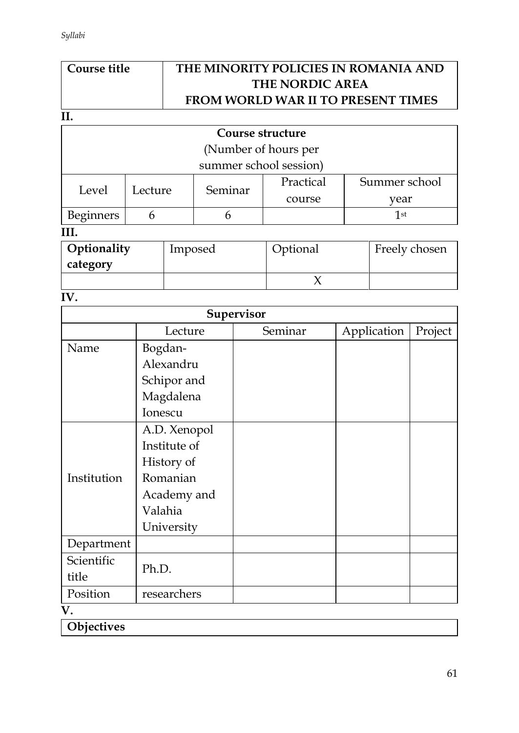| Course title | THE MINORITY POLICIES IN ROMANIA AND THE NORDIC AREA FROM WORLD WAR II TO PRESENT TIMES |
|---|---|

**II.**

| Course structure (Number of hours per summer school session) | | | | |
|---|---|---|---|---|
| Level | Lecture | Seminar | Practical course | Summer school year |
| Beginners | 6 | 6 | | 1st |

**III.**

| Optionality category | Imposed | Optional | Freely chosen |
|---|---|---|---|
| | | X | |

**IV.**

| Supervisor | | | | |
|---|---|---|---|---|
| | Lecture | Seminar | Application | Project |
| Name | Bogdan-Alexandru Schipor and Magdalena Ionescu | | | |
| Institution | A.D. Xenopol Institute of History of Romanian Academy and Valahia University | | | |
| Department | | | | |
| Scientific title | Ph.D. | | | |
| Position | researchers | | | |

**V.**

| Objectives |
|---|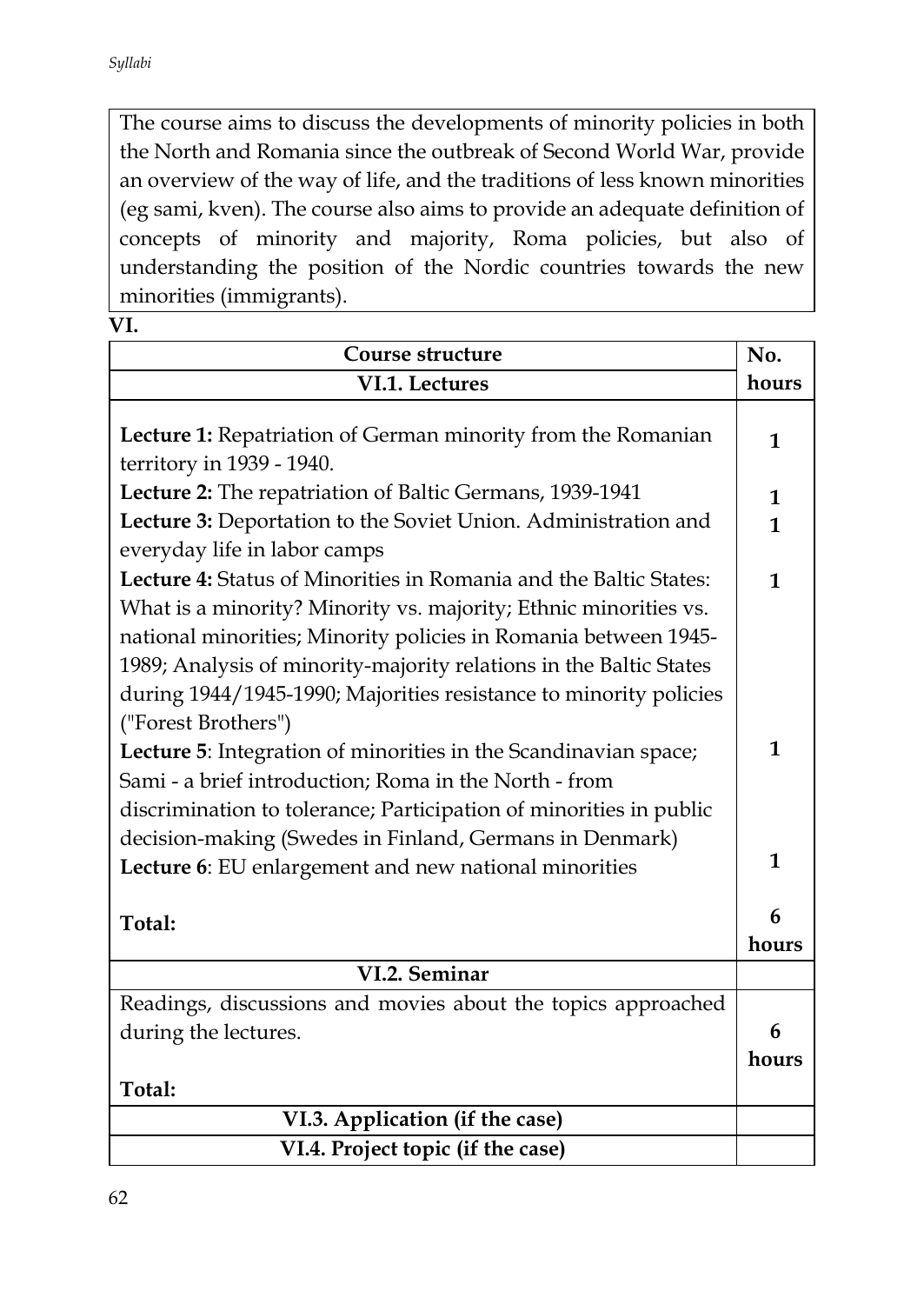The course aims to discuss the developments of minority policies in both the North and Romania since the outbreak of Second World War, provide an overview of the way of life, and the traditions of less known minorities (eg sami, kven). The course also aims to provide an adequate definition of concepts of minority and majority, Roma policies, but also of understanding the position of the Nordic countries towards the new minorities (immigrants).

**VI.**

| **Course structure** | **No. hours** |
|---|---|
| **VI.1. Lectures** | |
| **Lecture 1:** Repatriation of German minority from the Romanian territory in 1939 - 1940. | **1** |
| **Lecture 2:** The repatriation of Baltic Germans, 1939-1941 | **1** |
| **Lecture 3:** Deportation to the Soviet Union. Administration and everyday life in labor camps | **1** |
| **Lecture 4:** Status of Minorities in Romania and the Baltic States: What is a minority? Minority vs. majority; Ethnic minorities vs. national minorities; Minority policies in Romania between 1945-1989; Analysis of minority-majority relations in the Baltic States during 1944/1945-1990; Majorities resistance to minority policies ("Forest Brothers") | **1** |
| **Lecture 5**: Integration of minorities in the Scandinavian space; Sami - a brief introduction; Roma in the North - from discrimination to tolerance; Participation of minorities in public decision-making (Swedes in Finland, Germans in Denmark) | **1** |
| **Lecture 6**: EU enlargement and new national minorities | **1** |
| **Total:** | **6 hours** |
| **VI.2. Seminar** | |
| Readings, discussions and movies about the topics approached during the lectures. **Total:** | **6 hours** |
| **VI.3. Application (if the case)** | |
| **VI.4. Project topic (if the case)** | |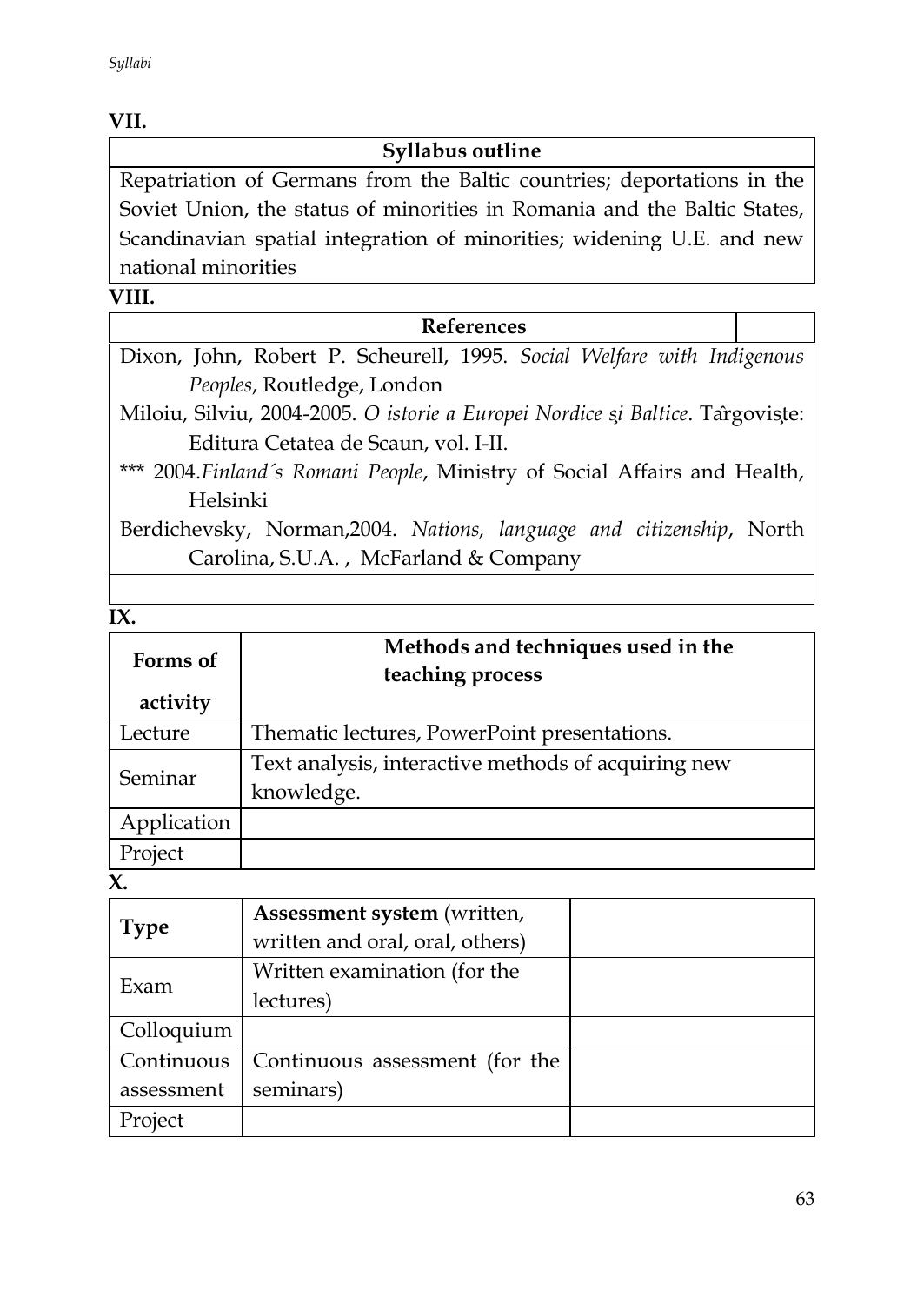**VII.**

| Syllabus outline |
|---|
| Repatriation of Germans from the Baltic countries; deportations in the Soviet Union, the status of minorities in Romania and the Baltic States, Scandinavian spatial integration of minorities; widening U.E. and new national minorities |

**VIII.**

| References | |
|---|---|
| Dixon, John, Robert P. Scheurell, 1995. *Social Welfare with Indigenous Peoples*, Routledge, London<br>Miloiu, Silviu, 2004-2005. *O istorie a Europei Nordice și Baltice*. Târgoviște: Editura Cetatea de Scaun, vol. I-II.<br>*** 2004.*Finland´s Romani People*, Ministry of Social Affairs and Health, Helsinki<br>Berdichevsky, Norman,2004. *Nations, language and citizenship*, North Carolina, S.U.A. , McFarland & Company | |
| | |

**IX.**

| Forms of activity | Methods and techniques used in the teaching process |
|---|---|
| Lecture | Thematic lectures, PowerPoint presentations. |
| Seminar | Text analysis, interactive methods of acquiring new knowledge. |
| Application | |
| Project | |

**X.**

| Type | **Assessment system** (written, written and oral, oral, others) | |
|---|---|---|
| Exam | Written examination (for the lectures) | |
| Colloquium | | |
| Continuous assessment | Continuous assessment (for the seminars) | |
| Project | | |